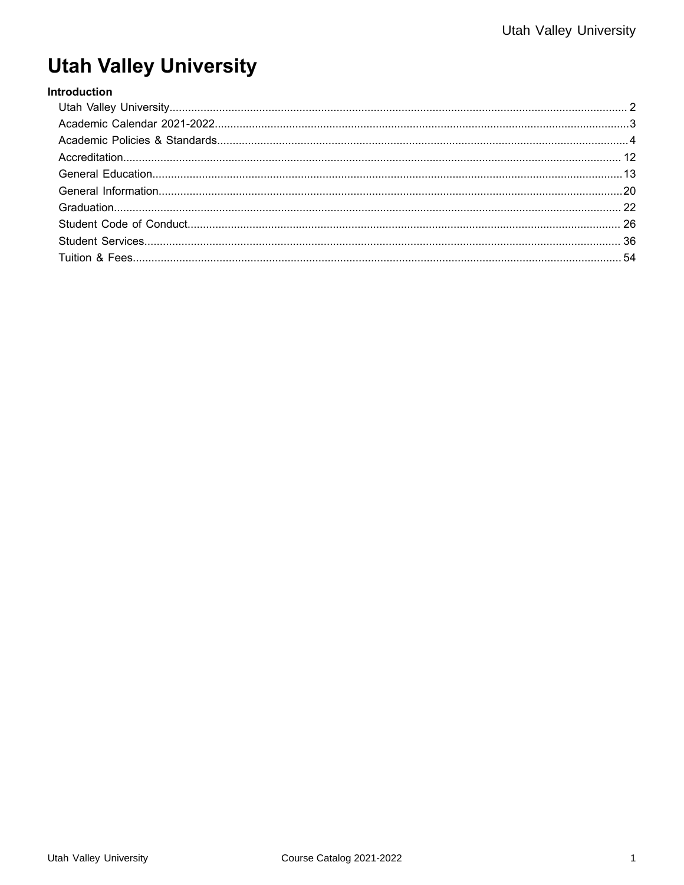# Utah Valley University

**Introduction**

- Utah Valley University .... 2
- Academic Calendar 2021-2022 .... 3
- Academic Policies & Standards .... 4
- Accreditation .... 12
- General Education .... 13
- General Information .... 20
- Graduation .... 22
- Student Code of Conduct .... 26
- Student Services .... 36
- Tuition & Fees .... 54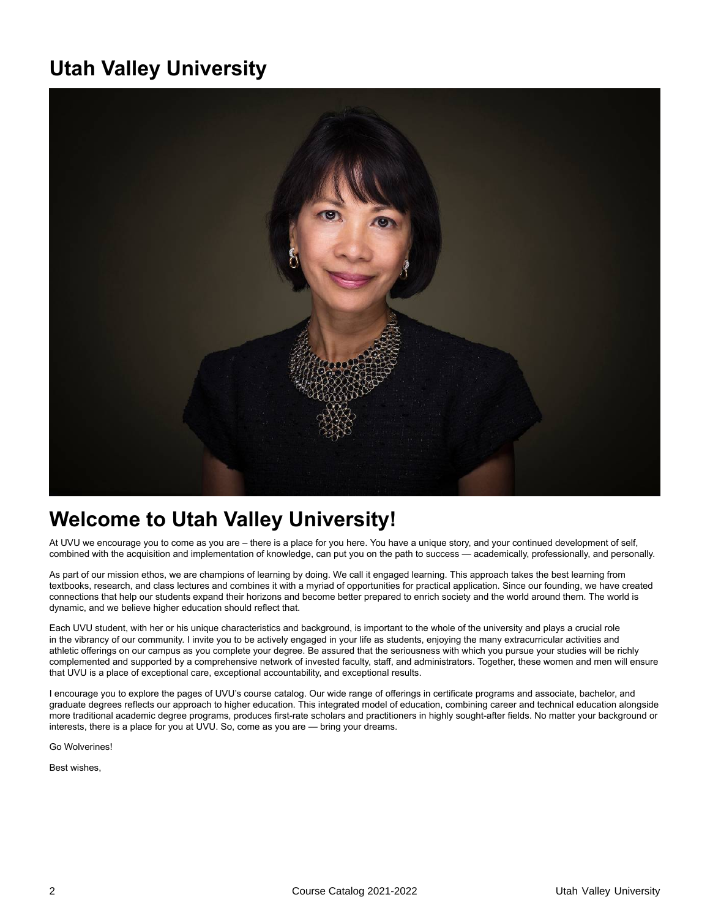# Utah Valley University

## Welcome to Utah Valley University!

At UVU we encourage you to come as you are – there is a place for you here. You have a unique story, and your continued development of self, combined with the acquisition and implementation of knowledge, can put you on the path to success — academically, professionally, and personally.

As part of our mission ethos, we are champions of learning by doing. We call it engaged learning. This approach takes the best learning from textbooks, research, and class lectures and combines it with a myriad of opportunities for practical application. Since our founding, we have created connections that help our students expand their horizons and become better prepared to enrich society and the world around them. The world is dynamic, and we believe higher education should reflect that.

Each UVU student, with her or his unique characteristics and background, is important to the whole of the university and plays a crucial role in the vibrancy of our community. I invite you to be actively engaged in your life as students, enjoying the many extracurricular activities and athletic offerings on our campus as you complete your degree. Be assured that the seriousness with which you pursue your studies will be richly complemented and supported by a comprehensive network of invested faculty, staff, and administrators. Together, these women and men will ensure that UVU is a place of exceptional care, exceptional accountability, and exceptional results.

I encourage you to explore the pages of UVU's course catalog. Our wide range of offerings in certificate programs and associate, bachelor, and graduate degrees reflects our approach to higher education. This integrated model of education, combining career and technical education alongside more traditional academic degree programs, produces first-rate scholars and practitioners in highly sought-after fields. No matter your background or interests, there is a place for you at UVU. So, come as you are — bring your dreams.

Go Wolverines!

Best wishes,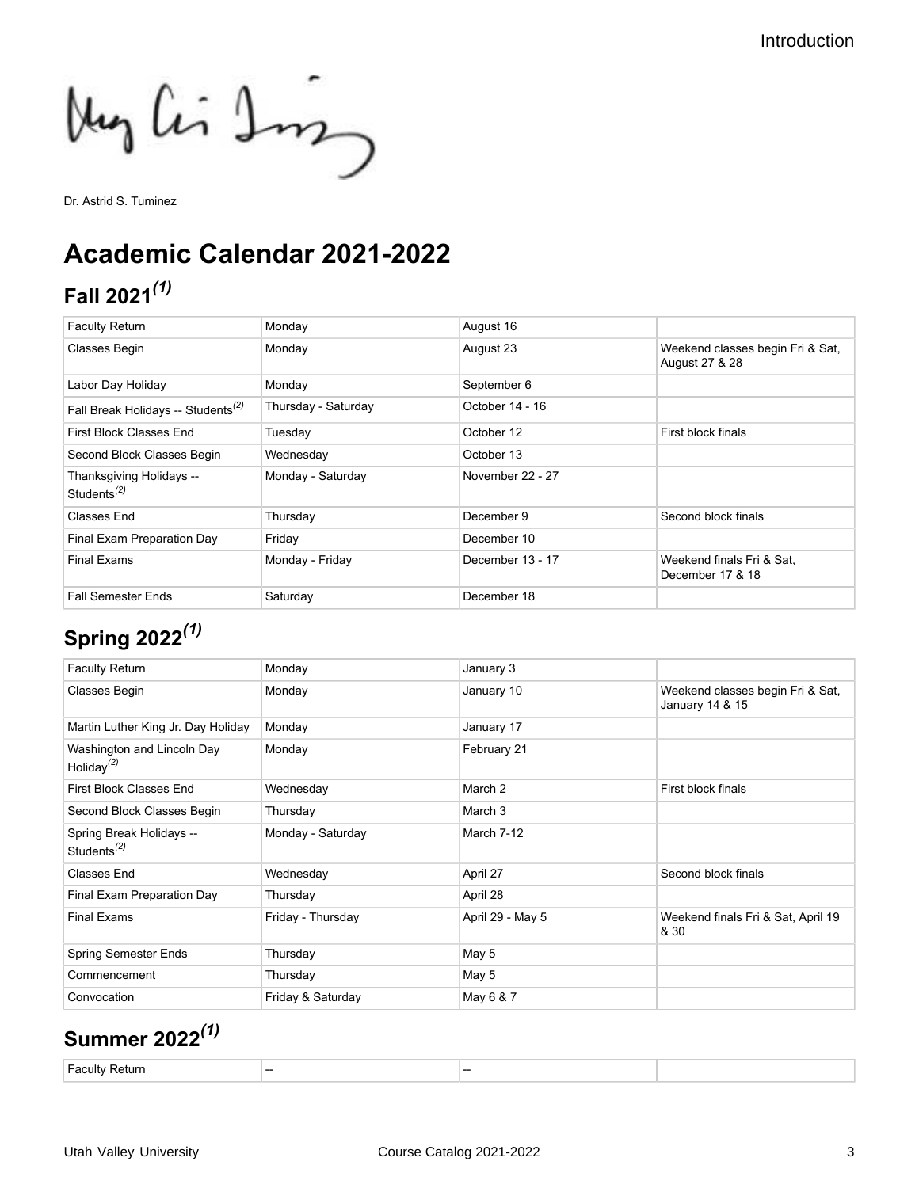Dr. Astrid S. Tuminez

# Academic Calendar 2021-2022

## Fall 2021[1]

| | | | |
|---|---|---|---|
| Faculty Return | Monday | August 16 | |
| Classes Begin | Monday | August 23 | Weekend classes begin Fri & Sat, August 27 & 28 |
| Labor Day Holiday | Monday | September 6 | |
| Fall Break Holidays -- Students[2] | Thursday - Saturday | October 14 - 16 | |
| First Block Classes End | Tuesday | October 12 | First block finals |
| Second Block Classes Begin | Wednesday | October 13 | |
| Thanksgiving Holidays -- Students[2] | Monday - Saturday | November 22 - 27 | |
| Classes End | Thursday | December 9 | Second block finals |
| Final Exam Preparation Day | Friday | December 10 | |
| Final Exams | Monday - Friday | December 13 - 17 | Weekend finals Fri & Sat, December 17 & 18 |
| Fall Semester Ends | Saturday | December 18 | |

## Spring 2022[1]

| | | | |
|---|---|---|---|
| Faculty Return | Monday | January 3 | |
| Classes Begin | Monday | January 10 | Weekend classes begin Fri & Sat, January 14 & 15 |
| Martin Luther King Jr. Day Holiday | Monday | January 17 | |
| Washington and Lincoln Day Holiday[2] | Monday | February 21 | |
| First Block Classes End | Wednesday | March 2 | First block finals |
| Second Block Classes Begin | Thursday | March 3 | |
| Spring Break Holidays -- Students[2] | Monday - Saturday | March 7-12 | |
| Classes End | Wednesday | April 27 | Second block finals |
| Final Exam Preparation Day | Thursday | April 28 | |
| Final Exams | Friday - Thursday | April 29 - May 5 | Weekend finals Fri & Sat, April 19 & 30 |
| Spring Semester Ends | Thursday | May 5 | |
| Commencement | Thursday | May 5 | |
| Convocation | Friday & Saturday | May 6 & 7 | |

## Summer 2022[1]

| | | | |
|---|---|---|---|
| Faculty Return | -- | -- | |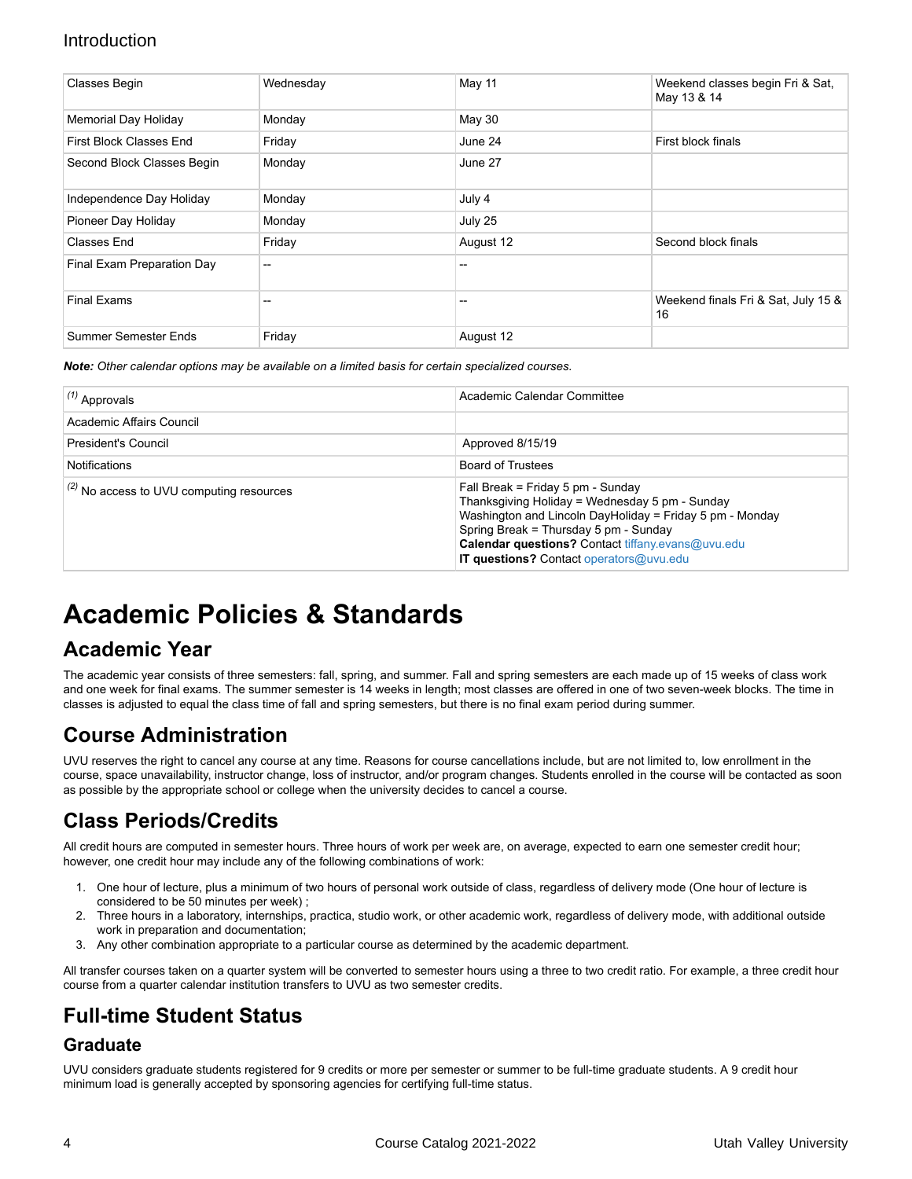Introduction

| Classes Begin | Wednesday | May 11 | Weekend classes begin Fri & Sat, May 13 & 14 |
|---|---|---|---|
| Memorial Day Holiday | Monday | May 30 | |
| First Block Classes End | Friday | June 24 | First block finals |
| Second Block Classes Begin | Monday | June 27 | |
| Independence Day Holiday | Monday | July 4 | |
| Pioneer Day Holiday | Monday | July 25 | |
| Classes End | Friday | August 12 | Second block finals |
| Final Exam Preparation Day | -- | -- | |
| Final Exams | -- | -- | Weekend finals Fri & Sat, July 15 & 16 |
| Summer Semester Ends | Friday | August 12 | |

***Note:*** *Other calendar options may be available on a limited basis for certain specialized courses.*

| (1) Approvals | Academic Calendar Committee |
|---|---|
| Academic Affairs Council | |
| President's Council | Approved 8/15/19 |
| Notifications | Board of Trustees |
| (2) No access to UVU computing resources | Fall Break = Friday 5 pm - Sunday<br>Thanksgiving Holiday = Wednesday 5 pm - Sunday<br>Washington and Lincoln DayHoliday = Friday 5 pm - Monday<br>Spring Break = Thursday 5 pm - Sunday<br>**Calendar questions?** Contact tiffany.evans@uvu.edu<br>**IT questions?** Contact operators@uvu.edu |

# Academic Policies & Standards

## Academic Year

The academic year consists of three semesters: fall, spring, and summer. Fall and spring semesters are each made up of 15 weeks of class work and one week for final exams. The summer semester is 14 weeks in length; most classes are offered in one of two seven-week blocks. The time in classes is adjusted to equal the class time of fall and spring semesters, but there is no final exam period during summer.

## Course Administration

UVU reserves the right to cancel any course at any time. Reasons for course cancellations include, but are not limited to, low enrollment in the course, space unavailability, instructor change, loss of instructor, and/or program changes. Students enrolled in the course will be contacted as soon as possible by the appropriate school or college when the university decides to cancel a course.

## Class Periods/Credits

All credit hours are computed in semester hours. Three hours of work per week are, on average, expected to earn one semester credit hour; however, one credit hour may include any of the following combinations of work:

1. One hour of lecture, plus a minimum of two hours of personal work outside of class, regardless of delivery mode (One hour of lecture is considered to be 50 minutes per week) ;
2. Three hours in a laboratory, internships, practica, studio work, or other academic work, regardless of delivery mode, with additional outside work in preparation and documentation;
3. Any other combination appropriate to a particular course as determined by the academic department.

All transfer courses taken on a quarter system will be converted to semester hours using a three to two credit ratio. For example, a three credit hour course from a quarter calendar institution transfers to UVU as two semester credits.

## Full-time Student Status

### Graduate

UVU considers graduate students registered for 9 credits or more per semester or summer to be full-time graduate students. A 9 credit hour minimum load is generally accepted by sponsoring agencies for certifying full-time status.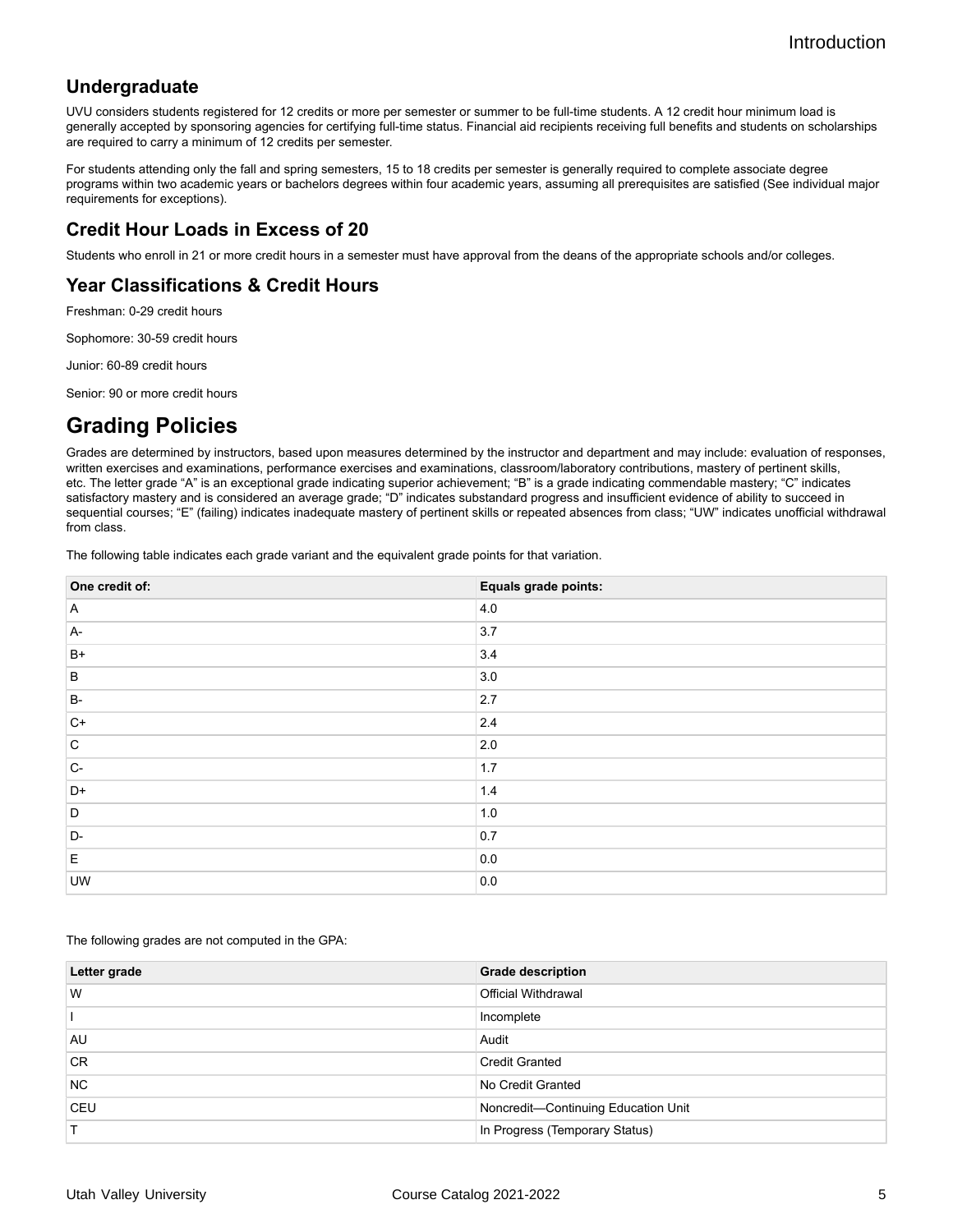## Undergraduate

UVU considers students registered for 12 credits or more per semester or summer to be full-time students. A 12 credit hour minimum load is generally accepted by sponsoring agencies for certifying full-time status. Financial aid recipients receiving full benefits and students on scholarships are required to carry a minimum of 12 credits per semester.

For students attending only the fall and spring semesters, 15 to 18 credits per semester is generally required to complete associate degree programs within two academic years or bachelors degrees within four academic years, assuming all prerequisites are satisfied (See individual major requirements for exceptions).

## Credit Hour Loads in Excess of 20

Students who enroll in 21 or more credit hours in a semester must have approval from the deans of the appropriate schools and/or colleges.

## Year Classifications & Credit Hours

Freshman: 0-29 credit hours

Sophomore: 30-59 credit hours

Junior: 60-89 credit hours

Senior: 90 or more credit hours

# Grading Policies

Grades are determined by instructors, based upon measures determined by the instructor and department and may include: evaluation of responses, written exercises and examinations, performance exercises and examinations, classroom/laboratory contributions, mastery of pertinent skills, etc. The letter grade "A" is an exceptional grade indicating superior achievement; "B" is a grade indicating commendable mastery; "C" indicates satisfactory mastery and is considered an average grade; "D" indicates substandard progress and insufficient evidence of ability to succeed in sequential courses; "E" (failing) indicates inadequate mastery of pertinent skills or repeated absences from class; "UW" indicates unofficial withdrawal from class.

The following table indicates each grade variant and the equivalent grade points for that variation.

| One credit of: | Equals grade points: |
|---|---|
| A | 4.0 |
| A- | 3.7 |
| B+ | 3.4 |
| B | 3.0 |
| B- | 2.7 |
| C+ | 2.4 |
| C | 2.0 |
| C- | 1.7 |
| D+ | 1.4 |
| D | 1.0 |
| D- | 0.7 |
| E | 0.0 |
| UW | 0.0 |

The following grades are not computed in the GPA:

| Letter grade | Grade description |
|---|---|
| W | Official Withdrawal |
| I | Incomplete |
| AU | Audit |
| CR | Credit Granted |
| NC | No Credit Granted |
| CEU | Noncredit—Continuing Education Unit |
| T | In Progress (Temporary Status) |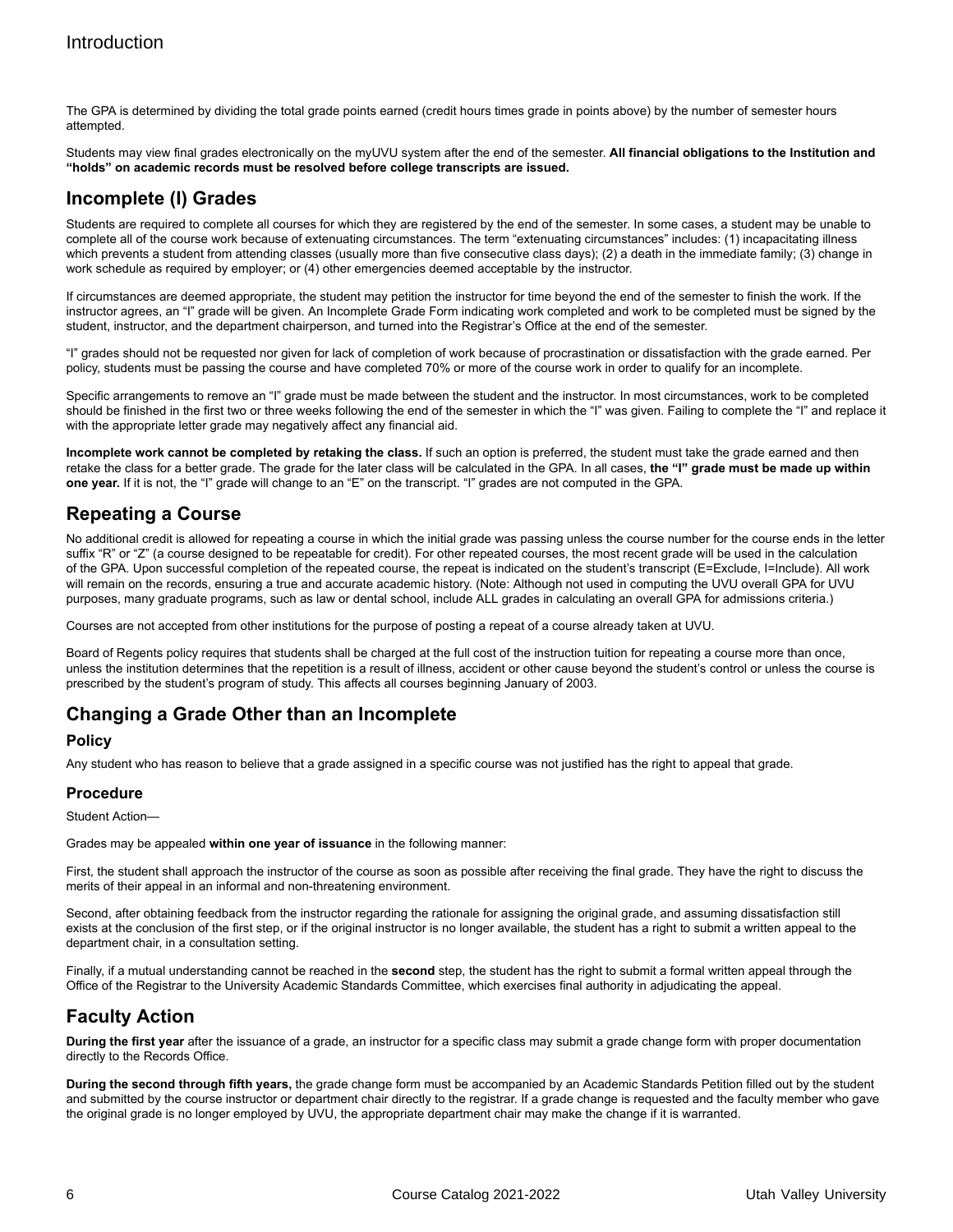The GPA is determined by dividing the total grade points earned (credit hours times grade in points above) by the number of semester hours attempted.

Students may view final grades electronically on the myUVU system after the end of the semester. **All financial obligations to the Institution and "holds" on academic records must be resolved before college transcripts are issued.**

## Incomplete (I) Grades

Students are required to complete all courses for which they are registered by the end of the semester. In some cases, a student may be unable to complete all of the course work because of extenuating circumstances. The term "extenuating circumstances" includes: (1) incapacitating illness which prevents a student from attending classes (usually more than five consecutive class days); (2) a death in the immediate family; (3) change in work schedule as required by employer; or (4) other emergencies deemed acceptable by the instructor.

If circumstances are deemed appropriate, the student may petition the instructor for time beyond the end of the semester to finish the work. If the instructor agrees, an "I" grade will be given. An Incomplete Grade Form indicating work completed and work to be completed must be signed by the student, instructor, and the department chairperson, and turned into the Registrar's Office at the end of the semester.

"I" grades should not be requested nor given for lack of completion of work because of procrastination or dissatisfaction with the grade earned. Per policy, students must be passing the course and have completed 70% or more of the course work in order to qualify for an incomplete.

Specific arrangements to remove an "I" grade must be made between the student and the instructor. In most circumstances, work to be completed should be finished in the first two or three weeks following the end of the semester in which the "I" was given. Failing to complete the "I" and replace it with the appropriate letter grade may negatively affect any financial aid.

**Incomplete work cannot be completed by retaking the class.** If such an option is preferred, the student must take the grade earned and then retake the class for a better grade. The grade for the later class will be calculated in the GPA. In all cases, **the "I" grade must be made up within one year.** If it is not, the "I" grade will change to an "E" on the transcript. "I" grades are not computed in the GPA.

## Repeating a Course

No additional credit is allowed for repeating a course in which the initial grade was passing unless the course number for the course ends in the letter suffix "R" or "Z" (a course designed to be repeatable for credit). For other repeated courses, the most recent grade will be used in the calculation of the GPA. Upon successful completion of the repeated course, the repeat is indicated on the student's transcript (E=Exclude, I=Include). All work will remain on the records, ensuring a true and accurate academic history. (Note: Although not used in computing the UVU overall GPA for UVU purposes, many graduate programs, such as law or dental school, include ALL grades in calculating an overall GPA for admissions criteria.)

Courses are not accepted from other institutions for the purpose of posting a repeat of a course already taken at UVU.

Board of Regents policy requires that students shall be charged at the full cost of the instruction tuition for repeating a course more than once, unless the institution determines that the repetition is a result of illness, accident or other cause beyond the student's control or unless the course is prescribed by the student's program of study. This affects all courses beginning January of 2003.

## Changing a Grade Other than an Incomplete

### Policy

Any student who has reason to believe that a grade assigned in a specific course was not justified has the right to appeal that grade.

### Procedure

Student Action—

Grades may be appealed **within one year of issuance** in the following manner:

First, the student shall approach the instructor of the course as soon as possible after receiving the final grade. They have the right to discuss the merits of their appeal in an informal and non-threatening environment.

Second, after obtaining feedback from the instructor regarding the rationale for assigning the original grade, and assuming dissatisfaction still exists at the conclusion of the first step, or if the original instructor is no longer available, the student has a right to submit a written appeal to the department chair, in a consultation setting.

Finally, if a mutual understanding cannot be reached in the **second** step, the student has the right to submit a formal written appeal through the Office of the Registrar to the University Academic Standards Committee, which exercises final authority in adjudicating the appeal.

## Faculty Action

**During the first year** after the issuance of a grade, an instructor for a specific class may submit a grade change form with proper documentation directly to the Records Office.

**During the second through fifth years,** the grade change form must be accompanied by an Academic Standards Petition filled out by the student and submitted by the course instructor or department chair directly to the registrar. If a grade change is requested and the faculty member who gave the original grade is no longer employed by UVU, the appropriate department chair may make the change if it is warranted.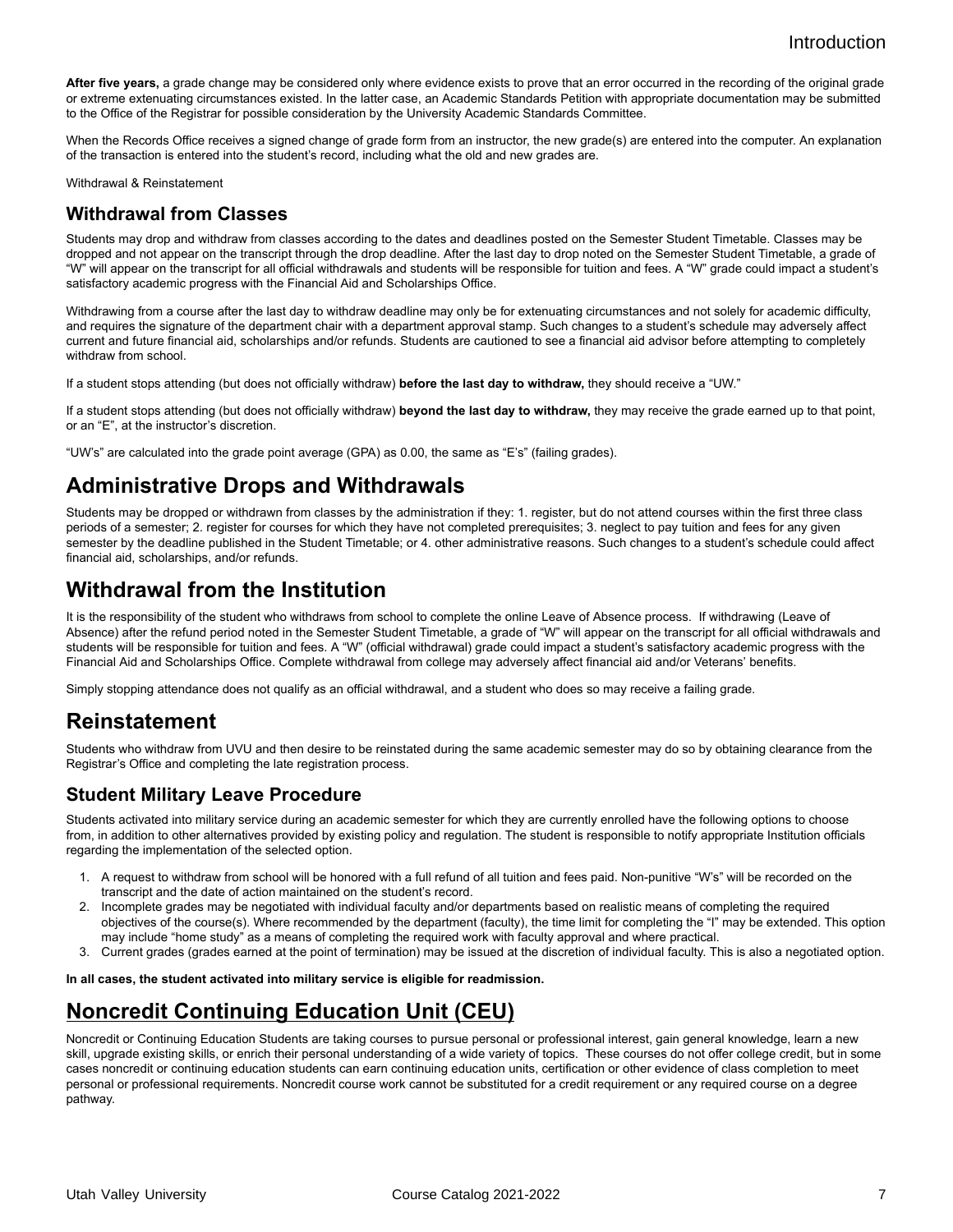**After five years,** a grade change may be considered only where evidence exists to prove that an error occurred in the recording of the original grade or extreme extenuating circumstances existed. In the latter case, an Academic Standards Petition with appropriate documentation may be submitted to the Office of the Registrar for possible consideration by the University Academic Standards Committee.

When the Records Office receives a signed change of grade form from an instructor, the new grade(s) are entered into the computer. An explanation of the transaction is entered into the student's record, including what the old and new grades are.

Withdrawal & Reinstatement

### Withdrawal from Classes

Students may drop and withdraw from classes according to the dates and deadlines posted on the Semester Student Timetable. Classes may be dropped and not appear on the transcript through the drop deadline. After the last day to drop noted on the Semester Student Timetable, a grade of "W" will appear on the transcript for all official withdrawals and students will be responsible for tuition and fees. A "W" grade could impact a student's satisfactory academic progress with the Financial Aid and Scholarships Office.

Withdrawing from a course after the last day to withdraw deadline may only be for extenuating circumstances and not solely for academic difficulty, and requires the signature of the department chair with a department approval stamp. Such changes to a student's schedule may adversely affect current and future financial aid, scholarships and/or refunds. Students are cautioned to see a financial aid advisor before attempting to completely withdraw from school.

If a student stops attending (but does not officially withdraw) **before the last day to withdraw,** they should receive a "UW."

If a student stops attending (but does not officially withdraw) **beyond the last day to withdraw,** they may receive the grade earned up to that point, or an "E", at the instructor's discretion.

"UW's" are calculated into the grade point average (GPA) as 0.00, the same as "E's" (failing grades).

## Administrative Drops and Withdrawals

Students may be dropped or withdrawn from classes by the administration if they: 1. register, but do not attend courses within the first three class periods of a semester; 2. register for courses for which they have not completed prerequisites; 3. neglect to pay tuition and fees for any given semester by the deadline published in the Student Timetable; or 4. other administrative reasons. Such changes to a student's schedule could affect financial aid, scholarships, and/or refunds.

## Withdrawal from the Institution

It is the responsibility of the student who withdraws from school to complete the online Leave of Absence process. If withdrawing (Leave of Absence) after the refund period noted in the Semester Student Timetable, a grade of "W" will appear on the transcript for all official withdrawals and students will be responsible for tuition and fees. A "W" (official withdrawal) grade could impact a student's satisfactory academic progress with the Financial Aid and Scholarships Office. Complete withdrawal from college may adversely affect financial aid and/or Veterans' benefits.

Simply stopping attendance does not qualify as an official withdrawal, and a student who does so may receive a failing grade.

## Reinstatement

Students who withdraw from UVU and then desire to be reinstated during the same academic semester may do so by obtaining clearance from the Registrar's Office and completing the late registration process.

### Student Military Leave Procedure

Students activated into military service during an academic semester for which they are currently enrolled have the following options to choose from, in addition to other alternatives provided by existing policy and regulation. The student is responsible to notify appropriate Institution officials regarding the implementation of the selected option.

1. A request to withdraw from school will be honored with a full refund of all tuition and fees paid. Non-punitive "W's" will be recorded on the transcript and the date of action maintained on the student's record.
2. Incomplete grades may be negotiated with individual faculty and/or departments based on realistic means of completing the required objectives of the course(s). Where recommended by the department (faculty), the time limit for completing the "I" may be extended. This option may include "home study" as a means of completing the required work with faculty approval and where practical.
3. Current grades (grades earned at the point of termination) may be issued at the discretion of individual faculty. This is also a negotiated option.

**In all cases, the student activated into military service is eligible for readmission.**

## Noncredit Continuing Education Unit (CEU)

Noncredit or Continuing Education Students are taking courses to pursue personal or professional interest, gain general knowledge, learn a new skill, upgrade existing skills, or enrich their personal understanding of a wide variety of topics. These courses do not offer college credit, but in some cases noncredit or continuing education students can earn continuing education units, certification or other evidence of class completion to meet personal or professional requirements. Noncredit course work cannot be substituted for a credit requirement or any required course on a degree pathway.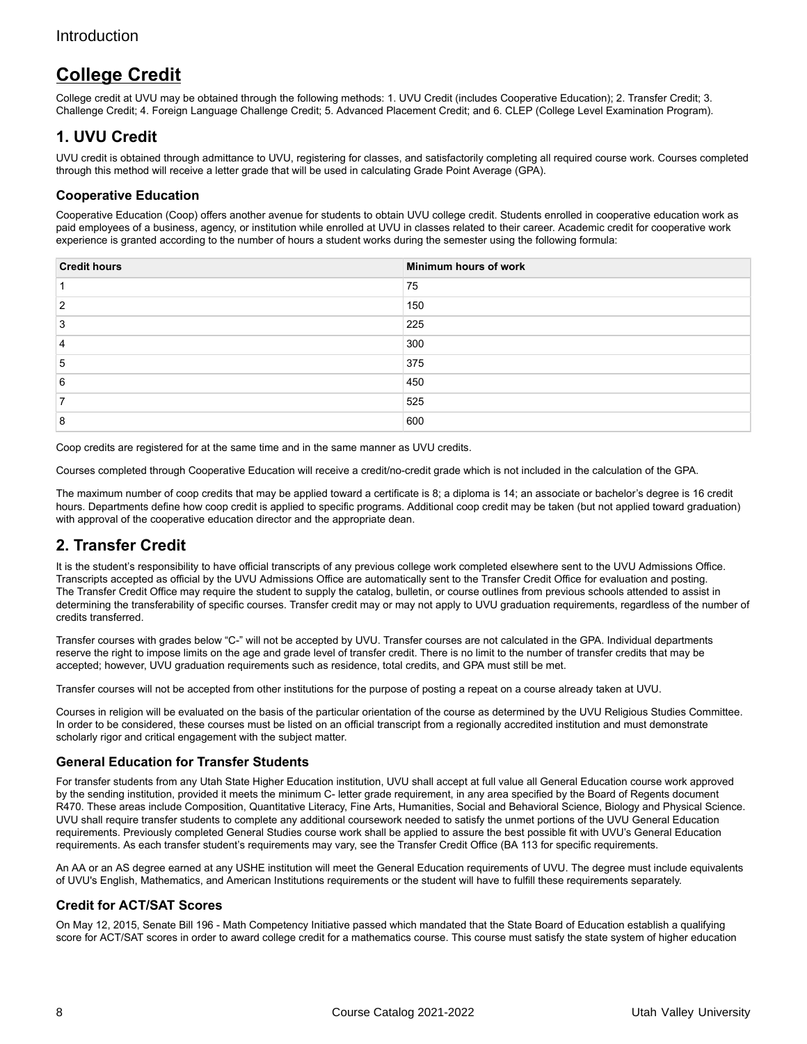# College Credit

College credit at UVU may be obtained through the following methods: 1. UVU Credit (includes Cooperative Education); 2. Transfer Credit; 3. Challenge Credit; 4. Foreign Language Challenge Credit; 5. Advanced Placement Credit; and 6. CLEP (College Level Examination Program).

## 1. UVU Credit

UVU credit is obtained through admittance to UVU, registering for classes, and satisfactorily completing all required course work. Courses completed through this method will receive a letter grade that will be used in calculating Grade Point Average (GPA).

### Cooperative Education

Cooperative Education (Coop) offers another avenue for students to obtain UVU college credit. Students enrolled in cooperative education work as paid employees of a business, agency, or institution while enrolled at UVU in classes related to their career. Academic credit for cooperative work experience is granted according to the number of hours a student works during the semester using the following formula:

| Credit hours | Minimum hours of work |
|---|---|
| 1 | 75 |
| 2 | 150 |
| 3 | 225 |
| 4 | 300 |
| 5 | 375 |
| 6 | 450 |
| 7 | 525 |
| 8 | 600 |

Coop credits are registered for at the same time and in the same manner as UVU credits.

Courses completed through Cooperative Education will receive a credit/no-credit grade which is not included in the calculation of the GPA.

The maximum number of coop credits that may be applied toward a certificate is 8; a diploma is 14; an associate or bachelor's degree is 16 credit hours. Departments define how coop credit is applied to specific programs. Additional coop credit may be taken (but not applied toward graduation) with approval of the cooperative education director and the appropriate dean.

## 2. Transfer Credit

It is the student's responsibility to have official transcripts of any previous college work completed elsewhere sent to the UVU Admissions Office. Transcripts accepted as official by the UVU Admissions Office are automatically sent to the Transfer Credit Office for evaluation and posting. The Transfer Credit Office may require the student to supply the catalog, bulletin, or course outlines from previous schools attended to assist in determining the transferability of specific courses. Transfer credit may or may not apply to UVU graduation requirements, regardless of the number of credits transferred.

Transfer courses with grades below "C-" will not be accepted by UVU. Transfer courses are not calculated in the GPA. Individual departments reserve the right to impose limits on the age and grade level of transfer credit. There is no limit to the number of transfer credits that may be accepted; however, UVU graduation requirements such as residence, total credits, and GPA must still be met.

Transfer courses will not be accepted from other institutions for the purpose of posting a repeat on a course already taken at UVU.

Courses in religion will be evaluated on the basis of the particular orientation of the course as determined by the UVU Religious Studies Committee. In order to be considered, these courses must be listed on an official transcript from a regionally accredited institution and must demonstrate scholarly rigor and critical engagement with the subject matter.

### General Education for Transfer Students

For transfer students from any Utah State Higher Education institution, UVU shall accept at full value all General Education course work approved by the sending institution, provided it meets the minimum C- letter grade requirement, in any area specified by the Board of Regents document R470. These areas include Composition, Quantitative Literacy, Fine Arts, Humanities, Social and Behavioral Science, Biology and Physical Science. UVU shall require transfer students to complete any additional coursework needed to satisfy the unmet portions of the UVU General Education requirements. Previously completed General Studies course work shall be applied to assure the best possible fit with UVU's General Education requirements. As each transfer student's requirements may vary, see the Transfer Credit Office (BA 113 for specific requirements.

An AA or an AS degree earned at any USHE institution will meet the General Education requirements of UVU. The degree must include equivalents of UVU's English, Mathematics, and American Institutions requirements or the student will have to fulfill these requirements separately.

### Credit for ACT/SAT Scores

On May 12, 2015, Senate Bill 196 - Math Competency Initiative passed which mandated that the State Board of Education establish a qualifying score for ACT/SAT scores in order to award college credit for a mathematics course. This course must satisfy the state system of higher education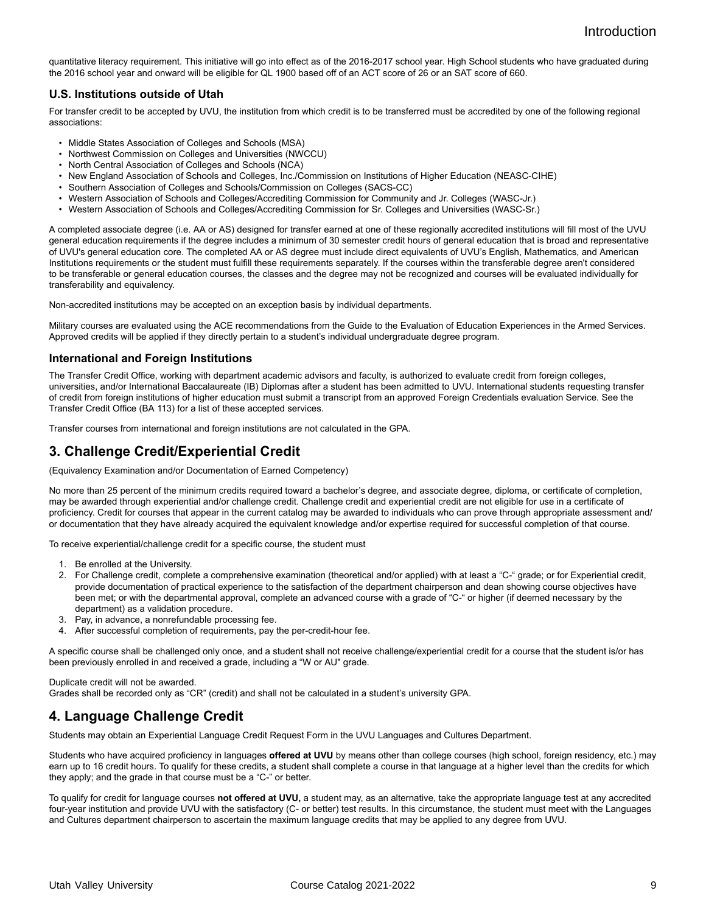quantitative literacy requirement. This initiative will go into effect as of the 2016-2017 school year. High School students who have graduated during the 2016 school year and onward will be eligible for QL 1900 based off of an ACT score of 26 or an SAT score of 660.

### U.S. Institutions outside of Utah

For transfer credit to be accepted by UVU, the institution from which credit is to be transferred must be accredited by one of the following regional associations:

- Middle States Association of Colleges and Schools (MSA)
- Northwest Commission on Colleges and Universities (NWCCU)
- North Central Association of Colleges and Schools (NCA)
- New England Association of Schools and Colleges, Inc./Commission on Institutions of Higher Education (NEASC-CIHE)
- Southern Association of Colleges and Schools/Commission on Colleges (SACS-CC)
- Western Association of Schools and Colleges/Accrediting Commission for Community and Jr. Colleges (WASC-Jr.)
- Western Association of Schools and Colleges/Accrediting Commission for Sr. Colleges and Universities (WASC-Sr.)

A completed associate degree (i.e. AA or AS) designed for transfer earned at one of these regionally accredited institutions will fill most of the UVU general education requirements if the degree includes a minimum of 30 semester credit hours of general education that is broad and representative of UVU's general education core. The completed AA or AS degree must include direct equivalents of UVU's English, Mathematics, and American Institutions requirements or the student must fulfill these requirements separately. If the courses within the transferable degree aren't considered to be transferable or general education courses, the classes and the degree may not be recognized and courses will be evaluated individually for transferability and equivalency.

Non-accredited institutions may be accepted on an exception basis by individual departments.

Military courses are evaluated using the ACE recommendations from the Guide to the Evaluation of Education Experiences in the Armed Services. Approved credits will be applied if they directly pertain to a student's individual undergraduate degree program.

### International and Foreign Institutions

The Transfer Credit Office, working with department academic advisors and faculty, is authorized to evaluate credit from foreign colleges, universities, and/or International Baccalaureate (IB) Diplomas after a student has been admitted to UVU. International students requesting transfer of credit from foreign institutions of higher education must submit a transcript from an approved Foreign Credentials evaluation Service. See the Transfer Credit Office (BA 113) for a list of these accepted services.

Transfer courses from international and foreign institutions are not calculated in the GPA.

## 3. Challenge Credit/Experiential Credit

(Equivalency Examination and/or Documentation of Earned Competency)

No more than 25 percent of the minimum credits required toward a bachelor's degree, and associate degree, diploma, or certificate of completion, may be awarded through experiential and/or challenge credit. Challenge credit and experiential credit are not eligible for use in a certificate of proficiency. Credit for courses that appear in the current catalog may be awarded to individuals who can prove through appropriate assessment and/or documentation that they have already acquired the equivalent knowledge and/or expertise required for successful completion of that course.

To receive experiential/challenge credit for a specific course, the student must

1. Be enrolled at the University.
2. For Challenge credit, complete a comprehensive examination (theoretical and/or applied) with at least a "C-" grade; or for Experiential credit, provide documentation of practical experience to the satisfaction of the department chairperson and dean showing course objectives have been met; or with the departmental approval, complete an advanced course with a grade of "C-" or higher (if deemed necessary by the department) as a validation procedure.
3. Pay, in advance, a nonrefundable processing fee.
4. After successful completion of requirements, pay the per-credit-hour fee.

A specific course shall be challenged only once, and a student shall not receive challenge/experiential credit for a course that the student is/or has been previously enrolled in and received a grade, including a "W or AU" grade.

Duplicate credit will not be awarded.
Grades shall be recorded only as "CR" (credit) and shall not be calculated in a student's university GPA.

## 4. Language Challenge Credit

Students may obtain an Experiential Language Credit Request Form in the UVU Languages and Cultures Department.

Students who have acquired proficiency in languages **offered at UVU** by means other than college courses (high school, foreign residency, etc.) may earn up to 16 credit hours. To qualify for these credits, a student shall complete a course in that language at a higher level than the credits for which they apply; and the grade in that course must be a "C-" or better.

To qualify for credit for language courses **not offered at UVU,** a student may, as an alternative, take the appropriate language test at any accredited four-year institution and provide UVU with the satisfactory (C- or better) test results. In this circumstance, the student must meet with the Languages and Cultures department chairperson to ascertain the maximum language credits that may be applied to any degree from UVU.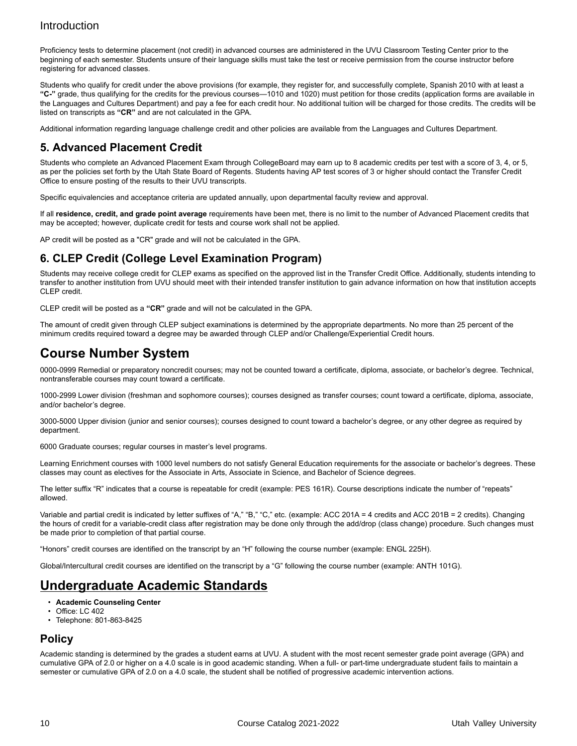Proficiency tests to determine placement (not credit) in advanced courses are administered in the UVU Classroom Testing Center prior to the beginning of each semester. Students unsure of their language skills must take the test or receive permission from the course instructor before registering for advanced classes.

Students who qualify for credit under the above provisions (for example, they register for, and successfully complete, Spanish 2010 with at least a **"C-"** grade, thus qualifying for the credits for the previous courses—1010 and 1020) must petition for those credits (application forms are available in the Languages and Cultures Department) and pay a fee for each credit hour. No additional tuition will be charged for those credits. The credits will be listed on transcripts as **"CR"** and are not calculated in the GPA.

Additional information regarding language challenge credit and other policies are available from the Languages and Cultures Department.

### 5. Advanced Placement Credit

Students who complete an Advanced Placement Exam through CollegeBoard may earn up to 8 academic credits per test with a score of 3, 4, or 5, as per the policies set forth by the Utah State Board of Regents. Students having AP test scores of 3 or higher should contact the Transfer Credit Office to ensure posting of the results to their UVU transcripts.

Specific equivalencies and acceptance criteria are updated annually, upon departmental faculty review and approval.

If all **residence, credit, and grade point average** requirements have been met, there is no limit to the number of Advanced Placement credits that may be accepted; however, duplicate credit for tests and course work shall not be applied.

AP credit will be posted as a "CR" grade and will not be calculated in the GPA.

### 6. CLEP Credit (College Level Examination Program)

Students may receive college credit for CLEP exams as specified on the approved list in the Transfer Credit Office. Additionally, students intending to transfer to another institution from UVU should meet with their intended transfer institution to gain advance information on how that institution accepts CLEP credit.

CLEP credit will be posted as a **"CR"** grade and will not be calculated in the GPA.

The amount of credit given through CLEP subject examinations is determined by the appropriate departments. No more than 25 percent of the minimum credits required toward a degree may be awarded through CLEP and/or Challenge/Experiential Credit hours.

## Course Number System

0000-0999 Remedial or preparatory noncredit courses; may not be counted toward a certificate, diploma, associate, or bachelor's degree. Technical, nontransferable courses may count toward a certificate.

1000-2999 Lower division (freshman and sophomore courses); courses designed as transfer courses; count toward a certificate, diploma, associate, and/or bachelor's degree.

3000-5000 Upper division (junior and senior courses); courses designed to count toward a bachelor's degree, or any other degree as required by department.

6000 Graduate courses; regular courses in master's level programs.

Learning Enrichment courses with 1000 level numbers do not satisfy General Education requirements for the associate or bachelor's degrees. These classes may count as electives for the Associate in Arts, Associate in Science, and Bachelor of Science degrees.

The letter suffix "R" indicates that a course is repeatable for credit (example: PES 161R). Course descriptions indicate the number of "repeats" allowed.

Variable and partial credit is indicated by letter suffixes of "A," "B," "C," etc. (example: ACC 201A = 4 credits and ACC 201B = 2 credits). Changing the hours of credit for a variable-credit class after registration may be done only through the add/drop (class change) procedure. Such changes must be made prior to completion of that partial course.

"Honors" credit courses are identified on the transcript by an "H" following the course number (example: ENGL 225H).

Global/Intercultural credit courses are identified on the transcript by a "G" following the course number (example: ANTH 101G).

## Undergraduate Academic Standards

- **Academic Counseling Center**
- Office: LC 402
- Telephone: 801-863-8425

### Policy

Academic standing is determined by the grades a student earns at UVU. A student with the most recent semester grade point average (GPA) and cumulative GPA of 2.0 or higher on a 4.0 scale is in good academic standing. When a full- or part-time undergraduate student fails to maintain a semester or cumulative GPA of 2.0 on a 4.0 scale, the student shall be notified of progressive academic intervention actions.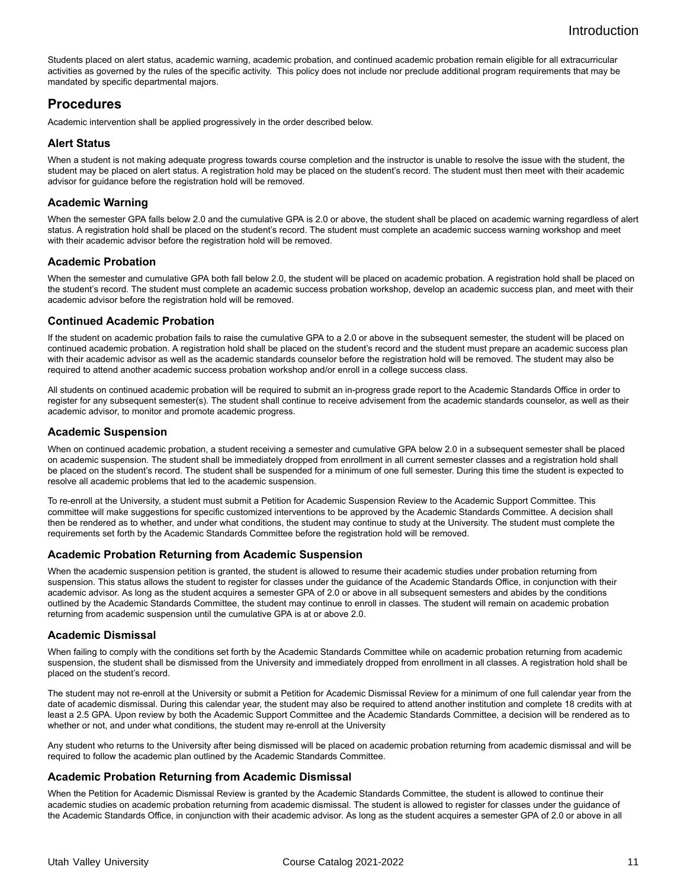Students placed on alert status, academic warning, academic probation, and continued academic probation remain eligible for all extracurricular activities as governed by the rules of the specific activity. This policy does not include nor preclude additional program requirements that may be mandated by specific departmental majors.

## Procedures

Academic intervention shall be applied progressively in the order described below.

### Alert Status

When a student is not making adequate progress towards course completion and the instructor is unable to resolve the issue with the student, the student may be placed on alert status. A registration hold may be placed on the student's record. The student must then meet with their academic advisor for guidance before the registration hold will be removed.

### Academic Warning

When the semester GPA falls below 2.0 and the cumulative GPA is 2.0 or above, the student shall be placed on academic warning regardless of alert status. A registration hold shall be placed on the student's record. The student must complete an academic success warning workshop and meet with their academic advisor before the registration hold will be removed.

### Academic Probation

When the semester and cumulative GPA both fall below 2.0, the student will be placed on academic probation. A registration hold shall be placed on the student's record. The student must complete an academic success probation workshop, develop an academic success plan, and meet with their academic advisor before the registration hold will be removed.

### Continued Academic Probation

If the student on academic probation fails to raise the cumulative GPA to a 2.0 or above in the subsequent semester, the student will be placed on continued academic probation. A registration hold shall be placed on the student's record and the student must prepare an academic success plan with their academic advisor as well as the academic standards counselor before the registration hold will be removed. The student may also be required to attend another academic success probation workshop and/or enroll in a college success class.

All students on continued academic probation will be required to submit an in-progress grade report to the Academic Standards Office in order to register for any subsequent semester(s). The student shall continue to receive advisement from the academic standards counselor, as well as their academic advisor, to monitor and promote academic progress.

### Academic Suspension

When on continued academic probation, a student receiving a semester and cumulative GPA below 2.0 in a subsequent semester shall be placed on academic suspension. The student shall be immediately dropped from enrollment in all current semester classes and a registration hold shall be placed on the student's record. The student shall be suspended for a minimum of one full semester. During this time the student is expected to resolve all academic problems that led to the academic suspension.

To re-enroll at the University, a student must submit a Petition for Academic Suspension Review to the Academic Support Committee. This committee will make suggestions for specific customized interventions to be approved by the Academic Standards Committee. A decision shall then be rendered as to whether, and under what conditions, the student may continue to study at the University. The student must complete the requirements set forth by the Academic Standards Committee before the registration hold will be removed.

### Academic Probation Returning from Academic Suspension

When the academic suspension petition is granted, the student is allowed to resume their academic studies under probation returning from suspension. This status allows the student to register for classes under the guidance of the Academic Standards Office, in conjunction with their academic advisor. As long as the student acquires a semester GPA of 2.0 or above in all subsequent semesters and abides by the conditions outlined by the Academic Standards Committee, the student may continue to enroll in classes. The student will remain on academic probation returning from academic suspension until the cumulative GPA is at or above 2.0.

### Academic Dismissal

When failing to comply with the conditions set forth by the Academic Standards Committee while on academic probation returning from academic suspension, the student shall be dismissed from the University and immediately dropped from enrollment in all classes. A registration hold shall be placed on the student's record.

The student may not re-enroll at the University or submit a Petition for Academic Dismissal Review for a minimum of one full calendar year from the date of academic dismissal. During this calendar year, the student may also be required to attend another institution and complete 18 credits with at least a 2.5 GPA. Upon review by both the Academic Support Committee and the Academic Standards Committee, a decision will be rendered as to whether or not, and under what conditions, the student may re-enroll at the University

Any student who returns to the University after being dismissed will be placed on academic probation returning from academic dismissal and will be required to follow the academic plan outlined by the Academic Standards Committee.

### Academic Probation Returning from Academic Dismissal

When the Petition for Academic Dismissal Review is granted by the Academic Standards Committee, the student is allowed to continue their academic studies on academic probation returning from academic dismissal. The student is allowed to register for classes under the guidance of the Academic Standards Office, in conjunction with their academic advisor. As long as the student acquires a semester GPA of 2.0 or above in all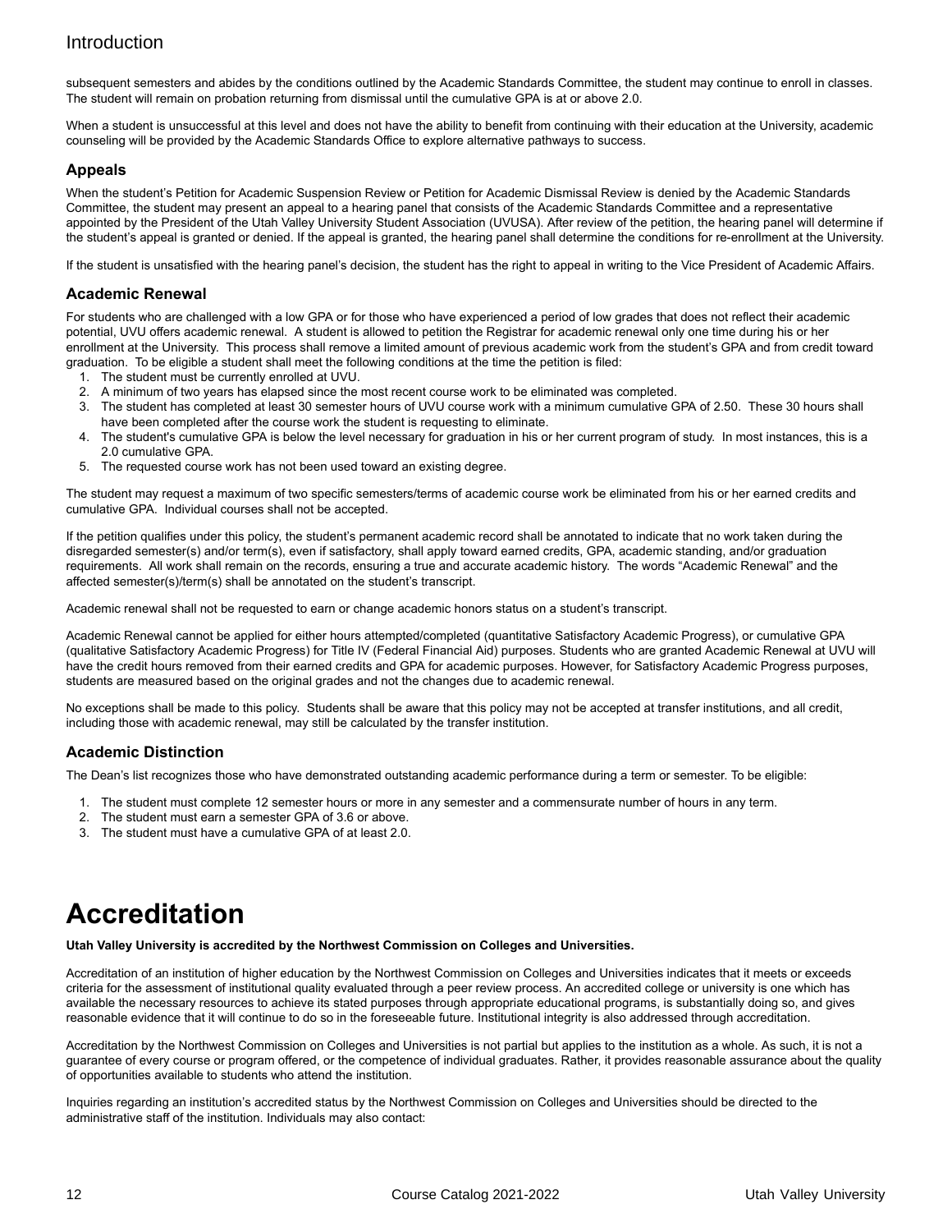subsequent semesters and abides by the conditions outlined by the Academic Standards Committee, the student may continue to enroll in classes. The student will remain on probation returning from dismissal until the cumulative GPA is at or above 2.0.

When a student is unsuccessful at this level and does not have the ability to benefit from continuing with their education at the University, academic counseling will be provided by the Academic Standards Office to explore alternative pathways to success.

### Appeals

When the student's Petition for Academic Suspension Review or Petition for Academic Dismissal Review is denied by the Academic Standards Committee, the student may present an appeal to a hearing panel that consists of the Academic Standards Committee and a representative appointed by the President of the Utah Valley University Student Association (UVUSA). After review of the petition, the hearing panel will determine if the student's appeal is granted or denied. If the appeal is granted, the hearing panel shall determine the conditions for re-enrollment at the University.

If the student is unsatisfied with the hearing panel's decision, the student has the right to appeal in writing to the Vice President of Academic Affairs.

### Academic Renewal

For students who are challenged with a low GPA or for those who have experienced a period of low grades that does not reflect their academic potential, UVU offers academic renewal. A student is allowed to petition the Registrar for academic renewal only one time during his or her enrollment at the University. This process shall remove a limited amount of previous academic work from the student's GPA and from credit toward graduation. To be eligible a student shall meet the following conditions at the time the petition is filed:

1. The student must be currently enrolled at UVU.
2. A minimum of two years has elapsed since the most recent course work to be eliminated was completed.
3. The student has completed at least 30 semester hours of UVU course work with a minimum cumulative GPA of 2.50. These 30 hours shall have been completed after the course work the student is requesting to eliminate.
4. The student's cumulative GPA is below the level necessary for graduation in his or her current program of study. In most instances, this is a 2.0 cumulative GPA.
5. The requested course work has not been used toward an existing degree.

The student may request a maximum of two specific semesters/terms of academic course work be eliminated from his or her earned credits and cumulative GPA. Individual courses shall not be accepted.

If the petition qualifies under this policy, the student's permanent academic record shall be annotated to indicate that no work taken during the disregarded semester(s) and/or term(s), even if satisfactory, shall apply toward earned credits, GPA, academic standing, and/or graduation requirements. All work shall remain on the records, ensuring a true and accurate academic history. The words "Academic Renewal" and the affected semester(s)/term(s) shall be annotated on the student's transcript.

Academic renewal shall not be requested to earn or change academic honors status on a student's transcript.

Academic Renewal cannot be applied for either hours attempted/completed (quantitative Satisfactory Academic Progress), or cumulative GPA (qualitative Satisfactory Academic Progress) for Title IV (Federal Financial Aid) purposes. Students who are granted Academic Renewal at UVU will have the credit hours removed from their earned credits and GPA for academic purposes. However, for Satisfactory Academic Progress purposes, students are measured based on the original grades and not the changes due to academic renewal.

No exceptions shall be made to this policy. Students shall be aware that this policy may not be accepted at transfer institutions, and all credit, including those with academic renewal, may still be calculated by the transfer institution.

### Academic Distinction

The Dean's list recognizes those who have demonstrated outstanding academic performance during a term or semester. To be eligible:

1. The student must complete 12 semester hours or more in any semester and a commensurate number of hours in any term.
2. The student must earn a semester GPA of 3.6 or above.
3. The student must have a cumulative GPA of at least 2.0.

# Accreditation

**Utah Valley University is accredited by the Northwest Commission on Colleges and Universities.**

Accreditation of an institution of higher education by the Northwest Commission on Colleges and Universities indicates that it meets or exceeds criteria for the assessment of institutional quality evaluated through a peer review process. An accredited college or university is one which has available the necessary resources to achieve its stated purposes through appropriate educational programs, is substantially doing so, and gives reasonable evidence that it will continue to do so in the foreseeable future. Institutional integrity is also addressed through accreditation.

Accreditation by the Northwest Commission on Colleges and Universities is not partial but applies to the institution as a whole. As such, it is not a guarantee of every course or program offered, or the competence of individual graduates. Rather, it provides reasonable assurance about the quality of opportunities available to students who attend the institution.

Inquiries regarding an institution's accredited status by the Northwest Commission on Colleges and Universities should be directed to the administrative staff of the institution. Individuals may also contact: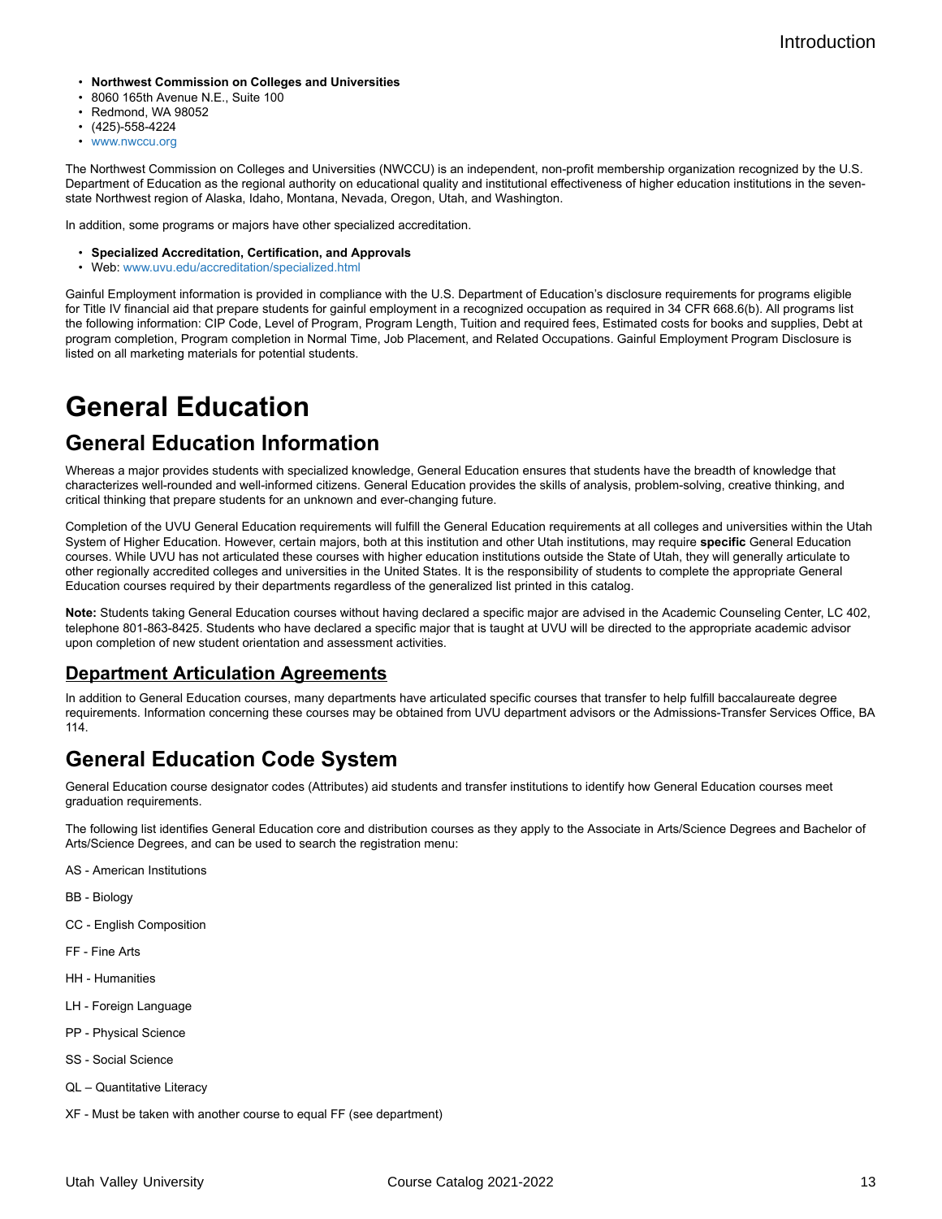- **Northwest Commission on Colleges and Universities**
- 8060 165th Avenue N.E., Suite 100
- Redmond, WA 98052
- (425)-558-4224
- www.nwccu.org

The Northwest Commission on Colleges and Universities (NWCCU) is an independent, non-profit membership organization recognized by the U.S. Department of Education as the regional authority on educational quality and institutional effectiveness of higher education institutions in the seven-state Northwest region of Alaska, Idaho, Montana, Nevada, Oregon, Utah, and Washington.

In addition, some programs or majors have other specialized accreditation.

- **Specialized Accreditation, Certification, and Approvals**
- Web: www.uvu.edu/accreditation/specialized.html

Gainful Employment information is provided in compliance with the U.S. Department of Education's disclosure requirements for programs eligible for Title IV financial aid that prepare students for gainful employment in a recognized occupation as required in 34 CFR 668.6(b). All programs list the following information: CIP Code, Level of Program, Program Length, Tuition and required fees, Estimated costs for books and supplies, Debt at program completion, Program completion in Normal Time, Job Placement, and Related Occupations. Gainful Employment Program Disclosure is listed on all marketing materials for potential students.

# General Education

## General Education Information

Whereas a major provides students with specialized knowledge, General Education ensures that students have the breadth of knowledge that characterizes well-rounded and well-informed citizens. General Education provides the skills of analysis, problem-solving, creative thinking, and critical thinking that prepare students for an unknown and ever-changing future.

Completion of the UVU General Education requirements will fulfill the General Education requirements at all colleges and universities within the Utah System of Higher Education. However, certain majors, both at this institution and other Utah institutions, may require **specific** General Education courses. While UVU has not articulated these courses with higher education institutions outside the State of Utah, they will generally articulate to other regionally accredited colleges and universities in the United States. It is the responsibility of students to complete the appropriate General Education courses required by their departments regardless of the generalized list printed in this catalog.

**Note:** Students taking General Education courses without having declared a specific major are advised in the Academic Counseling Center, LC 402, telephone 801-863-8425. Students who have declared a specific major that is taught at UVU will be directed to the appropriate academic advisor upon completion of new student orientation and assessment activities.

### Department Articulation Agreements

In addition to General Education courses, many departments have articulated specific courses that transfer to help fulfill baccalaureate degree requirements. Information concerning these courses may be obtained from UVU department advisors or the Admissions-Transfer Services Office, BA 114.

## General Education Code System

General Education course designator codes (Attributes) aid students and transfer institutions to identify how General Education courses meet graduation requirements.

The following list identifies General Education core and distribution courses as they apply to the Associate in Arts/Science Degrees and Bachelor of Arts/Science Degrees, and can be used to search the registration menu:

AS - American Institutions

BB - Biology

CC - English Composition

FF - Fine Arts

HH - Humanities

LH - Foreign Language

PP - Physical Science

SS - Social Science

QL – Quantitative Literacy

XF - Must be taken with another course to equal FF (see department)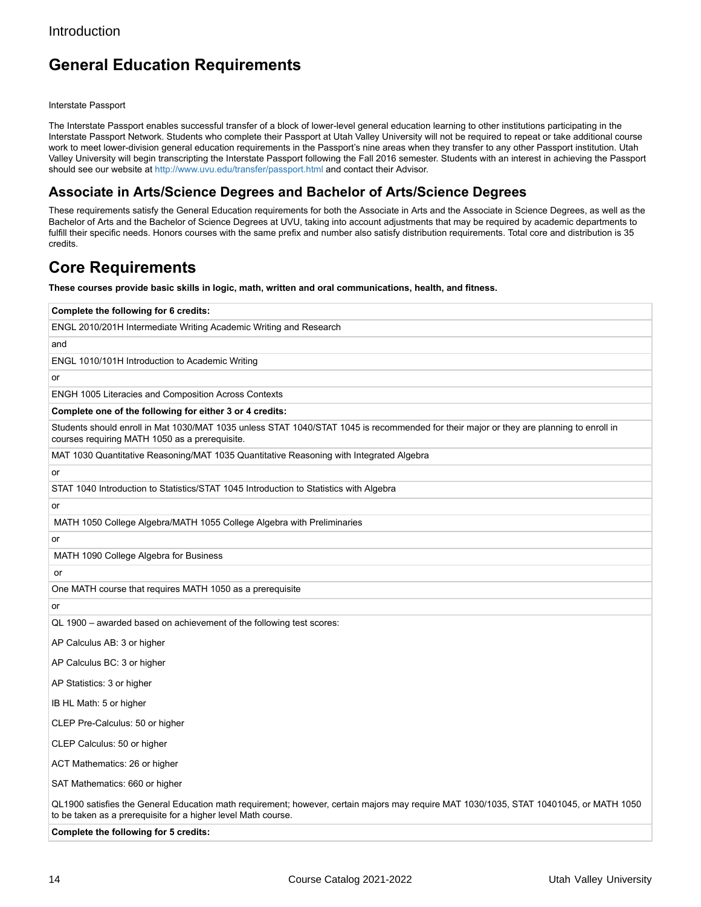Introduction

# General Education Requirements

Interstate Passport

The Interstate Passport enables successful transfer of a block of lower-level general education learning to other institutions participating in the Interstate Passport Network. Students who complete their Passport at Utah Valley University will not be required to repeat or take additional course work to meet lower-division general education requirements in the Passport's nine areas when they transfer to any other Passport institution. Utah Valley University will begin transcripting the Interstate Passport following the Fall 2016 semester. Students with an interest in achieving the Passport should see our website at http://www.uvu.edu/transfer/passport.html and contact their Advisor.

## Associate in Arts/Science Degrees and Bachelor of Arts/Science Degrees

These requirements satisfy the General Education requirements for both the Associate in Arts and the Associate in Science Degrees, as well as the Bachelor of Arts and the Bachelor of Science Degrees at UVU, taking into account adjustments that may be required by academic departments to fulfill their specific needs. Honors courses with the same prefix and number also satisfy distribution requirements. Total core and distribution is 35 credits.

# Core Requirements

**These courses provide basic skills in logic, math, written and oral communications, health, and fitness.**

| **Complete the following for 6 credits:** |
|---|
| ENGL 2010/201H Intermediate Writing Academic Writing and Research |
| and |
| ENGL 1010/101H Introduction to Academic Writing |
| or |
| ENGH 1005 Literacies and Composition Across Contexts |
| **Complete one of the following for either 3 or 4 credits:** |
| Students should enroll in Mat 1030/MAT 1035 unless STAT 1040/STAT 1045 is recommended for their major or they are planning to enroll in courses requiring MATH 1050 as a prerequisite. |
| MAT 1030 Quantitative Reasoning/MAT 1035 Quantitative Reasoning with Integrated Algebra |
| or |
| STAT 1040 Introduction to Statistics/STAT 1045 Introduction to Statistics with Algebra |
| or |
| MATH 1050 College Algebra/MATH 1055 College Algebra with Preliminaries |
| or |
| MATH 1090 College Algebra for Business |
| or |
| One MATH course that requires MATH 1050 as a prerequisite |
| or |
| QL 1900 – awarded based on achievement of the following test scores:<br><br>AP Calculus AB: 3 or higher<br><br>AP Calculus BC: 3 or higher<br><br>AP Statistics: 3 or higher<br><br>IB HL Math: 5 or higher<br><br>CLEP Pre-Calculus: 50 or higher<br><br>CLEP Calculus: 50 or higher<br><br>ACT Mathematics: 26 or higher<br><br>SAT Mathematics: 660 or higher<br><br>QL1900 satisfies the General Education math requirement; however, certain majors may require MAT 1030/1035, STAT 10401045, or MATH 1050 to be taken as a prerequisite for a higher level Math course. |
| **Complete the following for 5 credits:** |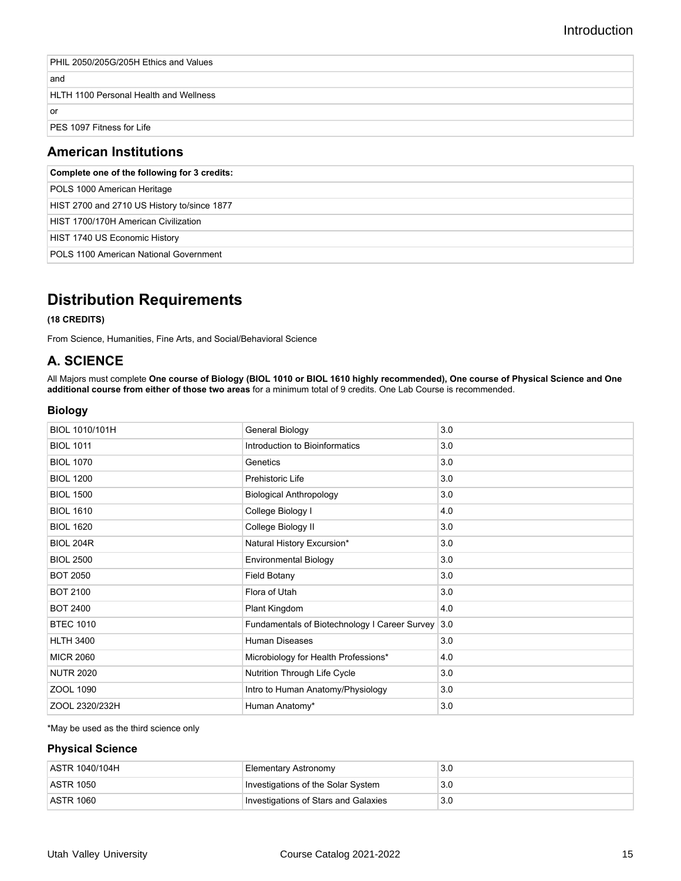| PHIL 2050/205G/205H Ethics and Values |
| --- |
| and |
| HLTH 1100 Personal Health and Wellness |
| or |
| PES 1097 Fitness for Life |

## American Institutions

| Complete one of the following for 3 credits: |
| --- |
| POLS 1000 American Heritage |
| HIST 2700 and 2710 US History to/since 1877 |
| HIST 1700/170H American Civilization |
| HIST 1740 US Economic History |
| POLS 1100 American National Government |

# Distribution Requirements

**(18 CREDITS)**

From Science, Humanities, Fine Arts, and Social/Behavioral Science

## A. SCIENCE

All Majors must complete **One course of Biology (BIOL 1010 or BIOL 1610 highly recommended), One course of Physical Science and One additional course from either of those two areas** for a minimum total of 9 credits. One Lab Course is recommended.

### Biology

| | | |
| --- | --- | --- |
| BIOL 1010/101H | General Biology | 3.0 |
| BIOL 1011 | Introduction to Bioinformatics | 3.0 |
| BIOL 1070 | Genetics | 3.0 |
| BIOL 1200 | Prehistoric Life | 3.0 |
| BIOL 1500 | Biological Anthropology | 3.0 |
| BIOL 1610 | College Biology I | 4.0 |
| BIOL 1620 | College Biology II | 3.0 |
| BIOL 204R | Natural History Excursion* | 3.0 |
| BIOL 2500 | Environmental Biology | 3.0 |
| BOT 2050 | Field Botany | 3.0 |
| BOT 2100 | Flora of Utah | 3.0 |
| BOT 2400 | Plant Kingdom | 4.0 |
| BTEC 1010 | Fundamentals of Biotechnology I Career Survey | 3.0 |
| HLTH 3400 | Human Diseases | 3.0 |
| MICR 2060 | Microbiology for Health Professions* | 4.0 |
| NUTR 2020 | Nutrition Through Life Cycle | 3.0 |
| ZOOL 1090 | Intro to Human Anatomy/Physiology | 3.0 |
| ZOOL 2320/232H | Human Anatomy* | 3.0 |

*May be used as the third science only

### Physical Science

| | | |
| --- | --- | --- |
| ASTR 1040/104H | Elementary Astronomy | 3.0 |
| ASTR 1050 | Investigations of the Solar System | 3.0 |
| ASTR 1060 | Investigations of Stars and Galaxies | 3.0 |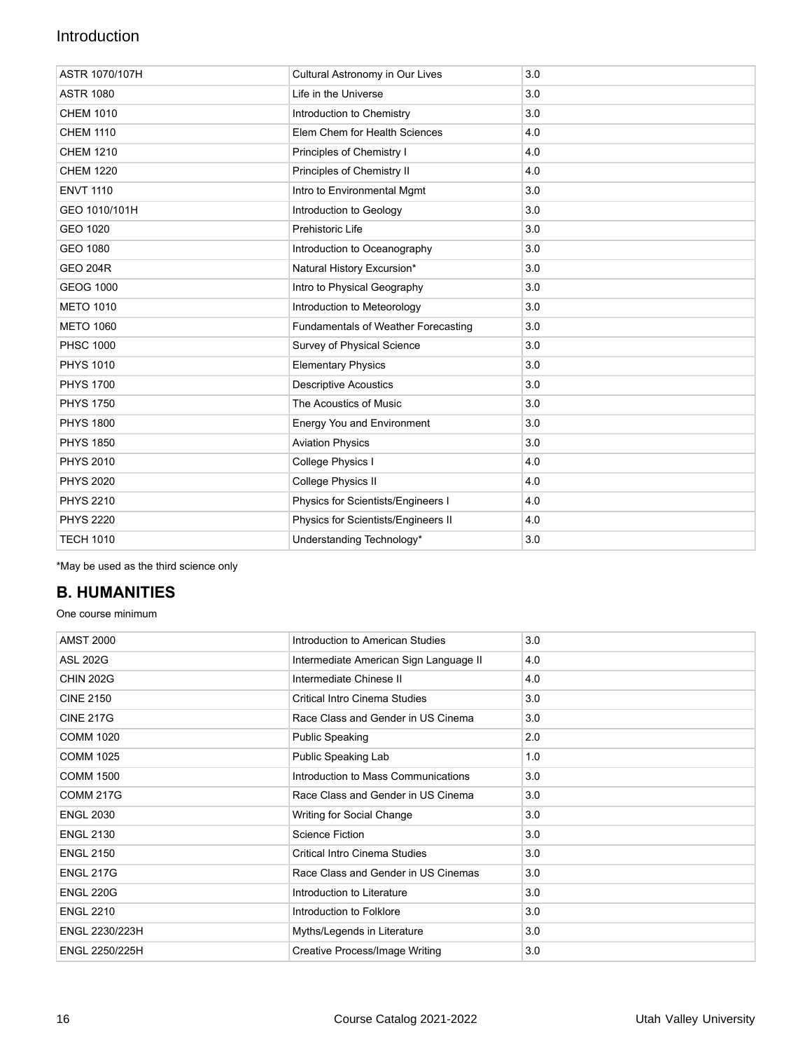| ASTR 1070/107H | Cultural Astronomy in Our Lives | 3.0 |
|---|---|---|
| ASTR 1080 | Life in the Universe | 3.0 |
| CHEM 1010 | Introduction to Chemistry | 3.0 |
| CHEM 1110 | Elem Chem for Health Sciences | 4.0 |
| CHEM 1210 | Principles of Chemistry I | 4.0 |
| CHEM 1220 | Principles of Chemistry II | 4.0 |
| ENVT 1110 | Intro to Environmental Mgmt | 3.0 |
| GEO 1010/101H | Introduction to Geology | 3.0 |
| GEO 1020 | Prehistoric Life | 3.0 |
| GEO 1080 | Introduction to Oceanography | 3.0 |
| GEO 204R | Natural History Excursion* | 3.0 |
| GEOG 1000 | Intro to Physical Geography | 3.0 |
| METO 1010 | Introduction to Meteorology | 3.0 |
| METO 1060 | Fundamentals of Weather Forecasting | 3.0 |
| PHSC 1000 | Survey of Physical Science | 3.0 |
| PHYS 1010 | Elementary Physics | 3.0 |
| PHYS 1700 | Descriptive Acoustics | 3.0 |
| PHYS 1750 | The Acoustics of Music | 3.0 |
| PHYS 1800 | Energy You and Environment | 3.0 |
| PHYS 1850 | Aviation Physics | 3.0 |
| PHYS 2010 | College Physics I | 4.0 |
| PHYS 2020 | College Physics II | 4.0 |
| PHYS 2210 | Physics for Scientists/Engineers I | 4.0 |
| PHYS 2220 | Physics for Scientists/Engineers II | 4.0 |
| TECH 1010 | Understanding Technology* | 3.0 |

*May be used as the third science only

## B. HUMANITIES

One course minimum

| AMST 2000 | Introduction to American Studies | 3.0 |
|---|---|---|
| ASL 202G | Intermediate American Sign Language II | 4.0 |
| CHIN 202G | Intermediate Chinese II | 4.0 |
| CINE 2150 | Critical Intro Cinema Studies | 3.0 |
| CINE 217G | Race Class and Gender in US Cinema | 3.0 |
| COMM 1020 | Public Speaking | 2.0 |
| COMM 1025 | Public Speaking Lab | 1.0 |
| COMM 1500 | Introduction to Mass Communications | 3.0 |
| COMM 217G | Race Class and Gender in US Cinema | 3.0 |
| ENGL 2030 | Writing for Social Change | 3.0 |
| ENGL 2130 | Science Fiction | 3.0 |
| ENGL 2150 | Critical Intro Cinema Studies | 3.0 |
| ENGL 217G | Race Class and Gender in US Cinemas | 3.0 |
| ENGL 220G | Introduction to Literature | 3.0 |
| ENGL 2210 | Introduction to Folklore | 3.0 |
| ENGL 2230/223H | Myths/Legends in Literature | 3.0 |
| ENGL 2250/225H | Creative Process/Image Writing | 3.0 |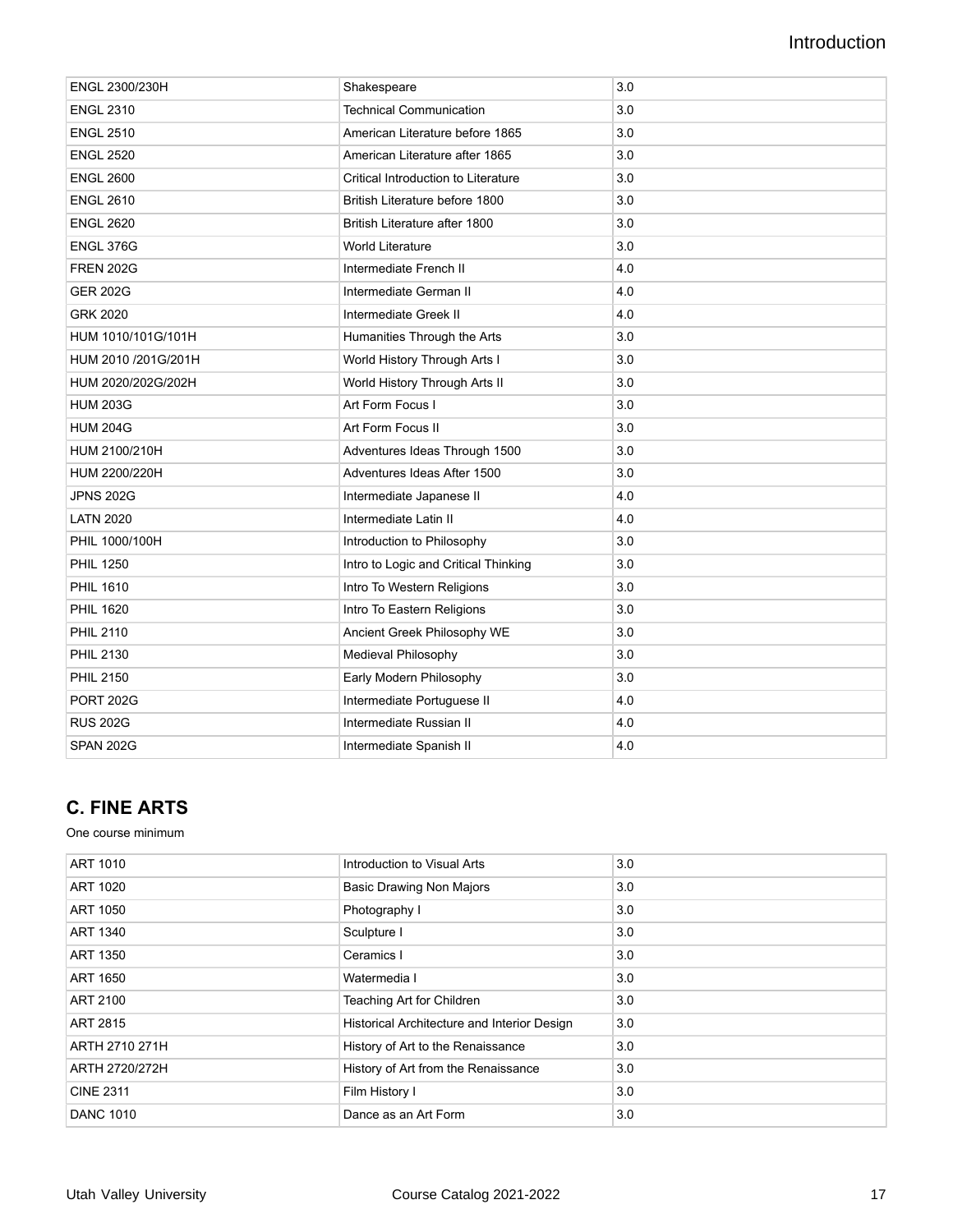| ENGL 2300/230H | Shakespeare | 3.0 |
|---|---|---|
| ENGL 2310 | Technical Communication | 3.0 |
| ENGL 2510 | American Literature before 1865 | 3.0 |
| ENGL 2520 | American Literature after 1865 | 3.0 |
| ENGL 2600 | Critical Introduction to Literature | 3.0 |
| ENGL 2610 | British Literature before 1800 | 3.0 |
| ENGL 2620 | British Literature after 1800 | 3.0 |
| ENGL 376G | World Literature | 3.0 |
| FREN 202G | Intermediate French II | 4.0 |
| GER 202G | Intermediate German II | 4.0 |
| GRK 2020 | Intermediate Greek II | 4.0 |
| HUM 1010/101G/101H | Humanities Through the Arts | 3.0 |
| HUM 2010 /201G/201H | World History Through Arts I | 3.0 |
| HUM 2020/202G/202H | World History Through Arts II | 3.0 |
| HUM 203G | Art Form Focus I | 3.0 |
| HUM 204G | Art Form Focus II | 3.0 |
| HUM 2100/210H | Adventures Ideas Through 1500 | 3.0 |
| HUM 2200/220H | Adventures Ideas After 1500 | 3.0 |
| JPNS 202G | Intermediate Japanese II | 4.0 |
| LATN 2020 | Intermediate Latin II | 4.0 |
| PHIL 1000/100H | Introduction to Philosophy | 3.0 |
| PHIL 1250 | Intro to Logic and Critical Thinking | 3.0 |
| PHIL 1610 | Intro To Western Religions | 3.0 |
| PHIL 1620 | Intro To Eastern Religions | 3.0 |
| PHIL 2110 | Ancient Greek Philosophy WE | 3.0 |
| PHIL 2130 | Medieval Philosophy | 3.0 |
| PHIL 2150 | Early Modern Philosophy | 3.0 |
| PORT 202G | Intermediate Portuguese II | 4.0 |
| RUS 202G | Intermediate Russian II | 4.0 |
| SPAN 202G | Intermediate Spanish II | 4.0 |

## C. FINE ARTS

One course minimum

| ART 1010 | Introduction to Visual Arts | 3.0 |
|---|---|---|
| ART 1020 | Basic Drawing Non Majors | 3.0 |
| ART 1050 | Photography I | 3.0 |
| ART 1340 | Sculpture I | 3.0 |
| ART 1350 | Ceramics I | 3.0 |
| ART 1650 | Watermedia I | 3.0 |
| ART 2100 | Teaching Art for Children | 3.0 |
| ART 2815 | Historical Architecture and Interior Design | 3.0 |
| ARTH 2710 271H | History of Art to the Renaissance | 3.0 |
| ARTH 2720/272H | History of Art from the Renaissance | 3.0 |
| CINE 2311 | Film History I | 3.0 |
| DANC 1010 | Dance as an Art Form | 3.0 |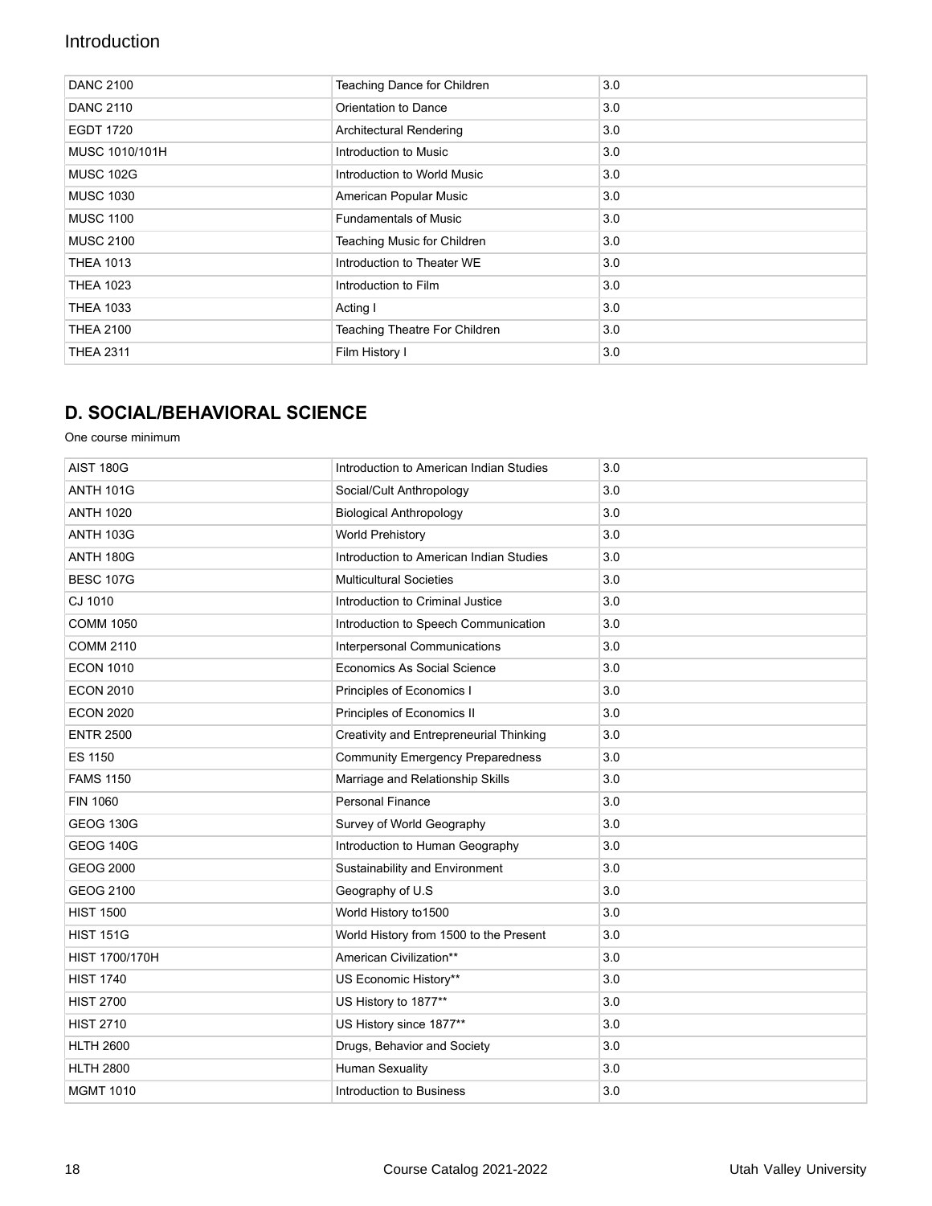| DANC 2100 | Teaching Dance for Children | 3.0 |
|---|---|---|
| DANC 2110 | Orientation to Dance | 3.0 |
| EGDT 1720 | Architectural Rendering | 3.0 |
| MUSC 1010/101H | Introduction to Music | 3.0 |
| MUSC 102G | Introduction to World Music | 3.0 |
| MUSC 1030 | American Popular Music | 3.0 |
| MUSC 1100 | Fundamentals of Music | 3.0 |
| MUSC 2100 | Teaching Music for Children | 3.0 |
| THEA 1013 | Introduction to Theater WE | 3.0 |
| THEA 1023 | Introduction to Film | 3.0 |
| THEA 1033 | Acting I | 3.0 |
| THEA 2100 | Teaching Theatre For Children | 3.0 |
| THEA 2311 | Film History I | 3.0 |

## D. SOCIAL/BEHAVIORAL SCIENCE

One course minimum

| AIST 180G | Introduction to American Indian Studies | 3.0 |
|---|---|---|
| ANTH 101G | Social/Cult Anthropology | 3.0 |
| ANTH 1020 | Biological Anthropology | 3.0 |
| ANTH 103G | World Prehistory | 3.0 |
| ANTH 180G | Introduction to American Indian Studies | 3.0 |
| BESC 107G | Multicultural Societies | 3.0 |
| CJ 1010 | Introduction to Criminal Justice | 3.0 |
| COMM 1050 | Introduction to Speech Communication | 3.0 |
| COMM 2110 | Interpersonal Communications | 3.0 |
| ECON 1010 | Economics As Social Science | 3.0 |
| ECON 2010 | Principles of Economics I | 3.0 |
| ECON 2020 | Principles of Economics II | 3.0 |
| ENTR 2500 | Creativity and Entrepreneurial Thinking | 3.0 |
| ES 1150 | Community Emergency Preparedness | 3.0 |
| FAMS 1150 | Marriage and Relationship Skills | 3.0 |
| FIN 1060 | Personal Finance | 3.0 |
| GEOG 130G | Survey of World Geography | 3.0 |
| GEOG 140G | Introduction to Human Geography | 3.0 |
| GEOG 2000 | Sustainability and Environment | 3.0 |
| GEOG 2100 | Geography of U.S | 3.0 |
| HIST 1500 | World History to1500 | 3.0 |
| HIST 151G | World History from 1500 to the Present | 3.0 |
| HIST 1700/170H | American Civilization** | 3.0 |
| HIST 1740 | US Economic History** | 3.0 |
| HIST 2700 | US History to 1877** | 3.0 |
| HIST 2710 | US History since 1877** | 3.0 |
| HLTH 2600 | Drugs, Behavior and Society | 3.0 |
| HLTH 2800 | Human Sexuality | 3.0 |
| MGMT 1010 | Introduction to Business | 3.0 |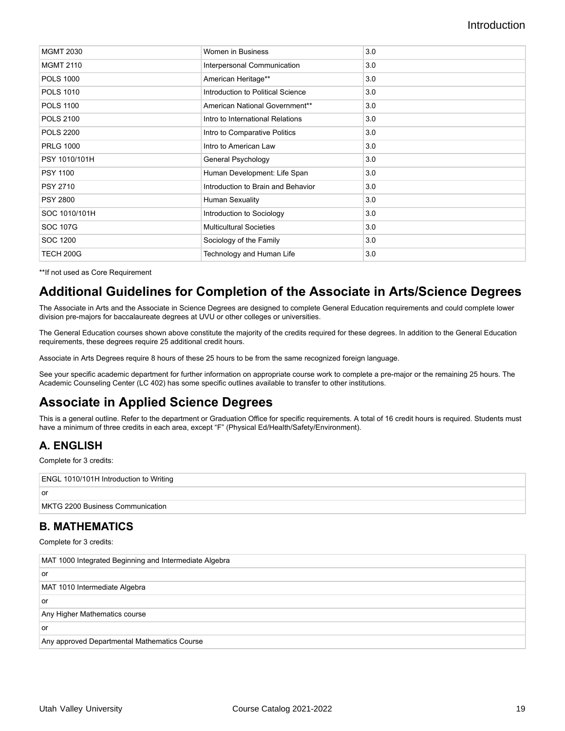| MGMT 2030 | Women in Business | 3.0 |
|---|---|---|
| MGMT 2110 | Interpersonal Communication | 3.0 |
| POLS 1000 | American Heritage** | 3.0 |
| POLS 1010 | Introduction to Political Science | 3.0 |
| POLS 1100 | American National Government** | 3.0 |
| POLS 2100 | Intro to International Relations | 3.0 |
| POLS 2200 | Intro to Comparative Politics | 3.0 |
| PRLG 1000 | Intro to American Law | 3.0 |
| PSY 1010/101H | General Psychology | 3.0 |
| PSY 1100 | Human Development: Life Span | 3.0 |
| PSY 2710 | Introduction to Brain and Behavior | 3.0 |
| PSY 2800 | Human Sexuality | 3.0 |
| SOC 1010/101H | Introduction to Sociology | 3.0 |
| SOC 107G | Multicultural Societies | 3.0 |
| SOC 1200 | Sociology of the Family | 3.0 |
| TECH 200G | Technology and Human Life | 3.0 |

**If not used as Core Requirement

## Additional Guidelines for Completion of the Associate in Arts/Science Degrees

The Associate in Arts and the Associate in Science Degrees are designed to complete General Education requirements and could complete lower division pre-majors for baccalaureate degrees at UVU or other colleges or universities.

The General Education courses shown above constitute the majority of the credits required for these degrees. In addition to the General Education requirements, these degrees require 25 additional credit hours.

Associate in Arts Degrees require 8 hours of these 25 hours to be from the same recognized foreign language.

See your specific academic department for further information on appropriate course work to complete a pre-major or the remaining 25 hours. The Academic Counseling Center (LC 402) has some specific outlines available to transfer to other institutions.

## Associate in Applied Science Degrees

This is a general outline. Refer to the department or Graduation Office for specific requirements. A total of 16 credit hours is required. Students must have a minimum of three credits in each area, except "F" (Physical Ed/Health/Safety/Environment).

### A. ENGLISH

Complete for 3 credits:

| ENGL 1010/101H Introduction to Writing |
|---|
| or |
| MKTG 2200 Business Communication |

### B. MATHEMATICS

Complete for 3 credits:

| MAT 1000 Integrated Beginning and Intermediate Algebra |
|---|
| or |
| MAT 1010 Intermediate Algebra |
| or |
| Any Higher Mathematics course |
| or |
| Any approved Departmental Mathematics Course |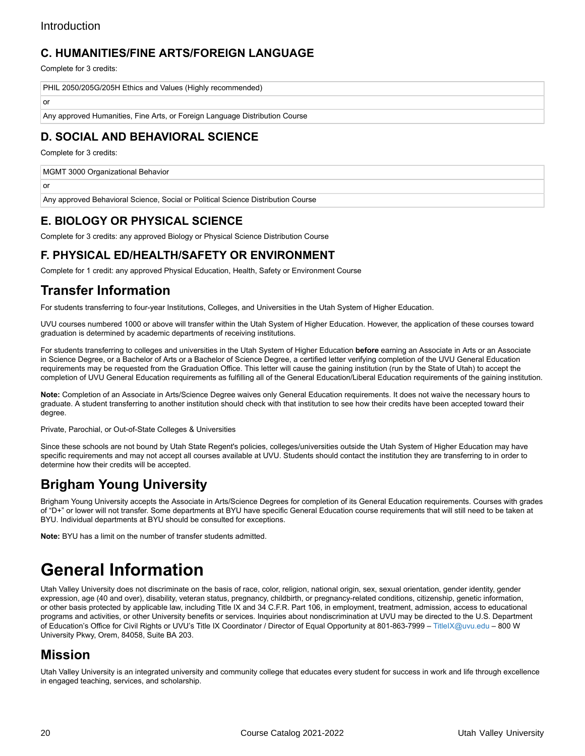## C. HUMANITIES/FINE ARTS/FOREIGN LANGUAGE

Complete for 3 credits:

| PHIL 2050/205G/205H Ethics and Values (Highly recommended) |
|---|
| or |
| Any approved Humanities, Fine Arts, or Foreign Language Distribution Course |

## D. SOCIAL AND BEHAVIORAL SCIENCE

Complete for 3 credits:

| MGMT 3000 Organizational Behavior |
|---|
| or |
| Any approved Behavioral Science, Social or Political Science Distribution Course |

## E. BIOLOGY OR PHYSICAL SCIENCE

Complete for 3 credits: any approved Biology or Physical Science Distribution Course

## F. PHYSICAL ED/HEALTH/SAFETY OR ENVIRONMENT

Complete for 1 credit: any approved Physical Education, Health, Safety or Environment Course

## Transfer Information

For students transferring to four-year Institutions, Colleges, and Universities in the Utah System of Higher Education.

UVU courses numbered 1000 or above will transfer within the Utah System of Higher Education. However, the application of these courses toward graduation is determined by academic departments of receiving institutions.

For students transferring to colleges and universities in the Utah System of Higher Education **before** earning an Associate in Arts or an Associate in Science Degree, or a Bachelor of Arts or a Bachelor of Science Degree, a certified letter verifying completion of the UVU General Education requirements may be requested from the Graduation Office. This letter will cause the gaining institution (run by the State of Utah) to accept the completion of UVU General Education requirements as fulfilling all of the General Education/Liberal Education requirements of the gaining institution.

**Note:** Completion of an Associate in Arts/Science Degree waives only General Education requirements. It does not waive the necessary hours to graduate. A student transferring to another institution should check with that institution to see how their credits have been accepted toward their degree.

Private, Parochial, or Out-of-State Colleges & Universities

Since these schools are not bound by Utah State Regent's policies, colleges/universities outside the Utah System of Higher Education may have specific requirements and may not accept all courses available at UVU. Students should contact the institution they are transferring to in order to determine how their credits will be accepted.

## Brigham Young University

Brigham Young University accepts the Associate in Arts/Science Degrees for completion of its General Education requirements. Courses with grades of "D+" or lower will not transfer. Some departments at BYU have specific General Education course requirements that will still need to be taken at BYU. Individual departments at BYU should be consulted for exceptions.

**Note:** BYU has a limit on the number of transfer students admitted.

# General Information

Utah Valley University does not discriminate on the basis of race, color, religion, national origin, sex, sexual orientation, gender identity, gender expression, age (40 and over), disability, veteran status, pregnancy, childbirth, or pregnancy-related conditions, citizenship, genetic information, or other basis protected by applicable law, including Title IX and 34 C.F.R. Part 106, in employment, treatment, admission, access to educational programs and activities, or other University benefits or services. Inquiries about nondiscrimination at UVU may be directed to the U.S. Department of Education's Office for Civil Rights or UVU's Title IX Coordinator / Director of Equal Opportunity at 801-863-7999 – TitleIX@uvu.edu – 800 W University Pkwy, Orem, 84058, Suite BA 203.

## Mission

Utah Valley University is an integrated university and community college that educates every student for success in work and life through excellence in engaged teaching, services, and scholarship.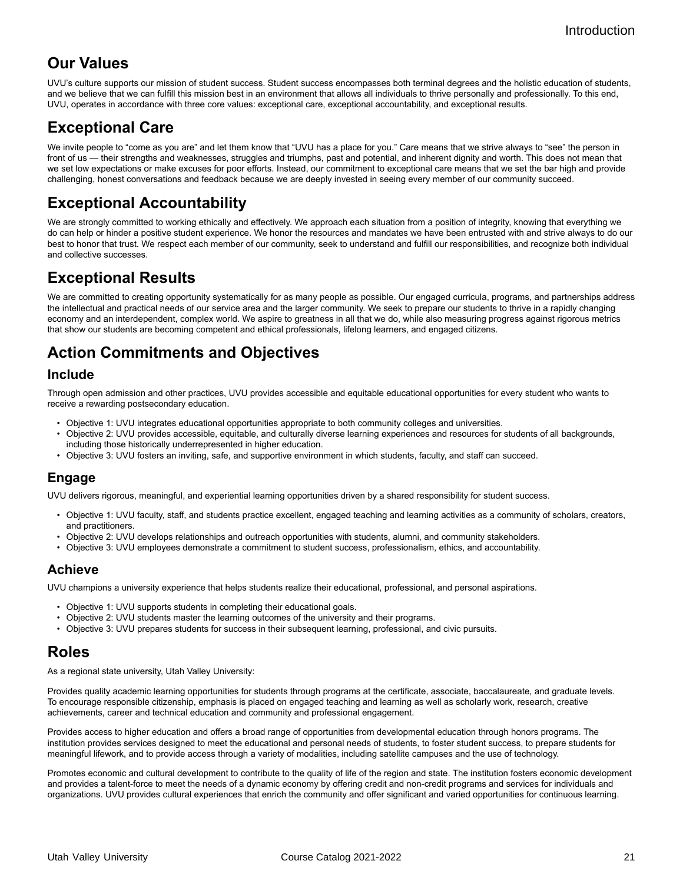## Our Values

UVU's culture supports our mission of student success. Student success encompasses both terminal degrees and the holistic education of students, and we believe that we can fulfill this mission best in an environment that allows all individuals to thrive personally and professionally. To this end, UVU, operates in accordance with three core values: exceptional care, exceptional accountability, and exceptional results.

## Exceptional Care

We invite people to "come as you are" and let them know that "UVU has a place for you." Care means that we strive always to "see" the person in front of us — their strengths and weaknesses, struggles and triumphs, past and potential, and inherent dignity and worth. This does not mean that we set low expectations or make excuses for poor efforts. Instead, our commitment to exceptional care means that we set the bar high and provide challenging, honest conversations and feedback because we are deeply invested in seeing every member of our community succeed.

## Exceptional Accountability

We are strongly committed to working ethically and effectively. We approach each situation from a position of integrity, knowing that everything we do can help or hinder a positive student experience. We honor the resources and mandates we have been entrusted with and strive always to do our best to honor that trust. We respect each member of our community, seek to understand and fulfill our responsibilities, and recognize both individual and collective successes.

## Exceptional Results

We are committed to creating opportunity systematically for as many people as possible. Our engaged curricula, programs, and partnerships address the intellectual and practical needs of our service area and the larger community. We seek to prepare our students to thrive in a rapidly changing economy and an interdependent, complex world. We aspire to greatness in all that we do, while also measuring progress against rigorous metrics that show our students are becoming competent and ethical professionals, lifelong learners, and engaged citizens.

## Action Commitments and Objectives

### Include

Through open admission and other practices, UVU provides accessible and equitable educational opportunities for every student who wants to receive a rewarding postsecondary education.

- Objective 1: UVU integrates educational opportunities appropriate to both community colleges and universities.
- Objective 2: UVU provides accessible, equitable, and culturally diverse learning experiences and resources for students of all backgrounds, including those historically underrepresented in higher education.
- Objective 3: UVU fosters an inviting, safe, and supportive environment in which students, faculty, and staff can succeed.

### Engage

UVU delivers rigorous, meaningful, and experiential learning opportunities driven by a shared responsibility for student success.

- Objective 1: UVU faculty, staff, and students practice excellent, engaged teaching and learning activities as a community of scholars, creators, and practitioners.
- Objective 2: UVU develops relationships and outreach opportunities with students, alumni, and community stakeholders.
- Objective 3: UVU employees demonstrate a commitment to student success, professionalism, ethics, and accountability.

### Achieve

UVU champions a university experience that helps students realize their educational, professional, and personal aspirations.

- Objective 1: UVU supports students in completing their educational goals.
- Objective 2: UVU students master the learning outcomes of the university and their programs.
- Objective 3: UVU prepares students for success in their subsequent learning, professional, and civic pursuits.

## Roles

As a regional state university, Utah Valley University:

Provides quality academic learning opportunities for students through programs at the certificate, associate, baccalaureate, and graduate levels. To encourage responsible citizenship, emphasis is placed on engaged teaching and learning as well as scholarly work, research, creative achievements, career and technical education and community and professional engagement.

Provides access to higher education and offers a broad range of opportunities from developmental education through honors programs. The institution provides services designed to meet the educational and personal needs of students, to foster student success, to prepare students for meaningful lifework, and to provide access through a variety of modalities, including satellite campuses and the use of technology.

Promotes economic and cultural development to contribute to the quality of life of the region and state. The institution fosters economic development and provides a talent-force to meet the needs of a dynamic economy by offering credit and non-credit programs and services for individuals and organizations. UVU provides cultural experiences that enrich the community and offer significant and varied opportunities for continuous learning.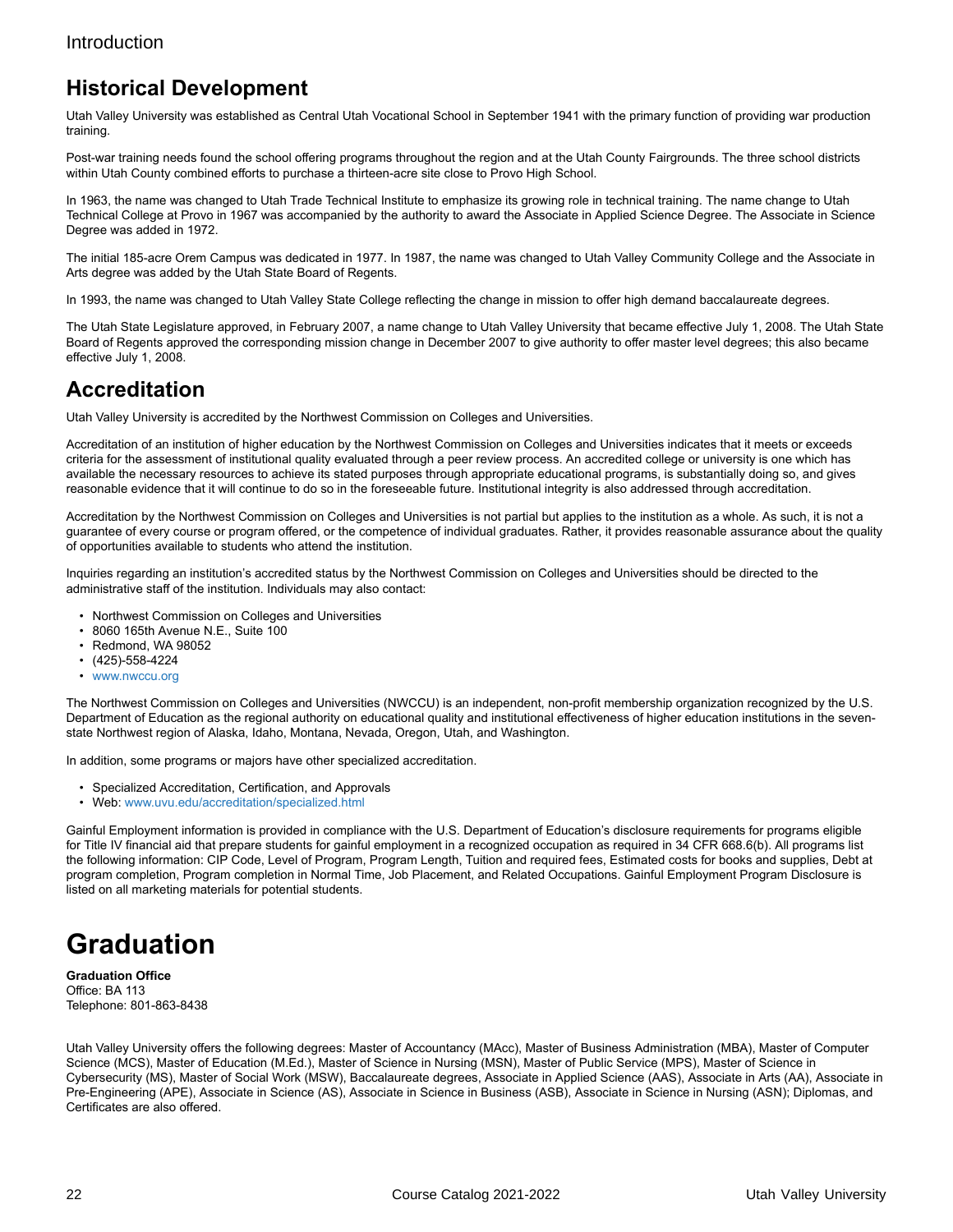## Historical Development

Utah Valley University was established as Central Utah Vocational School in September 1941 with the primary function of providing war production training.

Post-war training needs found the school offering programs throughout the region and at the Utah County Fairgrounds. The three school districts within Utah County combined efforts to purchase a thirteen-acre site close to Provo High School.

In 1963, the name was changed to Utah Trade Technical Institute to emphasize its growing role in technical training. The name change to Utah Technical College at Provo in 1967 was accompanied by the authority to award the Associate in Applied Science Degree. The Associate in Science Degree was added in 1972.

The initial 185-acre Orem Campus was dedicated in 1977. In 1987, the name was changed to Utah Valley Community College and the Associate in Arts degree was added by the Utah State Board of Regents.

In 1993, the name was changed to Utah Valley State College reflecting the change in mission to offer high demand baccalaureate degrees.

The Utah State Legislature approved, in February 2007, a name change to Utah Valley University that became effective July 1, 2008. The Utah State Board of Regents approved the corresponding mission change in December 2007 to give authority to offer master level degrees; this also became effective July 1, 2008.

## Accreditation

Utah Valley University is accredited by the Northwest Commission on Colleges and Universities.

Accreditation of an institution of higher education by the Northwest Commission on Colleges and Universities indicates that it meets or exceeds criteria for the assessment of institutional quality evaluated through a peer review process. An accredited college or university is one which has available the necessary resources to achieve its stated purposes through appropriate educational programs, is substantially doing so, and gives reasonable evidence that it will continue to do so in the foreseeable future. Institutional integrity is also addressed through accreditation.

Accreditation by the Northwest Commission on Colleges and Universities is not partial but applies to the institution as a whole. As such, it is not a guarantee of every course or program offered, or the competence of individual graduates. Rather, it provides reasonable assurance about the quality of opportunities available to students who attend the institution.

Inquiries regarding an institution's accredited status by the Northwest Commission on Colleges and Universities should be directed to the administrative staff of the institution. Individuals may also contact:

- Northwest Commission on Colleges and Universities
- 8060 165th Avenue N.E., Suite 100
- Redmond, WA 98052
- (425)-558-4224
- www.nwccu.org

The Northwest Commission on Colleges and Universities (NWCCU) is an independent, non-profit membership organization recognized by the U.S. Department of Education as the regional authority on educational quality and institutional effectiveness of higher education institutions in the seven-state Northwest region of Alaska, Idaho, Montana, Nevada, Oregon, Utah, and Washington.

In addition, some programs or majors have other specialized accreditation.

- Specialized Accreditation, Certification, and Approvals
- Web: www.uvu.edu/accreditation/specialized.html

Gainful Employment information is provided in compliance with the U.S. Department of Education's disclosure requirements for programs eligible for Title IV financial aid that prepare students for gainful employment in a recognized occupation as required in 34 CFR 668.6(b). All programs list the following information: CIP Code, Level of Program, Program Length, Tuition and required fees, Estimated costs for books and supplies, Debt at program completion, Program completion in Normal Time, Job Placement, and Related Occupations. Gainful Employment Program Disclosure is listed on all marketing materials for potential students.

# Graduation

**Graduation Office**
Office: BA 113
Telephone: 801-863-8438

Utah Valley University offers the following degrees: Master of Accountancy (MAcc), Master of Business Administration (MBA), Master of Computer Science (MCS), Master of Education (M.Ed.), Master of Science in Nursing (MSN), Master of Public Service (MPS), Master of Science in Cybersecurity (MS), Master of Social Work (MSW), Baccalaureate degrees, Associate in Applied Science (AAS), Associate in Arts (AA), Associate in Pre-Engineering (APE), Associate in Science (AS), Associate in Science in Business (ASB), Associate in Science in Nursing (ASN); Diplomas, and Certificates are also offered.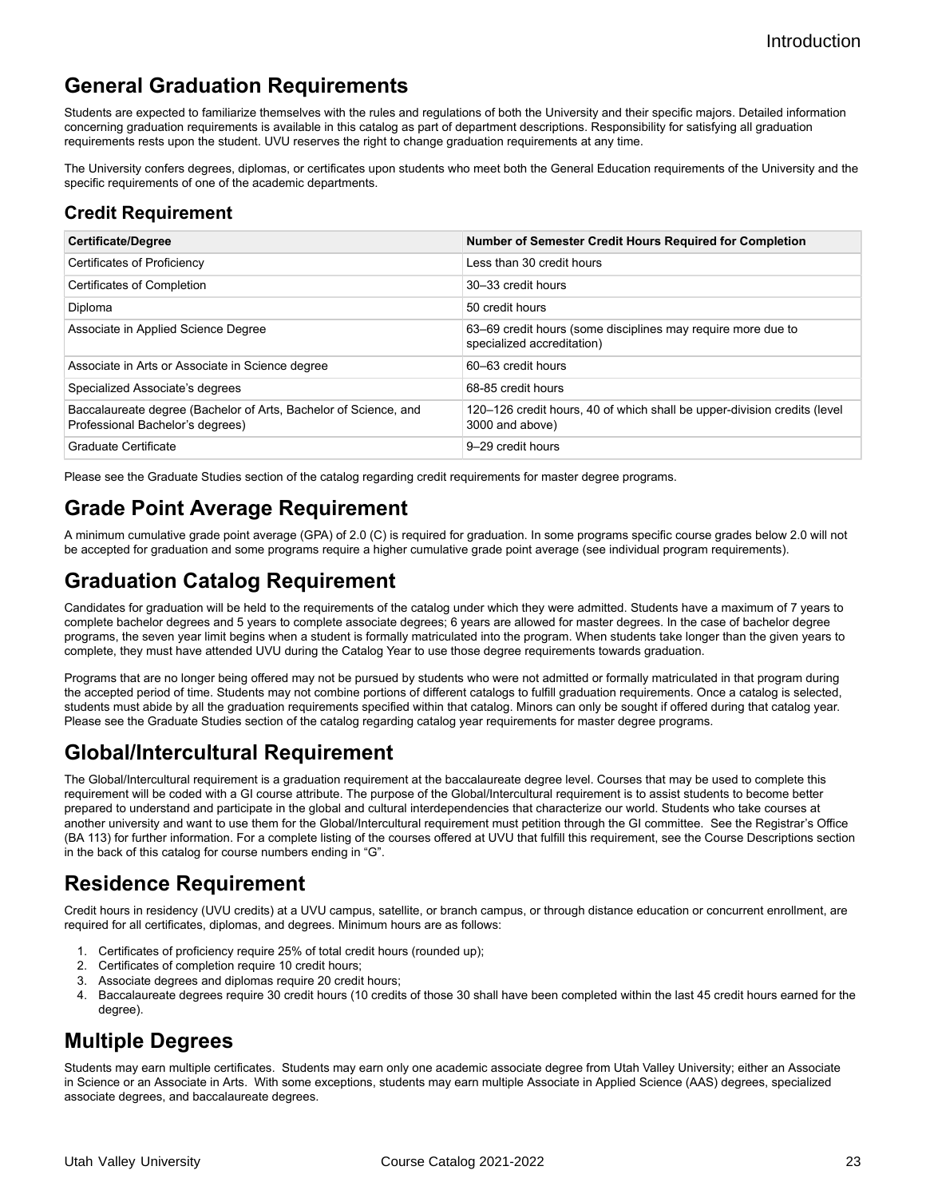# General Graduation Requirements

Students are expected to familiarize themselves with the rules and regulations of both the University and their specific majors. Detailed information concerning graduation requirements is available in this catalog as part of department descriptions. Responsibility for satisfying all graduation requirements rests upon the student. UVU reserves the right to change graduation requirements at any time.

The University confers degrees, diplomas, or certificates upon students who meet both the General Education requirements of the University and the specific requirements of one of the academic departments.

## Credit Requirement

| Certificate/Degree | Number of Semester Credit Hours Required for Completion |
|---|---|
| Certificates of Proficiency | Less than 30 credit hours |
| Certificates of Completion | 30–33 credit hours |
| Diploma | 50 credit hours |
| Associate in Applied Science Degree | 63–69 credit hours (some disciplines may require more due to specialized accreditation) |
| Associate in Arts or Associate in Science degree | 60–63 credit hours |
| Specialized Associate's degrees | 68-85 credit hours |
| Baccalaureate degree (Bachelor of Arts, Bachelor of Science, and Professional Bachelor's degrees) | 120–126 credit hours, 40 of which shall be upper-division credits (level 3000 and above) |
| Graduate Certificate | 9–29 credit hours |

Please see the Graduate Studies section of the catalog regarding credit requirements for master degree programs.

# Grade Point Average Requirement

A minimum cumulative grade point average (GPA) of 2.0 (C) is required for graduation. In some programs specific course grades below 2.0 will not be accepted for graduation and some programs require a higher cumulative grade point average (see individual program requirements).

# Graduation Catalog Requirement

Candidates for graduation will be held to the requirements of the catalog under which they were admitted. Students have a maximum of 7 years to complete bachelor degrees and 5 years to complete associate degrees; 6 years are allowed for master degrees. In the case of bachelor degree programs, the seven year limit begins when a student is formally matriculated into the program. When students take longer than the given years to complete, they must have attended UVU during the Catalog Year to use those degree requirements towards graduation.

Programs that are no longer being offered may not be pursued by students who were not admitted or formally matriculated in that program during the accepted period of time. Students may not combine portions of different catalogs to fulfill graduation requirements. Once a catalog is selected, students must abide by all the graduation requirements specified within that catalog. Minors can only be sought if offered during that catalog year. Please see the Graduate Studies section of the catalog regarding catalog year requirements for master degree programs.

# Global/Intercultural Requirement

The Global/Intercultural requirement is a graduation requirement at the baccalaureate degree level. Courses that may be used to complete this requirement will be coded with a GI course attribute. The purpose of the Global/Intercultural requirement is to assist students to become better prepared to understand and participate in the global and cultural interdependencies that characterize our world. Students who take courses at another university and want to use them for the Global/Intercultural requirement must petition through the GI committee. See the Registrar's Office (BA 113) for further information. For a complete listing of the courses offered at UVU that fulfill this requirement, see the Course Descriptions section in the back of this catalog for course numbers ending in "G".

# Residence Requirement

Credit hours in residency (UVU credits) at a UVU campus, satellite, or branch campus, or through distance education or concurrent enrollment, are required for all certificates, diplomas, and degrees. Minimum hours are as follows:

1. Certificates of proficiency require 25% of total credit hours (rounded up);
2. Certificates of completion require 10 credit hours;
3. Associate degrees and diplomas require 20 credit hours;
4. Baccalaureate degrees require 30 credit hours (10 credits of those 30 shall have been completed within the last 45 credit hours earned for the degree).

# Multiple Degrees

Students may earn multiple certificates. Students may earn only one academic associate degree from Utah Valley University; either an Associate in Science or an Associate in Arts. With some exceptions, students may earn multiple Associate in Applied Science (AAS) degrees, specialized associate degrees, and baccalaureate degrees.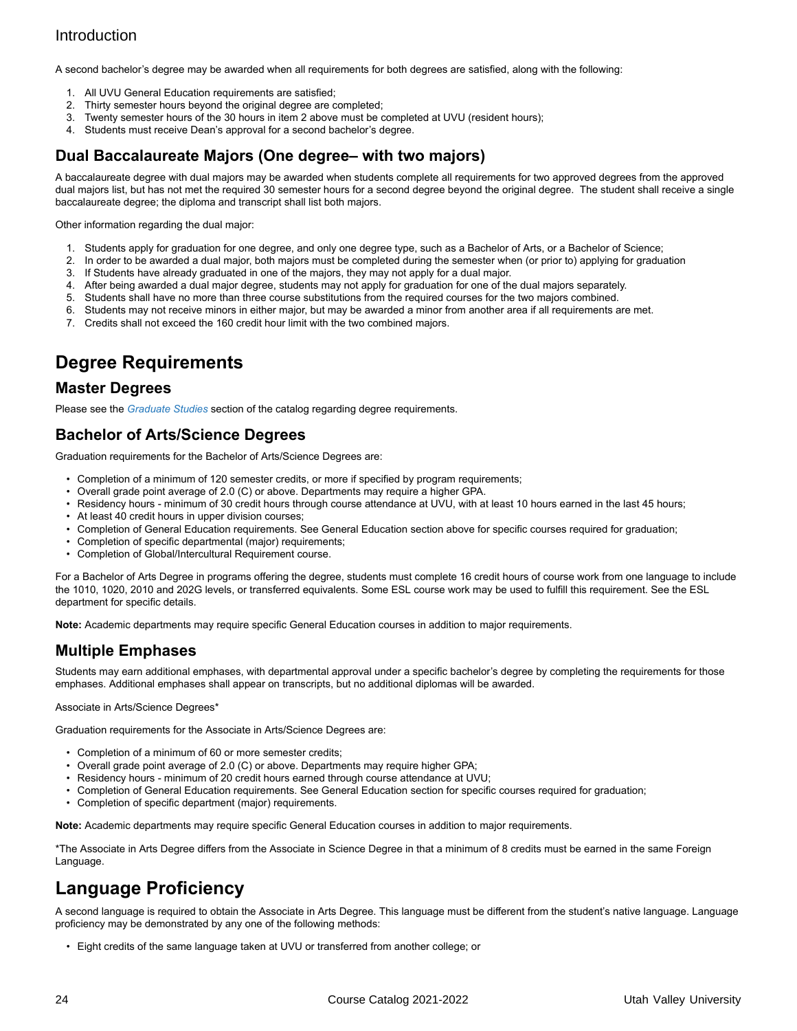A second bachelor's degree may be awarded when all requirements for both degrees are satisfied, along with the following:

1. All UVU General Education requirements are satisfied;
2. Thirty semester hours beyond the original degree are completed;
3. Twenty semester hours of the 30 hours in item 2 above must be completed at UVU (resident hours);
4. Students must receive Dean's approval for a second bachelor's degree.

### Dual Baccalaureate Majors (One degree– with two majors)

A baccalaureate degree with dual majors may be awarded when students complete all requirements for two approved degrees from the approved dual majors list, but has not met the required 30 semester hours for a second degree beyond the original degree.  The student shall receive a single baccalaureate degree; the diploma and transcript shall list both majors.

Other information regarding the dual major:

1. Students apply for graduation for one degree, and only one degree type, such as a Bachelor of Arts, or a Bachelor of Science;
2. In order to be awarded a dual major, both majors must be completed during the semester when (or prior to) applying for graduation
3. If Students have already graduated in one of the majors, they may not apply for a dual major.
4. After being awarded a dual major degree, students may not apply for graduation for one of the dual majors separately.
5. Students shall have no more than three course substitutions from the required courses for the two majors combined.
6. Students may not receive minors in either major, but may be awarded a minor from another area if all requirements are met.
7. Credits shall not exceed the 160 credit hour limit with the two combined majors.

## Degree Requirements

### Master Degrees

Please see the *Graduate Studies* section of the catalog regarding degree requirements.

### Bachelor of Arts/Science Degrees

Graduation requirements for the Bachelor of Arts/Science Degrees are:

- Completion of a minimum of 120 semester credits, or more if specified by program requirements;
- Overall grade point average of 2.0 (C) or above. Departments may require a higher GPA.
- Residency hours - minimum of 30 credit hours through course attendance at UVU, with at least 10 hours earned in the last 45 hours;
- At least 40 credit hours in upper division courses;
- Completion of General Education requirements. See General Education section above for specific courses required for graduation;
- Completion of specific departmental (major) requirements;
- Completion of Global/Intercultural Requirement course.

For a Bachelor of Arts Degree in programs offering the degree, students must complete 16 credit hours of course work from one language to include the 1010, 1020, 2010 and 202G levels, or transferred equivalents. Some ESL course work may be used to fulfill this requirement. See the ESL department for specific details.

**Note:** Academic departments may require specific General Education courses in addition to major requirements.

### Multiple Emphases

Students may earn additional emphases, with departmental approval under a specific bachelor's degree by completing the requirements for those emphases. Additional emphases shall appear on transcripts, but no additional diplomas will be awarded.

Associate in Arts/Science Degrees*

Graduation requirements for the Associate in Arts/Science Degrees are:

- Completion of a minimum of 60 or more semester credits;
- Overall grade point average of 2.0 (C) or above. Departments may require higher GPA;
- Residency hours - minimum of 20 credit hours earned through course attendance at UVU;
- Completion of General Education requirements. See General Education section for specific courses required for graduation;
- Completion of specific department (major) requirements.

**Note:** Academic departments may require specific General Education courses in addition to major requirements.

*The Associate in Arts Degree differs from the Associate in Science Degree in that a minimum of 8 credits must be earned in the same Foreign Language.

## Language Proficiency

A second language is required to obtain the Associate in Arts Degree. This language must be different from the student's native language. Language proficiency may be demonstrated by any one of the following methods:

- Eight credits of the same language taken at UVU or transferred from another college; or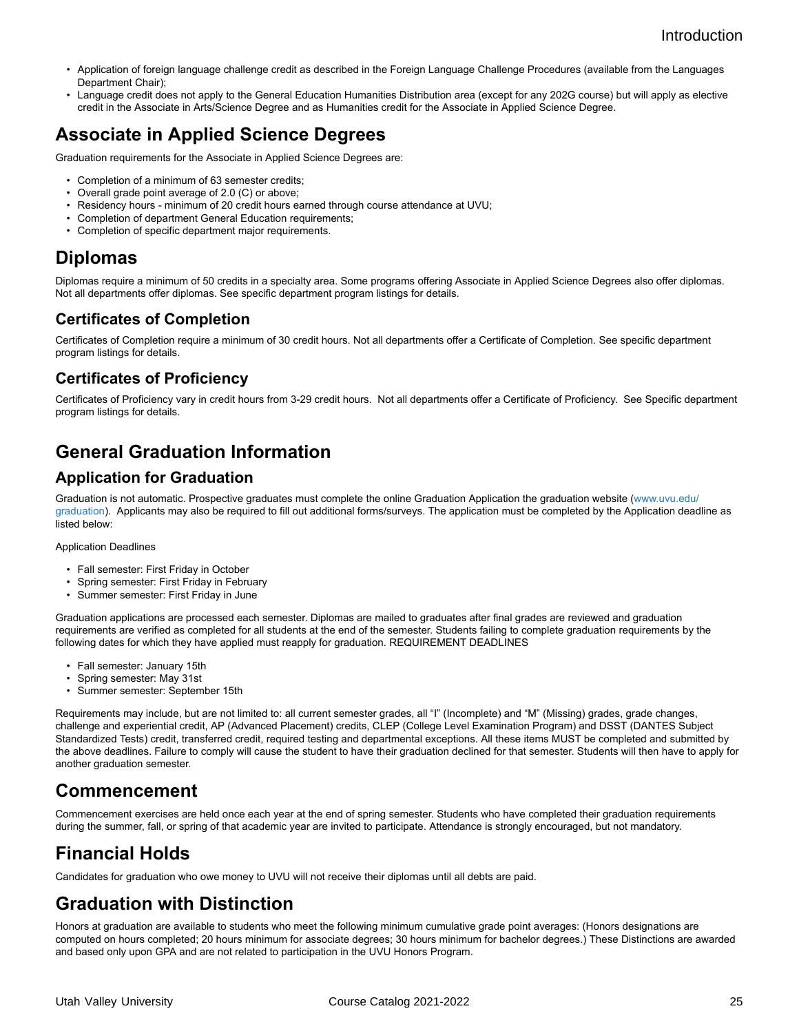- Application of foreign language challenge credit as described in the Foreign Language Challenge Procedures (available from the Languages Department Chair);
- Language credit does not apply to the General Education Humanities Distribution area (except for any 202G course) but will apply as elective credit in the Associate in Arts/Science Degree and as Humanities credit for the Associate in Applied Science Degree.

## Associate in Applied Science Degrees

Graduation requirements for the Associate in Applied Science Degrees are:

- Completion of a minimum of 63 semester credits;
- Overall grade point average of 2.0 (C) or above;
- Residency hours - minimum of 20 credit hours earned through course attendance at UVU;
- Completion of department General Education requirements;
- Completion of specific department major requirements.

## Diplomas

Diplomas require a minimum of 50 credits in a specialty area. Some programs offering Associate in Applied Science Degrees also offer diplomas. Not all departments offer diplomas. See specific department program listings for details.

### Certificates of Completion

Certificates of Completion require a minimum of 30 credit hours. Not all departments offer a Certificate of Completion. See specific department program listings for details.

### Certificates of Proficiency

Certificates of Proficiency vary in credit hours from 3-29 credit hours. Not all departments offer a Certificate of Proficiency. See Specific department program listings for details.

## General Graduation Information

### Application for Graduation

Graduation is not automatic. Prospective graduates must complete the online Graduation Application the graduation website (www.uvu.edu/graduation). Applicants may also be required to fill out additional forms/surveys. The application must be completed by the Application deadline as listed below:

Application Deadlines

- Fall semester: First Friday in October
- Spring semester: First Friday in February
- Summer semester: First Friday in June

Graduation applications are processed each semester. Diplomas are mailed to graduates after final grades are reviewed and graduation requirements are verified as completed for all students at the end of the semester. Students failing to complete graduation requirements by the following dates for which they have applied must reapply for graduation. REQUIREMENT DEADLINES

- Fall semester: January 15th
- Spring semester: May 31st
- Summer semester: September 15th

Requirements may include, but are not limited to: all current semester grades, all "I" (Incomplete) and "M" (Missing) grades, grade changes, challenge and experiential credit, AP (Advanced Placement) credits, CLEP (College Level Examination Program) and DSST (DANTES Subject Standardized Tests) credit, transferred credit, required testing and departmental exceptions. All these items MUST be completed and submitted by the above deadlines. Failure to comply will cause the student to have their graduation declined for that semester. Students will then have to apply for another graduation semester.

## Commencement

Commencement exercises are held once each year at the end of spring semester. Students who have completed their graduation requirements during the summer, fall, or spring of that academic year are invited to participate. Attendance is strongly encouraged, but not mandatory.

## Financial Holds

Candidates for graduation who owe money to UVU will not receive their diplomas until all debts are paid.

## Graduation with Distinction

Honors at graduation are available to students who meet the following minimum cumulative grade point averages: (Honors designations are computed on hours completed; 20 hours minimum for associate degrees; 30 hours minimum for bachelor degrees.) These Distinctions are awarded and based only upon GPA and are not related to participation in the UVU Honors Program.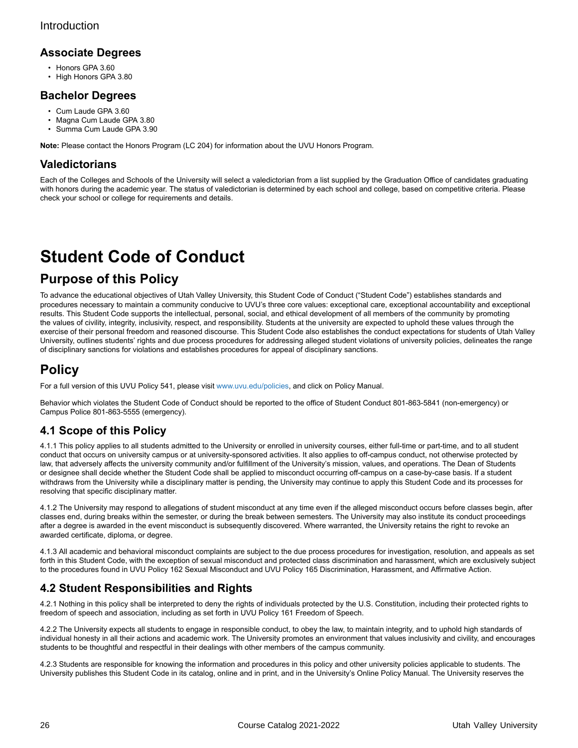## Associate Degrees

- Honors GPA 3.60
- High Honors GPA 3.80

## Bachelor Degrees

- Cum Laude GPA 3.60
- Magna Cum Laude GPA 3.80
- Summa Cum Laude GPA 3.90

**Note:** Please contact the Honors Program (LC 204) for information about the UVU Honors Program.

## Valedictorians

Each of the Colleges and Schools of the University will select a valedictorian from a list supplied by the Graduation Office of candidates graduating with honors during the academic year. The status of valedictorian is determined by each school and college, based on competitive criteria. Please check your school or college for requirements and details.

# Student Code of Conduct

## Purpose of this Policy

To advance the educational objectives of Utah Valley University, this Student Code of Conduct ("Student Code") establishes standards and procedures necessary to maintain a community conducive to UVU's three core values: exceptional care, exceptional accountability and exceptional results. This Student Code supports the intellectual, personal, social, and ethical development of all members of the community by promoting the values of civility, integrity, inclusivity, respect, and responsibility. Students at the university are expected to uphold these values through the exercise of their personal freedom and reasoned discourse. This Student Code also establishes the conduct expectations for students of Utah Valley University, outlines students' rights and due process procedures for addressing alleged student violations of university policies, delineates the range of disciplinary sanctions for violations and establishes procedures for appeal of disciplinary sanctions.

## Policy

For a full version of this UVU Policy 541, please visit www.uvu.edu/policies, and click on Policy Manual.

Behavior which violates the Student Code of Conduct should be reported to the office of Student Conduct 801-863-5841 (non-emergency) or Campus Police 801-863-5555 (emergency).

### 4.1 Scope of this Policy

4.1.1 This policy applies to all students admitted to the University or enrolled in university courses, either full-time or part-time, and to all student conduct that occurs on university campus or at university-sponsored activities. It also applies to off-campus conduct, not otherwise protected by law, that adversely affects the university community and/or fulfillment of the University's mission, values, and operations. The Dean of Students or designee shall decide whether the Student Code shall be applied to misconduct occurring off-campus on a case-by-case basis. If a student withdraws from the University while a disciplinary matter is pending, the University may continue to apply this Student Code and its processes for resolving that specific disciplinary matter.

4.1.2 The University may respond to allegations of student misconduct at any time even if the alleged misconduct occurs before classes begin, after classes end, during breaks within the semester, or during the break between semesters. The University may also institute its conduct proceedings after a degree is awarded in the event misconduct is subsequently discovered. Where warranted, the University retains the right to revoke an awarded certificate, diploma, or degree.

4.1.3 All academic and behavioral misconduct complaints are subject to the due process procedures for investigation, resolution, and appeals as set forth in this Student Code, with the exception of sexual misconduct and protected class discrimination and harassment, which are exclusively subject to the procedures found in UVU Policy 162 Sexual Misconduct and UVU Policy 165 Discrimination, Harassment, and Affirmative Action.

### 4.2 Student Responsibilities and Rights

4.2.1 Nothing in this policy shall be interpreted to deny the rights of individuals protected by the U.S. Constitution, including their protected rights to freedom of speech and association, including as set forth in UVU Policy 161 Freedom of Speech.

4.2.2 The University expects all students to engage in responsible conduct, to obey the law, to maintain integrity, and to uphold high standards of individual honesty in all their actions and academic work. The University promotes an environment that values inclusivity and civility, and encourages students to be thoughtful and respectful in their dealings with other members of the campus community.

4.2.3 Students are responsible for knowing the information and procedures in this policy and other university policies applicable to students. The University publishes this Student Code in its catalog, online and in print, and in the University's Online Policy Manual. The University reserves the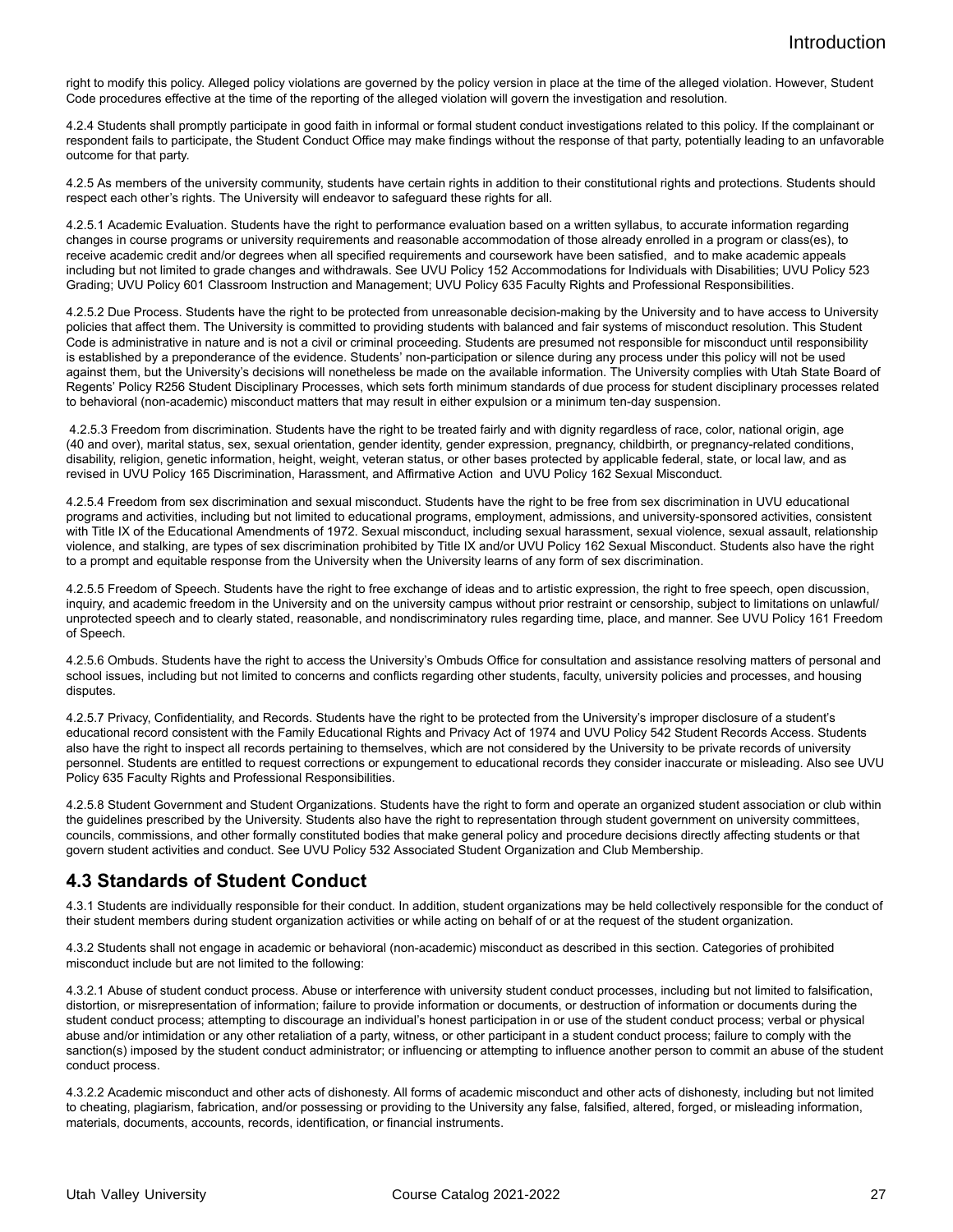right to modify this policy. Alleged policy violations are governed by the policy version in place at the time of the alleged violation. However, Student Code procedures effective at the time of the reporting of the alleged violation will govern the investigation and resolution.

4.2.4 Students shall promptly participate in good faith in informal or formal student conduct investigations related to this policy. If the complainant or respondent fails to participate, the Student Conduct Office may make findings without the response of that party, potentially leading to an unfavorable outcome for that party.

4.2.5 As members of the university community, students have certain rights in addition to their constitutional rights and protections. Students should respect each other's rights. The University will endeavor to safeguard these rights for all.

4.2.5.1 Academic Evaluation. Students have the right to performance evaluation based on a written syllabus, to accurate information regarding changes in course programs or university requirements and reasonable accommodation of those already enrolled in a program or class(es), to receive academic credit and/or degrees when all specified requirements and coursework have been satisfied, and to make academic appeals including but not limited to grade changes and withdrawals. See UVU Policy 152 Accommodations for Individuals with Disabilities; UVU Policy 523 Grading; UVU Policy 601 Classroom Instruction and Management; UVU Policy 635 Faculty Rights and Professional Responsibilities.

4.2.5.2 Due Process. Students have the right to be protected from unreasonable decision-making by the University and to have access to University policies that affect them. The University is committed to providing students with balanced and fair systems of misconduct resolution. This Student Code is administrative in nature and is not a civil or criminal proceeding. Students are presumed not responsible for misconduct until responsibility is established by a preponderance of the evidence. Students' non-participation or silence during any process under this policy will not be used against them, but the University's decisions will nonetheless be made on the available information. The University complies with Utah State Board of Regents' Policy R256 Student Disciplinary Processes, which sets forth minimum standards of due process for student disciplinary processes related to behavioral (non-academic) misconduct matters that may result in either expulsion or a minimum ten-day suspension.

4.2.5.3 Freedom from discrimination. Students have the right to be treated fairly and with dignity regardless of race, color, national origin, age (40 and over), marital status, sex, sexual orientation, gender identity, gender expression, pregnancy, childbirth, or pregnancy-related conditions, disability, religion, genetic information, height, weight, veteran status, or other bases protected by applicable federal, state, or local law, and as revised in UVU Policy 165 Discrimination, Harassment, and Affirmative Action and UVU Policy 162 Sexual Misconduct.

4.2.5.4 Freedom from sex discrimination and sexual misconduct. Students have the right to be free from sex discrimination in UVU educational programs and activities, including but not limited to educational programs, employment, admissions, and university-sponsored activities, consistent with Title IX of the Educational Amendments of 1972. Sexual misconduct, including sexual harassment, sexual violence, sexual assault, relationship violence, and stalking, are types of sex discrimination prohibited by Title IX and/or UVU Policy 162 Sexual Misconduct. Students also have the right to a prompt and equitable response from the University when the University learns of any form of sex discrimination.

4.2.5.5 Freedom of Speech. Students have the right to free exchange of ideas and to artistic expression, the right to free speech, open discussion, inquiry, and academic freedom in the University and on the university campus without prior restraint or censorship, subject to limitations on unlawful/ unprotected speech and to clearly stated, reasonable, and nondiscriminatory rules regarding time, place, and manner. See UVU Policy 161 Freedom of Speech.

4.2.5.6 Ombuds. Students have the right to access the University's Ombuds Office for consultation and assistance resolving matters of personal and school issues, including but not limited to concerns and conflicts regarding other students, faculty, university policies and processes, and housing disputes.

4.2.5.7 Privacy, Confidentiality, and Records. Students have the right to be protected from the University's improper disclosure of a student's educational record consistent with the Family Educational Rights and Privacy Act of 1974 and UVU Policy 542 Student Records Access. Students also have the right to inspect all records pertaining to themselves, which are not considered by the University to be private records of university personnel. Students are entitled to request corrections or expungement to educational records they consider inaccurate or misleading. Also see UVU Policy 635 Faculty Rights and Professional Responsibilities.

4.2.5.8 Student Government and Student Organizations. Students have the right to form and operate an organized student association or club within the guidelines prescribed by the University. Students also have the right to representation through student government on university committees, councils, commissions, and other formally constituted bodies that make general policy and procedure decisions directly affecting students or that govern student activities and conduct. See UVU Policy 532 Associated Student Organization and Club Membership.

## 4.3 Standards of Student Conduct

4.3.1 Students are individually responsible for their conduct. In addition, student organizations may be held collectively responsible for the conduct of their student members during student organization activities or while acting on behalf of or at the request of the student organization.

4.3.2 Students shall not engage in academic or behavioral (non-academic) misconduct as described in this section. Categories of prohibited misconduct include but are not limited to the following:

4.3.2.1 Abuse of student conduct process. Abuse or interference with university student conduct processes, including but not limited to falsification, distortion, or misrepresentation of information; failure to provide information or documents, or destruction of information or documents during the student conduct process; attempting to discourage an individual's honest participation in or use of the student conduct process; verbal or physical abuse and/or intimidation or any other retaliation of a party, witness, or other participant in a student conduct process; failure to comply with the sanction(s) imposed by the student conduct administrator; or influencing or attempting to influence another person to commit an abuse of the student conduct process.

4.3.2.2 Academic misconduct and other acts of dishonesty. All forms of academic misconduct and other acts of dishonesty, including but not limited to cheating, plagiarism, fabrication, and/or possessing or providing to the University any false, falsified, altered, forged, or misleading information, materials, documents, accounts, records, identification, or financial instruments.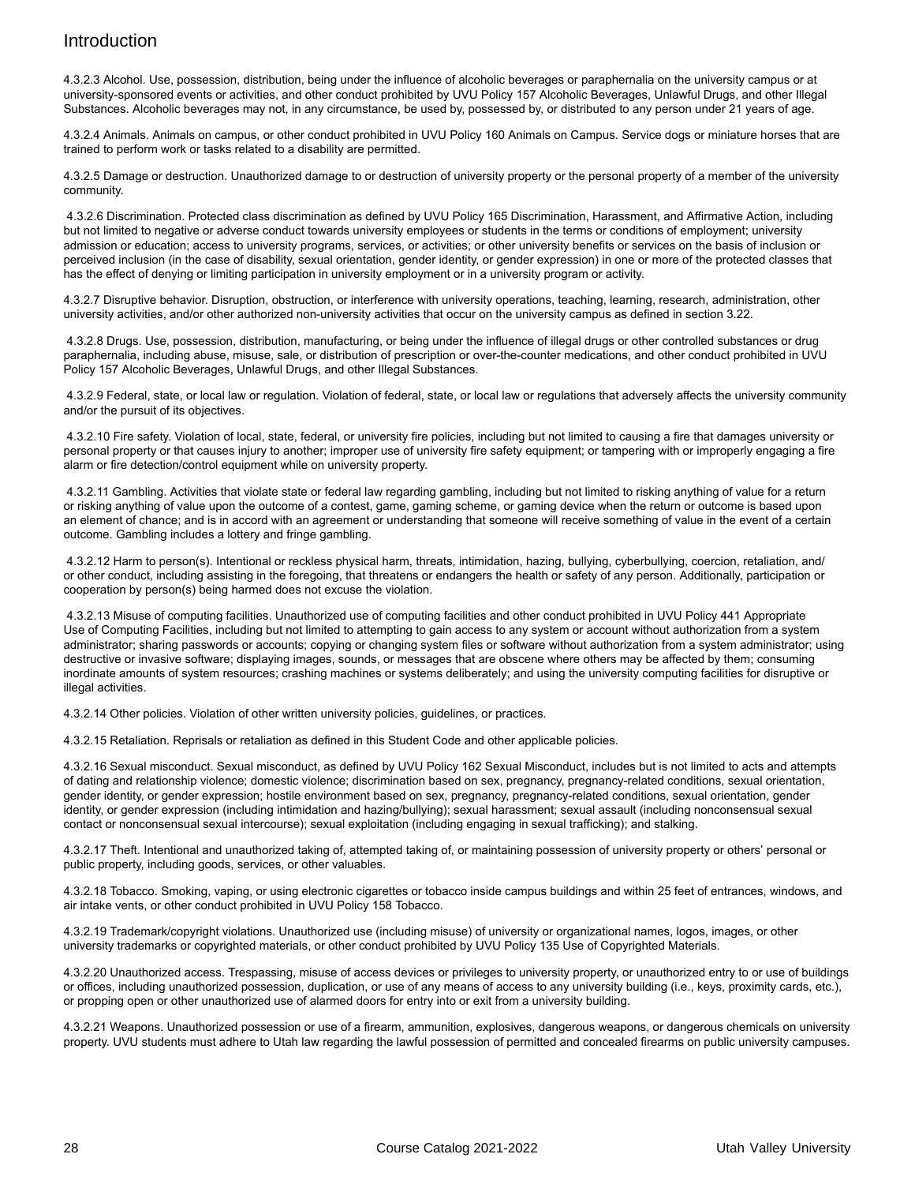4.3.2.3 Alcohol. Use, possession, distribution, being under the influence of alcoholic beverages or paraphernalia on the university campus or at university-sponsored events or activities, and other conduct prohibited by UVU Policy 157 Alcoholic Beverages, Unlawful Drugs, and other Illegal Substances. Alcoholic beverages may not, in any circumstance, be used by, possessed by, or distributed to any person under 21 years of age.

4.3.2.4 Animals. Animals on campus, or other conduct prohibited in UVU Policy 160 Animals on Campus. Service dogs or miniature horses that are trained to perform work or tasks related to a disability are permitted.

4.3.2.5 Damage or destruction. Unauthorized damage to or destruction of university property or the personal property of a member of the university community.

4.3.2.6 Discrimination. Protected class discrimination as defined by UVU Policy 165 Discrimination, Harassment, and Affirmative Action, including but not limited to negative or adverse conduct towards university employees or students in the terms or conditions of employment; university admission or education; access to university programs, services, or activities; or other university benefits or services on the basis of inclusion or perceived inclusion (in the case of disability, sexual orientation, gender identity, or gender expression) in one or more of the protected classes that has the effect of denying or limiting participation in university employment or in a university program or activity.

4.3.2.7 Disruptive behavior. Disruption, obstruction, or interference with university operations, teaching, learning, research, administration, other university activities, and/or other authorized non-university activities that occur on the university campus as defined in section 3.22.

4.3.2.8 Drugs. Use, possession, distribution, manufacturing, or being under the influence of illegal drugs or other controlled substances or drug paraphernalia, including abuse, misuse, sale, or distribution of prescription or over-the-counter medications, and other conduct prohibited in UVU Policy 157 Alcoholic Beverages, Unlawful Drugs, and other Illegal Substances.

4.3.2.9 Federal, state, or local law or regulation. Violation of federal, state, or local law or regulations that adversely affects the university community and/or the pursuit of its objectives.

4.3.2.10 Fire safety. Violation of local, state, federal, or university fire policies, including but not limited to causing a fire that damages university or personal property or that causes injury to another; improper use of university fire safety equipment; or tampering with or improperly engaging a fire alarm or fire detection/control equipment while on university property.

4.3.2.11 Gambling. Activities that violate state or federal law regarding gambling, including but not limited to risking anything of value for a return or risking anything of value upon the outcome of a contest, game, gaming scheme, or gaming device when the return or outcome is based upon an element of chance; and is in accord with an agreement or understanding that someone will receive something of value in the event of a certain outcome. Gambling includes a lottery and fringe gambling.

4.3.2.12 Harm to person(s). Intentional or reckless physical harm, threats, intimidation, hazing, bullying, cyberbullying, coercion, retaliation, and/or other conduct, including assisting in the foregoing, that threatens or endangers the health or safety of any person. Additionally, participation or cooperation by person(s) being harmed does not excuse the violation.

4.3.2.13 Misuse of computing facilities. Unauthorized use of computing facilities and other conduct prohibited in UVU Policy 441 Appropriate Use of Computing Facilities, including but not limited to attempting to gain access to any system or account without authorization from a system administrator; sharing passwords or accounts; copying or changing system files or software without authorization from a system administrator; using destructive or invasive software; displaying images, sounds, or messages that are obscene where others may be affected by them; consuming inordinate amounts of system resources; crashing machines or systems deliberately; and using the university computing facilities for disruptive or illegal activities.

4.3.2.14 Other policies. Violation of other written university policies, guidelines, or practices.

4.3.2.15 Retaliation. Reprisals or retaliation as defined in this Student Code and other applicable policies.

4.3.2.16 Sexual misconduct. Sexual misconduct, as defined by UVU Policy 162 Sexual Misconduct, includes but is not limited to acts and attempts of dating and relationship violence; domestic violence; discrimination based on sex, pregnancy, pregnancy-related conditions, sexual orientation, gender identity, or gender expression; hostile environment based on sex, pregnancy, pregnancy-related conditions, sexual orientation, gender identity, or gender expression (including intimidation and hazing/bullying); sexual harassment; sexual assault (including nonconsensual sexual contact or nonconsensual sexual intercourse); sexual exploitation (including engaging in sexual trafficking); and stalking.

4.3.2.17 Theft. Intentional and unauthorized taking of, attempted taking of, or maintaining possession of university property or others' personal or public property, including goods, services, or other valuables.

4.3.2.18 Tobacco. Smoking, vaping, or using electronic cigarettes or tobacco inside campus buildings and within 25 feet of entrances, windows, and air intake vents, or other conduct prohibited in UVU Policy 158 Tobacco.

4.3.2.19 Trademark/copyright violations. Unauthorized use (including misuse) of university or organizational names, logos, images, or other university trademarks or copyrighted materials, or other conduct prohibited by UVU Policy 135 Use of Copyrighted Materials.

4.3.2.20 Unauthorized access. Trespassing, misuse of access devices or privileges to university property, or unauthorized entry to or use of buildings or offices, including unauthorized possession, duplication, or use of any means of access to any university building (i.e., keys, proximity cards, etc.), or propping open or other unauthorized use of alarmed doors for entry into or exit from a university building.

4.3.2.21 Weapons. Unauthorized possession or use of a firearm, ammunition, explosives, dangerous weapons, or dangerous chemicals on university property. UVU students must adhere to Utah law regarding the lawful possession of permitted and concealed firearms on public university campuses.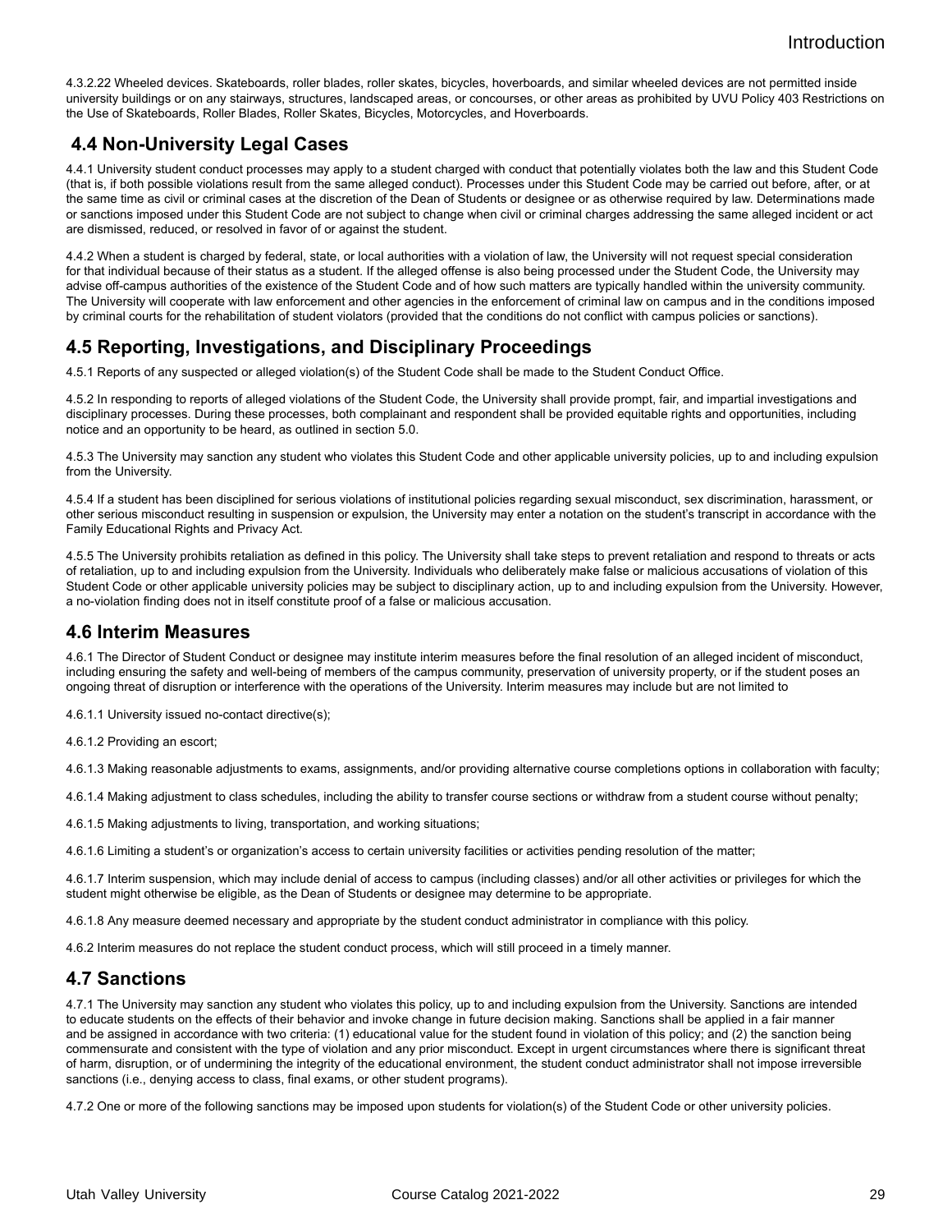4.3.2.22 Wheeled devices. Skateboards, roller blades, roller skates, bicycles, hoverboards, and similar wheeled devices are not permitted inside university buildings or on any stairways, structures, landscaped areas, or concourses, or other areas as prohibited by UVU Policy 403 Restrictions on the Use of Skateboards, Roller Blades, Roller Skates, Bicycles, Motorcycles, and Hoverboards.

## 4.4 Non-University Legal Cases

4.4.1 University student conduct processes may apply to a student charged with conduct that potentially violates both the law and this Student Code (that is, if both possible violations result from the same alleged conduct). Processes under this Student Code may be carried out before, after, or at the same time as civil or criminal cases at the discretion of the Dean of Students or designee or as otherwise required by law. Determinations made or sanctions imposed under this Student Code are not subject to change when civil or criminal charges addressing the same alleged incident or act are dismissed, reduced, or resolved in favor of or against the student.

4.4.2 When a student is charged by federal, state, or local authorities with a violation of law, the University will not request special consideration for that individual because of their status as a student. If the alleged offense is also being processed under the Student Code, the University may advise off-campus authorities of the existence of the Student Code and of how such matters are typically handled within the university community. The University will cooperate with law enforcement and other agencies in the enforcement of criminal law on campus and in the conditions imposed by criminal courts for the rehabilitation of student violators (provided that the conditions do not conflict with campus policies or sanctions).

## 4.5 Reporting, Investigations, and Disciplinary Proceedings

4.5.1 Reports of any suspected or alleged violation(s) of the Student Code shall be made to the Student Conduct Office.

4.5.2 In responding to reports of alleged violations of the Student Code, the University shall provide prompt, fair, and impartial investigations and disciplinary processes. During these processes, both complainant and respondent shall be provided equitable rights and opportunities, including notice and an opportunity to be heard, as outlined in section 5.0.

4.5.3 The University may sanction any student who violates this Student Code and other applicable university policies, up to and including expulsion from the University.

4.5.4 If a student has been disciplined for serious violations of institutional policies regarding sexual misconduct, sex discrimination, harassment, or other serious misconduct resulting in suspension or expulsion, the University may enter a notation on the student's transcript in accordance with the Family Educational Rights and Privacy Act.

4.5.5 The University prohibits retaliation as defined in this policy. The University shall take steps to prevent retaliation and respond to threats or acts of retaliation, up to and including expulsion from the University. Individuals who deliberately make false or malicious accusations of violation of this Student Code or other applicable university policies may be subject to disciplinary action, up to and including expulsion from the University. However, a no-violation finding does not in itself constitute proof of a false or malicious accusation.

## 4.6 Interim Measures

4.6.1 The Director of Student Conduct or designee may institute interim measures before the final resolution of an alleged incident of misconduct, including ensuring the safety and well-being of members of the campus community, preservation of university property, or if the student poses an ongoing threat of disruption or interference with the operations of the University. Interim measures may include but are not limited to

4.6.1.1 University issued no-contact directive(s);

4.6.1.2 Providing an escort;

4.6.1.3 Making reasonable adjustments to exams, assignments, and/or providing alternative course completions options in collaboration with faculty;

4.6.1.4 Making adjustment to class schedules, including the ability to transfer course sections or withdraw from a student course without penalty;

4.6.1.5 Making adjustments to living, transportation, and working situations;

4.6.1.6 Limiting a student's or organization's access to certain university facilities or activities pending resolution of the matter;

4.6.1.7 Interim suspension, which may include denial of access to campus (including classes) and/or all other activities or privileges for which the student might otherwise be eligible, as the Dean of Students or designee may determine to be appropriate.

4.6.1.8 Any measure deemed necessary and appropriate by the student conduct administrator in compliance with this policy.

4.6.2 Interim measures do not replace the student conduct process, which will still proceed in a timely manner.

## 4.7 Sanctions

4.7.1 The University may sanction any student who violates this policy, up to and including expulsion from the University. Sanctions are intended to educate students on the effects of their behavior and invoke change in future decision making. Sanctions shall be applied in a fair manner and be assigned in accordance with two criteria: (1) educational value for the student found in violation of this policy; and (2) the sanction being commensurate and consistent with the type of violation and any prior misconduct. Except in urgent circumstances where there is significant threat of harm, disruption, or of undermining the integrity of the educational environment, the student conduct administrator shall not impose irreversible sanctions (i.e., denying access to class, final exams, or other student programs).

4.7.2 One or more of the following sanctions may be imposed upon students for violation(s) of the Student Code or other university policies.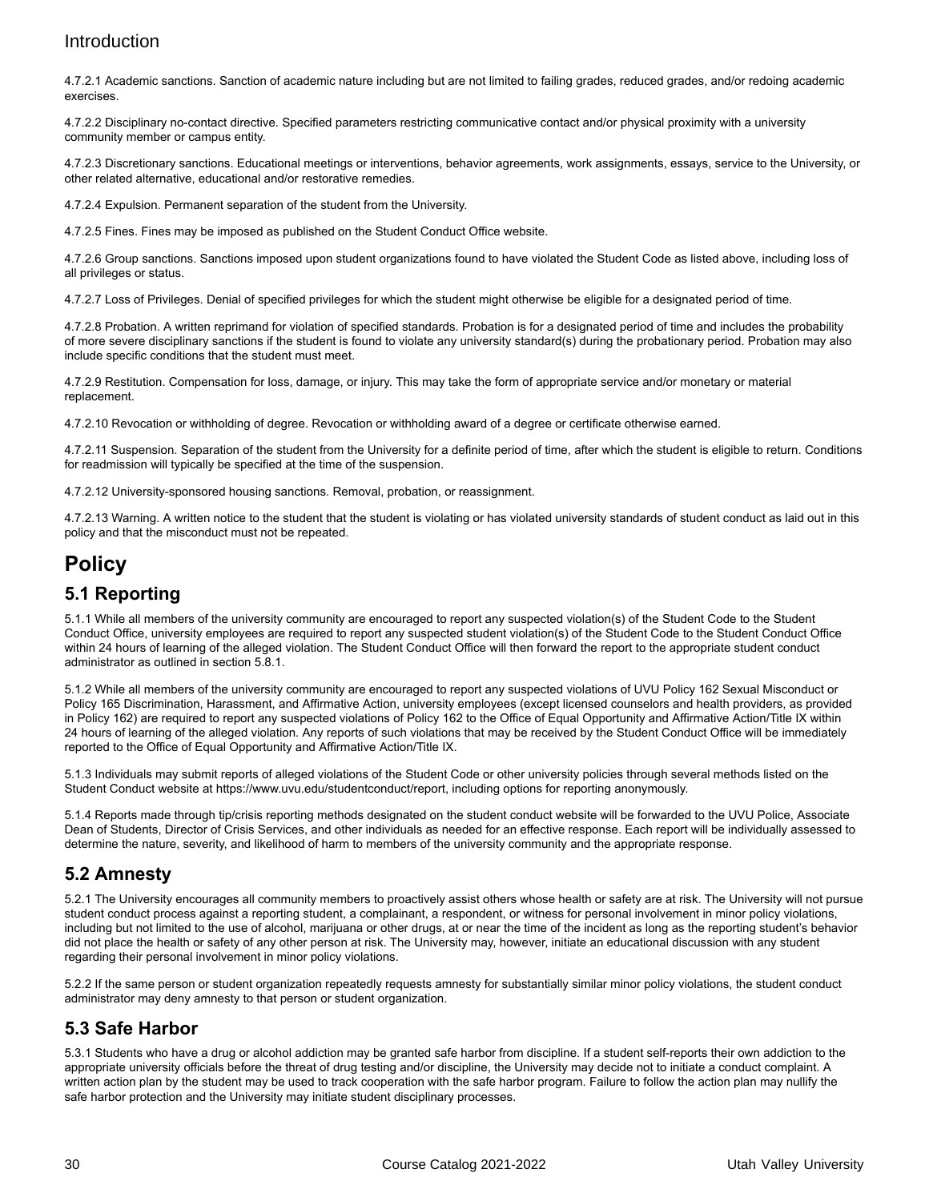4.7.2.1 Academic sanctions. Sanction of academic nature including but are not limited to failing grades, reduced grades, and/or redoing academic exercises.

4.7.2.2 Disciplinary no-contact directive. Specified parameters restricting communicative contact and/or physical proximity with a university community member or campus entity.

4.7.2.3 Discretionary sanctions. Educational meetings or interventions, behavior agreements, work assignments, essays, service to the University, or other related alternative, educational and/or restorative remedies.

4.7.2.4 Expulsion. Permanent separation of the student from the University.

4.7.2.5 Fines. Fines may be imposed as published on the Student Conduct Office website.

4.7.2.6 Group sanctions. Sanctions imposed upon student organizations found to have violated the Student Code as listed above, including loss of all privileges or status.

4.7.2.7 Loss of Privileges. Denial of specified privileges for which the student might otherwise be eligible for a designated period of time.

4.7.2.8 Probation. A written reprimand for violation of specified standards. Probation is for a designated period of time and includes the probability of more severe disciplinary sanctions if the student is found to violate any university standard(s) during the probationary period. Probation may also include specific conditions that the student must meet.

4.7.2.9 Restitution. Compensation for loss, damage, or injury. This may take the form of appropriate service and/or monetary or material replacement.

4.7.2.10 Revocation or withholding of degree. Revocation or withholding award of a degree or certificate otherwise earned.

4.7.2.11 Suspension. Separation of the student from the University for a definite period of time, after which the student is eligible to return. Conditions for readmission will typically be specified at the time of the suspension.

4.7.2.12 University-sponsored housing sanctions. Removal, probation, or reassignment.

4.7.2.13 Warning. A written notice to the student that the student is violating or has violated university standards of student conduct as laid out in this policy and that the misconduct must not be repeated.

# Policy

## 5.1 Reporting

5.1.1 While all members of the university community are encouraged to report any suspected violation(s) of the Student Code to the Student Conduct Office, university employees are required to report any suspected student violation(s) of the Student Code to the Student Conduct Office within 24 hours of learning of the alleged violation. The Student Conduct Office will then forward the report to the appropriate student conduct administrator as outlined in section 5.8.1.

5.1.2 While all members of the university community are encouraged to report any suspected violations of UVU Policy 162 Sexual Misconduct or Policy 165 Discrimination, Harassment, and Affirmative Action, university employees (except licensed counselors and health providers, as provided in Policy 162) are required to report any suspected violations of Policy 162 to the Office of Equal Opportunity and Affirmative Action/Title IX within 24 hours of learning of the alleged violation. Any reports of such violations that may be received by the Student Conduct Office will be immediately reported to the Office of Equal Opportunity and Affirmative Action/Title IX.

5.1.3 Individuals may submit reports of alleged violations of the Student Code or other university policies through several methods listed on the Student Conduct website at https://www.uvu.edu/studentconduct/report, including options for reporting anonymously.

5.1.4 Reports made through tip/crisis reporting methods designated on the student conduct website will be forwarded to the UVU Police, Associate Dean of Students, Director of Crisis Services, and other individuals as needed for an effective response. Each report will be individually assessed to determine the nature, severity, and likelihood of harm to members of the university community and the appropriate response.

## 5.2 Amnesty

5.2.1 The University encourages all community members to proactively assist others whose health or safety are at risk. The University will not pursue student conduct process against a reporting student, a complainant, a respondent, or witness for personal involvement in minor policy violations, including but not limited to the use of alcohol, marijuana or other drugs, at or near the time of the incident as long as the reporting student's behavior did not place the health or safety of any other person at risk. The University may, however, initiate an educational discussion with any student regarding their personal involvement in minor policy violations.

5.2.2 If the same person or student organization repeatedly requests amnesty for substantially similar minor policy violations, the student conduct administrator may deny amnesty to that person or student organization.

## 5.3 Safe Harbor

5.3.1 Students who have a drug or alcohol addiction may be granted safe harbor from discipline. If a student self-reports their own addiction to the appropriate university officials before the threat of drug testing and/or discipline, the University may decide not to initiate a conduct complaint. A written action plan by the student may be used to track cooperation with the safe harbor program. Failure to follow the action plan may nullify the safe harbor protection and the University may initiate student disciplinary processes.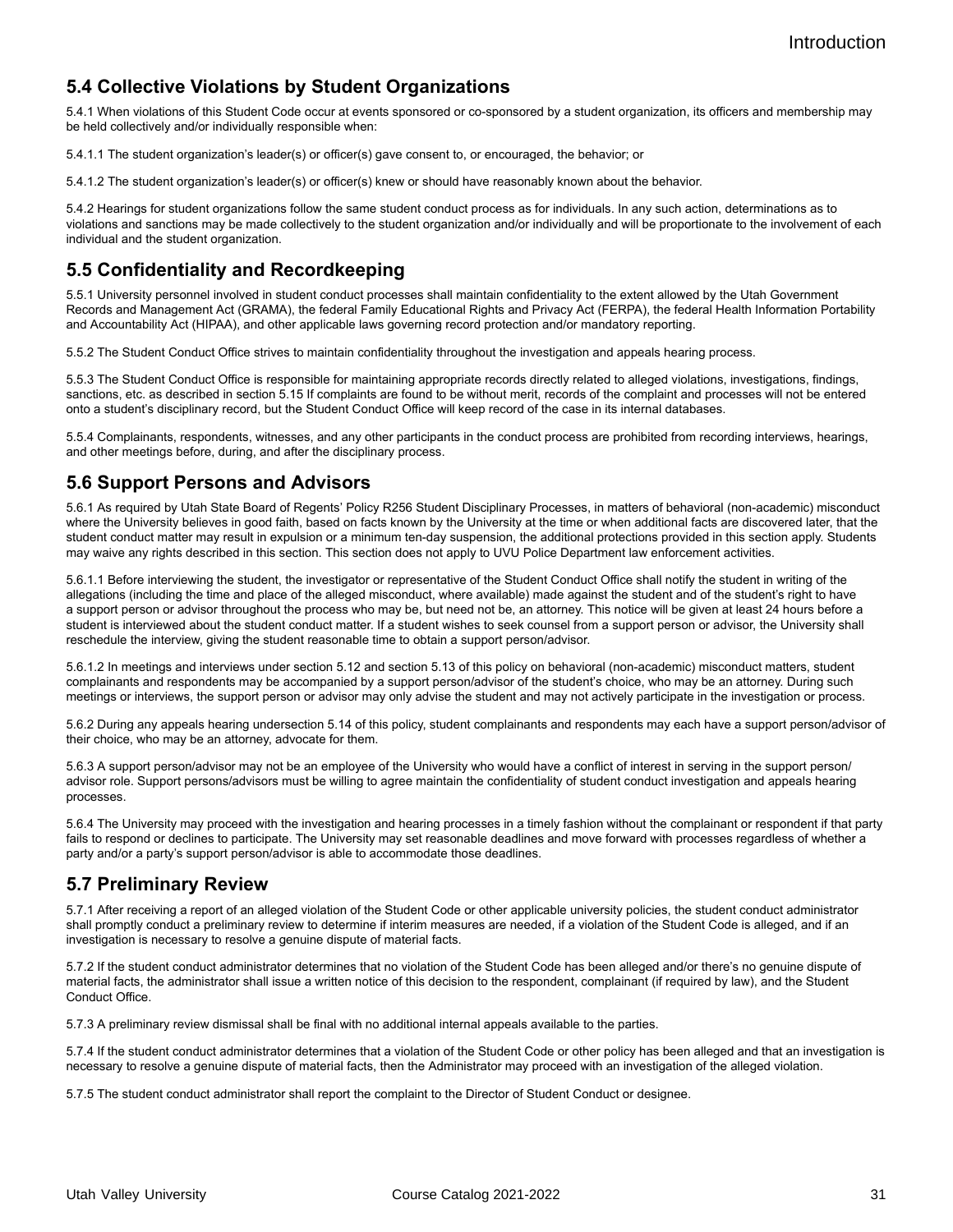## 5.4 Collective Violations by Student Organizations

5.4.1 When violations of this Student Code occur at events sponsored or co-sponsored by a student organization, its officers and membership may be held collectively and/or individually responsible when:

5.4.1.1 The student organization's leader(s) or officer(s) gave consent to, or encouraged, the behavior; or

5.4.1.2 The student organization's leader(s) or officer(s) knew or should have reasonably known about the behavior.

5.4.2 Hearings for student organizations follow the same student conduct process as for individuals. In any such action, determinations as to violations and sanctions may be made collectively to the student organization and/or individually and will be proportionate to the involvement of each individual and the student organization.

## 5.5 Confidentiality and Recordkeeping

5.5.1 University personnel involved in student conduct processes shall maintain confidentiality to the extent allowed by the Utah Government Records and Management Act (GRAMA), the federal Family Educational Rights and Privacy Act (FERPA), the federal Health Information Portability and Accountability Act (HIPAA), and other applicable laws governing record protection and/or mandatory reporting.

5.5.2 The Student Conduct Office strives to maintain confidentiality throughout the investigation and appeals hearing process.

5.5.3 The Student Conduct Office is responsible for maintaining appropriate records directly related to alleged violations, investigations, findings, sanctions, etc. as described in section 5.15 If complaints are found to be without merit, records of the complaint and processes will not be entered onto a student's disciplinary record, but the Student Conduct Office will keep record of the case in its internal databases.

5.5.4 Complainants, respondents, witnesses, and any other participants in the conduct process are prohibited from recording interviews, hearings, and other meetings before, during, and after the disciplinary process.

## 5.6 Support Persons and Advisors

5.6.1 As required by Utah State Board of Regents' Policy R256 Student Disciplinary Processes, in matters of behavioral (non-academic) misconduct where the University believes in good faith, based on facts known by the University at the time or when additional facts are discovered later, that the student conduct matter may result in expulsion or a minimum ten-day suspension, the additional protections provided in this section apply. Students may waive any rights described in this section. This section does not apply to UVU Police Department law enforcement activities.

5.6.1.1 Before interviewing the student, the investigator or representative of the Student Conduct Office shall notify the student in writing of the allegations (including the time and place of the alleged misconduct, where available) made against the student and of the student's right to have a support person or advisor throughout the process who may be, but need not be, an attorney. This notice will be given at least 24 hours before a student is interviewed about the student conduct matter. If a student wishes to seek counsel from a support person or advisor, the University shall reschedule the interview, giving the student reasonable time to obtain a support person/advisor.

5.6.1.2 In meetings and interviews under section 5.12 and section 5.13 of this policy on behavioral (non-academic) misconduct matters, student complainants and respondents may be accompanied by a support person/advisor of the student's choice, who may be an attorney. During such meetings or interviews, the support person or advisor may only advise the student and may not actively participate in the investigation or process.

5.6.2 During any appeals hearing undersection 5.14 of this policy, student complainants and respondents may each have a support person/advisor of their choice, who may be an attorney, advocate for them.

5.6.3 A support person/advisor may not be an employee of the University who would have a conflict of interest in serving in the support person/advisor role. Support persons/advisors must be willing to agree maintain the confidentiality of student conduct investigation and appeals hearing processes.

5.6.4 The University may proceed with the investigation and hearing processes in a timely fashion without the complainant or respondent if that party fails to respond or declines to participate. The University may set reasonable deadlines and move forward with processes regardless of whether a party and/or a party's support person/advisor is able to accommodate those deadlines.

## 5.7 Preliminary Review

5.7.1 After receiving a report of an alleged violation of the Student Code or other applicable university policies, the student conduct administrator shall promptly conduct a preliminary review to determine if interim measures are needed, if a violation of the Student Code is alleged, and if an investigation is necessary to resolve a genuine dispute of material facts.

5.7.2 If the student conduct administrator determines that no violation of the Student Code has been alleged and/or there's no genuine dispute of material facts, the administrator shall issue a written notice of this decision to the respondent, complainant (if required by law), and the Student Conduct Office.

5.7.3 A preliminary review dismissal shall be final with no additional internal appeals available to the parties.

5.7.4 If the student conduct administrator determines that a violation of the Student Code or other policy has been alleged and that an investigation is necessary to resolve a genuine dispute of material facts, then the Administrator may proceed with an investigation of the alleged violation.

5.7.5 The student conduct administrator shall report the complaint to the Director of Student Conduct or designee.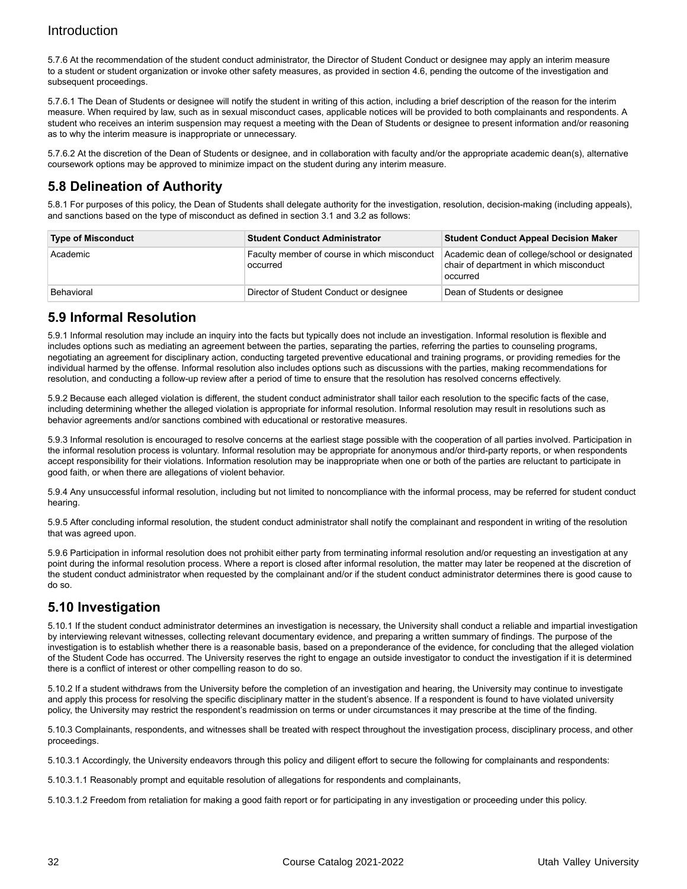5.7.6 At the recommendation of the student conduct administrator, the Director of Student Conduct or designee may apply an interim measure to a student or student organization or invoke other safety measures, as provided in section 4.6, pending the outcome of the investigation and subsequent proceedings.

5.7.6.1 The Dean of Students or designee will notify the student in writing of this action, including a brief description of the reason for the interim measure. When required by law, such as in sexual misconduct cases, applicable notices will be provided to both complainants and respondents. A student who receives an interim suspension may request a meeting with the Dean of Students or designee to present information and/or reasoning as to why the interim measure is inappropriate or unnecessary.

5.7.6.2 At the discretion of the Dean of Students or designee, and in collaboration with faculty and/or the appropriate academic dean(s), alternative coursework options may be approved to minimize impact on the student during any interim measure.

## 5.8 Delineation of Authority

5.8.1 For purposes of this policy, the Dean of Students shall delegate authority for the investigation, resolution, decision-making (including appeals), and sanctions based on the type of misconduct as defined in section 3.1 and 3.2 as follows:

| Type of Misconduct | Student Conduct Administrator | Student Conduct Appeal Decision Maker |
|---|---|---|
| Academic | Faculty member of course in which misconduct occurred | Academic dean of college/school or designated chair of department in which misconduct occurred |
| Behavioral | Director of Student Conduct or designee | Dean of Students or designee |

## 5.9 Informal Resolution

5.9.1 Informal resolution may include an inquiry into the facts but typically does not include an investigation. Informal resolution is flexible and includes options such as mediating an agreement between the parties, separating the parties, referring the parties to counseling programs, negotiating an agreement for disciplinary action, conducting targeted preventive educational and training programs, or providing remedies for the individual harmed by the offense. Informal resolution also includes options such as discussions with the parties, making recommendations for resolution, and conducting a follow-up review after a period of time to ensure that the resolution has resolved concerns effectively.

5.9.2 Because each alleged violation is different, the student conduct administrator shall tailor each resolution to the specific facts of the case, including determining whether the alleged violation is appropriate for informal resolution. Informal resolution may result in resolutions such as behavior agreements and/or sanctions combined with educational or restorative measures.

5.9.3 Informal resolution is encouraged to resolve concerns at the earliest stage possible with the cooperation of all parties involved. Participation in the informal resolution process is voluntary. Informal resolution may be appropriate for anonymous and/or third-party reports, or when respondents accept responsibility for their violations. Information resolution may be inappropriate when one or both of the parties are reluctant to participate in good faith, or when there are allegations of violent behavior.

5.9.4 Any unsuccessful informal resolution, including but not limited to noncompliance with the informal process, may be referred for student conduct hearing.

5.9.5 After concluding informal resolution, the student conduct administrator shall notify the complainant and respondent in writing of the resolution that was agreed upon.

5.9.6 Participation in informal resolution does not prohibit either party from terminating informal resolution and/or requesting an investigation at any point during the informal resolution process. Where a report is closed after informal resolution, the matter may later be reopened at the discretion of the student conduct administrator when requested by the complainant and/or if the student conduct administrator determines there is good cause to do so.

## 5.10 Investigation

5.10.1 If the student conduct administrator determines an investigation is necessary, the University shall conduct a reliable and impartial investigation by interviewing relevant witnesses, collecting relevant documentary evidence, and preparing a written summary of findings. The purpose of the investigation is to establish whether there is a reasonable basis, based on a preponderance of the evidence, for concluding that the alleged violation of the Student Code has occurred. The University reserves the right to engage an outside investigator to conduct the investigation if it is determined there is a conflict of interest or other compelling reason to do so.

5.10.2 If a student withdraws from the University before the completion of an investigation and hearing, the University may continue to investigate and apply this process for resolving the specific disciplinary matter in the student's absence. If a respondent is found to have violated university policy, the University may restrict the respondent's readmission on terms or under circumstances it may prescribe at the time of the finding.

5.10.3 Complainants, respondents, and witnesses shall be treated with respect throughout the investigation process, disciplinary process, and other proceedings.

5.10.3.1 Accordingly, the University endeavors through this policy and diligent effort to secure the following for complainants and respondents:

5.10.3.1.1 Reasonably prompt and equitable resolution of allegations for respondents and complainants,

5.10.3.1.2 Freedom from retaliation for making a good faith report or for participating in any investigation or proceeding under this policy.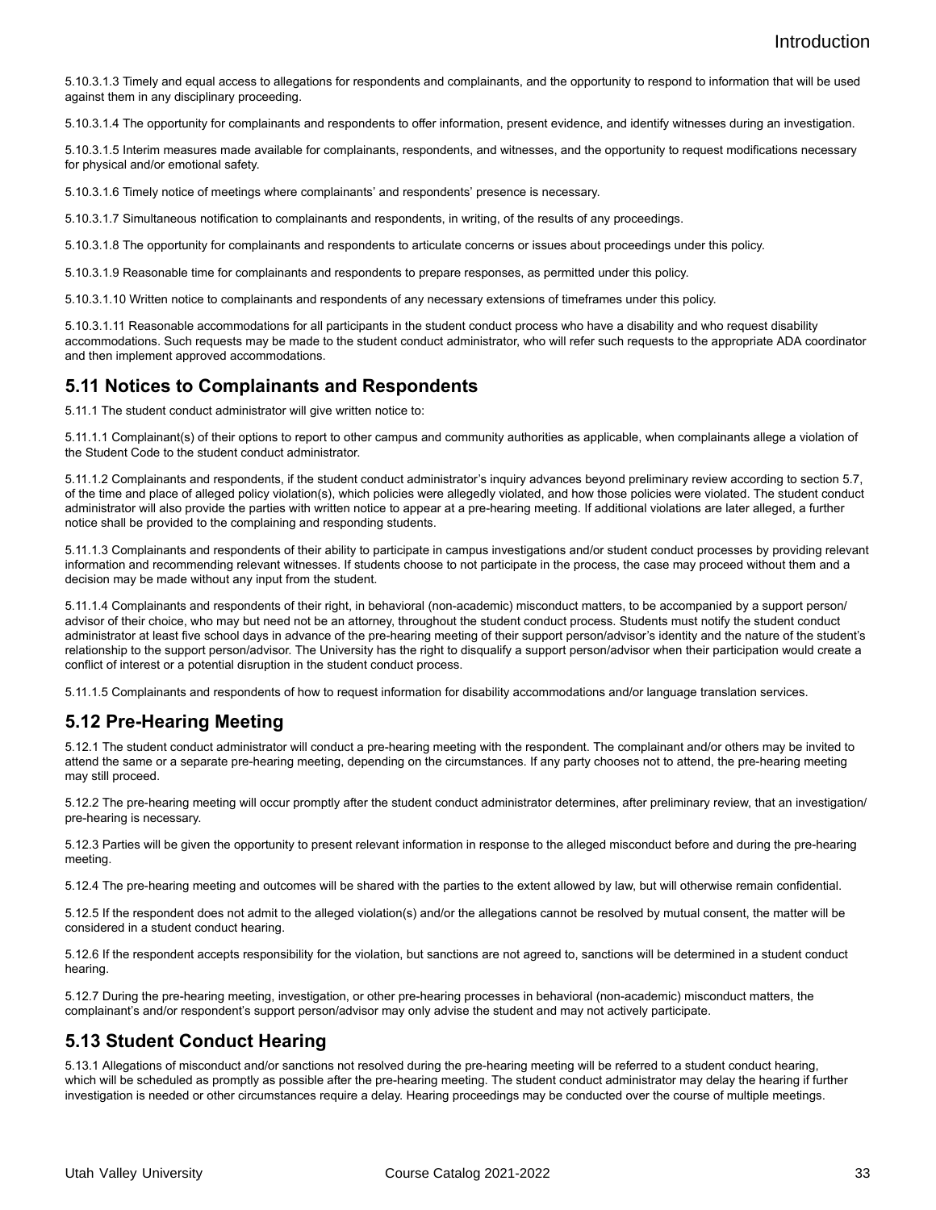5.10.3.1.3 Timely and equal access to allegations for respondents and complainants, and the opportunity to respond to information that will be used against them in any disciplinary proceeding.

5.10.3.1.4 The opportunity for complainants and respondents to offer information, present evidence, and identify witnesses during an investigation.

5.10.3.1.5 Interim measures made available for complainants, respondents, and witnesses, and the opportunity to request modifications necessary for physical and/or emotional safety.

5.10.3.1.6 Timely notice of meetings where complainants' and respondents' presence is necessary.

5.10.3.1.7 Simultaneous notification to complainants and respondents, in writing, of the results of any proceedings.

5.10.3.1.8 The opportunity for complainants and respondents to articulate concerns or issues about proceedings under this policy.

5.10.3.1.9 Reasonable time for complainants and respondents to prepare responses, as permitted under this policy.

5.10.3.1.10 Written notice to complainants and respondents of any necessary extensions of timeframes under this policy.

5.10.3.1.11 Reasonable accommodations for all participants in the student conduct process who have a disability and who request disability accommodations. Such requests may be made to the student conduct administrator, who will refer such requests to the appropriate ADA coordinator and then implement approved accommodations.

## 5.11 Notices to Complainants and Respondents

5.11.1 The student conduct administrator will give written notice to:

5.11.1.1 Complainant(s) of their options to report to other campus and community authorities as applicable, when complainants allege a violation of the Student Code to the student conduct administrator.

5.11.1.2 Complainants and respondents, if the student conduct administrator's inquiry advances beyond preliminary review according to section 5.7, of the time and place of alleged policy violation(s), which policies were allegedly violated, and how those policies were violated. The student conduct administrator will also provide the parties with written notice to appear at a pre-hearing meeting. If additional violations are later alleged, a further notice shall be provided to the complaining and responding students.

5.11.1.3 Complainants and respondents of their ability to participate in campus investigations and/or student conduct processes by providing relevant information and recommending relevant witnesses. If students choose to not participate in the process, the case may proceed without them and a decision may be made without any input from the student.

5.11.1.4 Complainants and respondents of their right, in behavioral (non-academic) misconduct matters, to be accompanied by a support person/advisor of their choice, who may but need not be an attorney, throughout the student conduct process. Students must notify the student conduct administrator at least five school days in advance of the pre-hearing meeting of their support person/advisor's identity and the nature of the student's relationship to the support person/advisor. The University has the right to disqualify a support person/advisor when their participation would create a conflict of interest or a potential disruption in the student conduct process.

5.11.1.5 Complainants and respondents of how to request information for disability accommodations and/or language translation services.

## 5.12 Pre-Hearing Meeting

5.12.1 The student conduct administrator will conduct a pre-hearing meeting with the respondent. The complainant and/or others may be invited to attend the same or a separate pre-hearing meeting, depending on the circumstances. If any party chooses not to attend, the pre-hearing meeting may still proceed.

5.12.2 The pre-hearing meeting will occur promptly after the student conduct administrator determines, after preliminary review, that an investigation/pre-hearing is necessary.

5.12.3 Parties will be given the opportunity to present relevant information in response to the alleged misconduct before and during the pre-hearing meeting.

5.12.4 The pre-hearing meeting and outcomes will be shared with the parties to the extent allowed by law, but will otherwise remain confidential.

5.12.5 If the respondent does not admit to the alleged violation(s) and/or the allegations cannot be resolved by mutual consent, the matter will be considered in a student conduct hearing.

5.12.6 If the respondent accepts responsibility for the violation, but sanctions are not agreed to, sanctions will be determined in a student conduct hearing.

5.12.7 During the pre-hearing meeting, investigation, or other pre-hearing processes in behavioral (non-academic) misconduct matters, the complainant's and/or respondent's support person/advisor may only advise the student and may not actively participate.

## 5.13 Student Conduct Hearing

5.13.1 Allegations of misconduct and/or sanctions not resolved during the pre-hearing meeting will be referred to a student conduct hearing, which will be scheduled as promptly as possible after the pre-hearing meeting. The student conduct administrator may delay the hearing if further investigation is needed or other circumstances require a delay. Hearing proceedings may be conducted over the course of multiple meetings.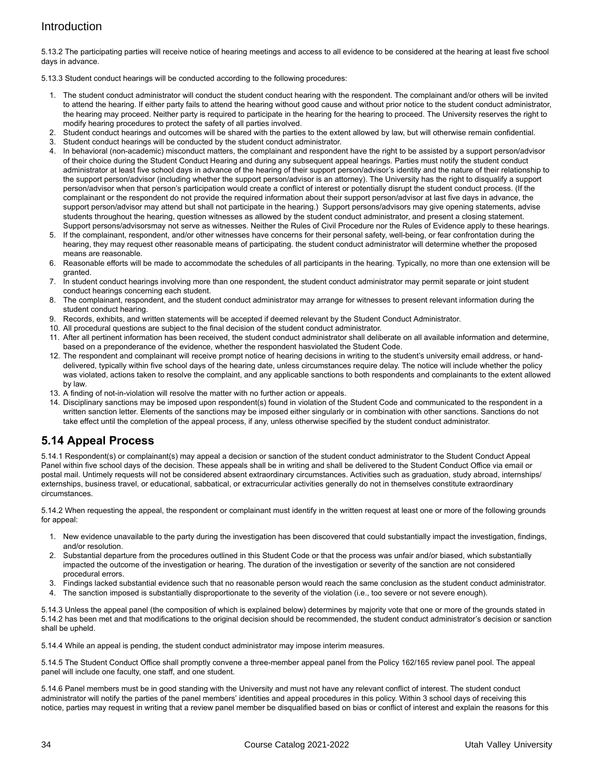5.13.2 The participating parties will receive notice of hearing meetings and access to all evidence to be considered at the hearing at least five school days in advance.

5.13.3 Student conduct hearings will be conducted according to the following procedures:

1. The student conduct administrator will conduct the student conduct hearing with the respondent. The complainant and/or others will be invited to attend the hearing. If either party fails to attend the hearing without good cause and without prior notice to the student conduct administrator, the hearing may proceed. Neither party is required to participate in the hearing for the hearing to proceed. The University reserves the right to modify hearing procedures to protect the safety of all parties involved.
2. Student conduct hearings and outcomes will be shared with the parties to the extent allowed by law, but will otherwise remain confidential.
3. Student conduct hearings will be conducted by the student conduct administrator.
4. In behavioral (non-academic) misconduct matters, the complainant and respondent have the right to be assisted by a support person/advisor of their choice during the Student Conduct Hearing and during any subsequent appeal hearings. Parties must notify the student conduct administrator at least five school days in advance of the hearing of their support person/advisor's identity and the nature of their relationship to the support person/advisor (including whether the support person/advisor is an attorney). The University has the right to disqualify a support person/advisor when that person's participation would create a conflict of interest or potentially disrupt the student conduct process. (If the complainant or the respondent do not provide the required information about their support person/advisor at last five days in advance, the support person/advisor may attend but shall not participate in the hearing.) Support persons/advisors may give opening statements, advise students throughout the hearing, question witnesses as allowed by the student conduct administrator, and present a closing statement. Support persons/advisorsmay not serve as witnesses. Neither the Rules of Civil Procedure nor the Rules of Evidence apply to these hearings.
5. If the complainant, respondent, and/or other witnesses have concerns for their personal safety, well-being, or fear confrontation during the hearing, they may request other reasonable means of participating. the student conduct administrator will determine whether the proposed means are reasonable.
6. Reasonable efforts will be made to accommodate the schedules of all participants in the hearing. Typically, no more than one extension will be granted.
7. In student conduct hearings involving more than one respondent, the student conduct administrator may permit separate or joint student conduct hearings concerning each student.
8. The complainant, respondent, and the student conduct administrator may arrange for witnesses to present relevant information during the student conduct hearing.
9. Records, exhibits, and written statements will be accepted if deemed relevant by the Student Conduct Administrator.
10. All procedural questions are subject to the final decision of the student conduct administrator.
11. After all pertinent information has been received, the student conduct administrator shall deliberate on all available information and determine, based on a preponderance of the evidence, whether the respondent hasviolated the Student Code.
12. The respondent and complainant will receive prompt notice of hearing decisions in writing to the student's university email address, or hand-delivered, typically within five school days of the hearing date, unless circumstances require delay. The notice will include whether the policy was violated, actions taken to resolve the complaint, and any applicable sanctions to both respondents and complainants to the extent allowed by law.
13. A finding of not-in-violation will resolve the matter with no further action or appeals.
14. Disciplinary sanctions may be imposed upon respondent(s) found in violation of the Student Code and communicated to the respondent in a written sanction letter. Elements of the sanctions may be imposed either singularly or in combination with other sanctions. Sanctions do not take effect until the completion of the appeal process, if any, unless otherwise specified by the student conduct administrator.

## 5.14 Appeal Process

5.14.1 Respondent(s) or complainant(s) may appeal a decision or sanction of the student conduct administrator to the Student Conduct Appeal Panel within five school days of the decision. These appeals shall be in writing and shall be delivered to the Student Conduct Office via email or postal mail. Untimely requests will not be considered absent extraordinary circumstances. Activities such as graduation, study abroad, internships/externships, business travel, or educational, sabbatical, or extracurricular activities generally do not in themselves constitute extraordinary circumstances.

5.14.2 When requesting the appeal, the respondent or complainant must identify in the written request at least one or more of the following grounds for appeal:

1. New evidence unavailable to the party during the investigation has been discovered that could substantially impact the investigation, findings, and/or resolution.
2. Substantial departure from the procedures outlined in this Student Code or that the process was unfair and/or biased, which substantially impacted the outcome of the investigation or hearing. The duration of the investigation or severity of the sanction are not considered procedural errors.
3. Findings lacked substantial evidence such that no reasonable person would reach the same conclusion as the student conduct administrator.
4. The sanction imposed is substantially disproportionate to the severity of the violation (i.e., too severe or not severe enough).

5.14.3 Unless the appeal panel (the composition of which is explained below) determines by majority vote that one or more of the grounds stated in 5.14.2 has been met and that modifications to the original decision should be recommended, the student conduct administrator's decision or sanction shall be upheld.

5.14.4 While an appeal is pending, the student conduct administrator may impose interim measures.

5.14.5 The Student Conduct Office shall promptly convene a three-member appeal panel from the Policy 162/165 review panel pool. The appeal panel will include one faculty, one staff, and one student.

5.14.6 Panel members must be in good standing with the University and must not have any relevant conflict of interest. The student conduct administrator will notify the parties of the panel members' identities and appeal procedures in this policy. Within 3 school days of receiving this notice, parties may request in writing that a review panel member be disqualified based on bias or conflict of interest and explain the reasons for this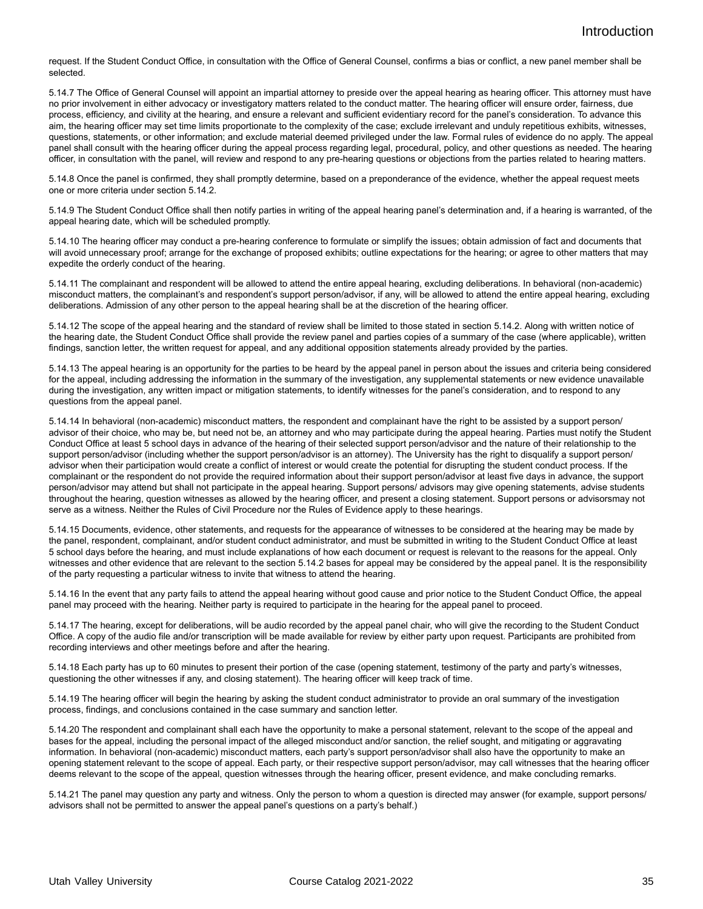request. If the Student Conduct Office, in consultation with the Office of General Counsel, confirms a bias or conflict, a new panel member shall be selected.

5.14.7 The Office of General Counsel will appoint an impartial attorney to preside over the appeal hearing as hearing officer. This attorney must have no prior involvement in either advocacy or investigatory matters related to the conduct matter. The hearing officer will ensure order, fairness, due process, efficiency, and civility at the hearing, and ensure a relevant and sufficient evidentiary record for the panel's consideration. To advance this aim, the hearing officer may set time limits proportionate to the complexity of the case; exclude irrelevant and unduly repetitious exhibits, witnesses, questions, statements, or other information; and exclude material deemed privileged under the law. Formal rules of evidence do no apply. The appeal panel shall consult with the hearing officer during the appeal process regarding legal, procedural, policy, and other questions as needed. The hearing officer, in consultation with the panel, will review and respond to any pre-hearing questions or objections from the parties related to hearing matters.

5.14.8 Once the panel is confirmed, they shall promptly determine, based on a preponderance of the evidence, whether the appeal request meets one or more criteria under section 5.14.2.

5.14.9 The Student Conduct Office shall then notify parties in writing of the appeal hearing panel's determination and, if a hearing is warranted, of the appeal hearing date, which will be scheduled promptly.

5.14.10 The hearing officer may conduct a pre-hearing conference to formulate or simplify the issues; obtain admission of fact and documents that will avoid unnecessary proof; arrange for the exchange of proposed exhibits; outline expectations for the hearing; or agree to other matters that may expedite the orderly conduct of the hearing.

5.14.11 The complainant and respondent will be allowed to attend the entire appeal hearing, excluding deliberations. In behavioral (non-academic) misconduct matters, the complainant's and respondent's support person/advisor, if any, will be allowed to attend the entire appeal hearing, excluding deliberations. Admission of any other person to the appeal hearing shall be at the discretion of the hearing officer.

5.14.12 The scope of the appeal hearing and the standard of review shall be limited to those stated in section 5.14.2. Along with written notice of the hearing date, the Student Conduct Office shall provide the review panel and parties copies of a summary of the case (where applicable), written findings, sanction letter, the written request for appeal, and any additional opposition statements already provided by the parties.

5.14.13 The appeal hearing is an opportunity for the parties to be heard by the appeal panel in person about the issues and criteria being considered for the appeal, including addressing the information in the summary of the investigation, any supplemental statements or new evidence unavailable during the investigation, any written impact or mitigation statements, to identify witnesses for the panel's consideration, and to respond to any questions from the appeal panel.

5.14.14 In behavioral (non-academic) misconduct matters, the respondent and complainant have the right to be assisted by a support person/advisor of their choice, who may be, but need not be, an attorney and who may participate during the appeal hearing. Parties must notify the Student Conduct Office at least 5 school days in advance of the hearing of their selected support person/advisor and the nature of their relationship to the support person/advisor (including whether the support person/advisor is an attorney). The University has the right to disqualify a support person/advisor when their participation would create a conflict of interest or would create the potential for disrupting the student conduct process. If the complainant or the respondent do not provide the required information about their support person/advisor at least five days in advance, the support person/advisor may attend but shall not participate in the appeal hearing. Support persons/ advisors may give opening statements, advise students throughout the hearing, question witnesses as allowed by the hearing officer, and present a closing statement. Support persons or advisorsmay not serve as a witness. Neither the Rules of Civil Procedure nor the Rules of Evidence apply to these hearings.

5.14.15 Documents, evidence, other statements, and requests for the appearance of witnesses to be considered at the hearing may be made by the panel, respondent, complainant, and/or student conduct administrator, and must be submitted in writing to the Student Conduct Office at least 5 school days before the hearing, and must include explanations of how each document or request is relevant to the reasons for the appeal. Only witnesses and other evidence that are relevant to the section 5.14.2 bases for appeal may be considered by the appeal panel. It is the responsibility of the party requesting a particular witness to invite that witness to attend the hearing.

5.14.16 In the event that any party fails to attend the appeal hearing without good cause and prior notice to the Student Conduct Office, the appeal panel may proceed with the hearing. Neither party is required to participate in the hearing for the appeal panel to proceed.

5.14.17 The hearing, except for deliberations, will be audio recorded by the appeal panel chair, who will give the recording to the Student Conduct Office. A copy of the audio file and/or transcription will be made available for review by either party upon request. Participants are prohibited from recording interviews and other meetings before and after the hearing.

5.14.18 Each party has up to 60 minutes to present their portion of the case (opening statement, testimony of the party and party's witnesses, questioning the other witnesses if any, and closing statement). The hearing officer will keep track of time.

5.14.19 The hearing officer will begin the hearing by asking the student conduct administrator to provide an oral summary of the investigation process, findings, and conclusions contained in the case summary and sanction letter.

5.14.20 The respondent and complainant shall each have the opportunity to make a personal statement, relevant to the scope of the appeal and bases for the appeal, including the personal impact of the alleged misconduct and/or sanction, the relief sought, and mitigating or aggravating information. In behavioral (non-academic) misconduct matters, each party's support person/advisor shall also have the opportunity to make an opening statement relevant to the scope of appeal. Each party, or their respective support person/advisor, may call witnesses that the hearing officer deems relevant to the scope of the appeal, question witnesses through the hearing officer, present evidence, and make concluding remarks.

5.14.21 The panel may question any party and witness. Only the person to whom a question is directed may answer (for example, support persons/ advisors shall not be permitted to answer the appeal panel's questions on a party's behalf.)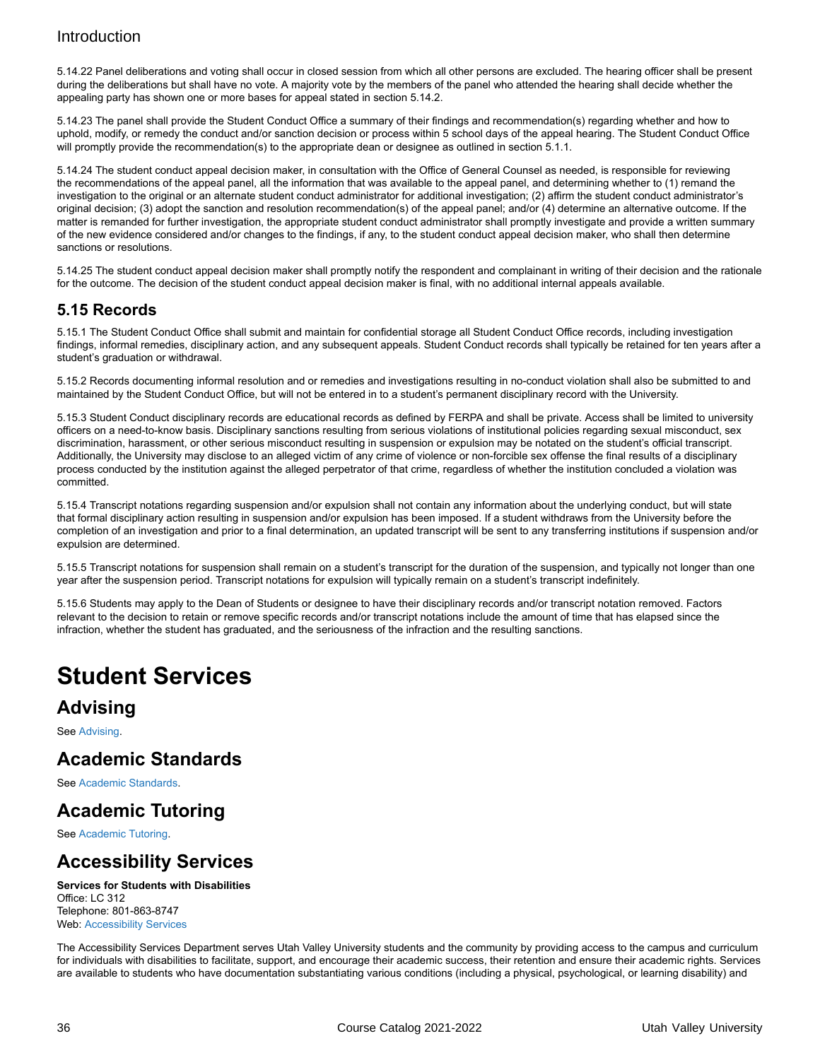5.14.22 Panel deliberations and voting shall occur in closed session from which all other persons are excluded. The hearing officer shall be present during the deliberations but shall have no vote. A majority vote by the members of the panel who attended the hearing shall decide whether the appealing party has shown one or more bases for appeal stated in section 5.14.2.

5.14.23 The panel shall provide the Student Conduct Office a summary of their findings and recommendation(s) regarding whether and how to uphold, modify, or remedy the conduct and/or sanction decision or process within 5 school days of the appeal hearing. The Student Conduct Office will promptly provide the recommendation(s) to the appropriate dean or designee as outlined in section 5.1.1.

5.14.24 The student conduct appeal decision maker, in consultation with the Office of General Counsel as needed, is responsible for reviewing the recommendations of the appeal panel, all the information that was available to the appeal panel, and determining whether to (1) remand the investigation to the original or an alternate student conduct administrator for additional investigation; (2) affirm the student conduct administrator's original decision; (3) adopt the sanction and resolution recommendation(s) of the appeal panel; and/or (4) determine an alternative outcome. If the matter is remanded for further investigation, the appropriate student conduct administrator shall promptly investigate and provide a written summary of the new evidence considered and/or changes to the findings, if any, to the student conduct appeal decision maker, who shall then determine sanctions or resolutions.

5.14.25 The student conduct appeal decision maker shall promptly notify the respondent and complainant in writing of their decision and the rationale for the outcome. The decision of the student conduct appeal decision maker is final, with no additional internal appeals available.

## 5.15 Records

5.15.1 The Student Conduct Office shall submit and maintain for confidential storage all Student Conduct Office records, including investigation findings, informal remedies, disciplinary action, and any subsequent appeals. Student Conduct records shall typically be retained for ten years after a student's graduation or withdrawal.

5.15.2 Records documenting informal resolution and or remedies and investigations resulting in no-conduct violation shall also be submitted to and maintained by the Student Conduct Office, but will not be entered in to a student's permanent disciplinary record with the University.

5.15.3 Student Conduct disciplinary records are educational records as defined by FERPA and shall be private. Access shall be limited to university officers on a need-to-know basis. Disciplinary sanctions resulting from serious violations of institutional policies regarding sexual misconduct, sex discrimination, harassment, or other serious misconduct resulting in suspension or expulsion may be notated on the student's official transcript. Additionally, the University may disclose to an alleged victim of any crime of violence or non-forcible sex offense the final results of a disciplinary process conducted by the institution against the alleged perpetrator of that crime, regardless of whether the institution concluded a violation was committed.

5.15.4 Transcript notations regarding suspension and/or expulsion shall not contain any information about the underlying conduct, but will state that formal disciplinary action resulting in suspension and/or expulsion has been imposed. If a student withdraws from the University before the completion of an investigation and prior to a final determination, an updated transcript will be sent to any transferring institutions if suspension and/or expulsion are determined.

5.15.5 Transcript notations for suspension shall remain on a student's transcript for the duration of the suspension, and typically not longer than one year after the suspension period. Transcript notations for expulsion will typically remain on a student's transcript indefinitely.

5.15.6 Students may apply to the Dean of Students or designee to have their disciplinary records and/or transcript notation removed. Factors relevant to the decision to retain or remove specific records and/or transcript notations include the amount of time that has elapsed since the infraction, whether the student has graduated, and the seriousness of the infraction and the resulting sanctions.

# Student Services

## Advising

See Advising.

## Academic Standards

See Academic Standards.

## Academic Tutoring

See Academic Tutoring.

## Accessibility Services

**Services for Students with Disabilities**
Office: LC 312
Telephone: 801-863-8747
Web: Accessibility Services

The Accessibility Services Department serves Utah Valley University students and the community by providing access to the campus and curriculum for individuals with disabilities to facilitate, support, and encourage their academic success, their retention and ensure their academic rights. Services are available to students who have documentation substantiating various conditions (including a physical, psychological, or learning disability) and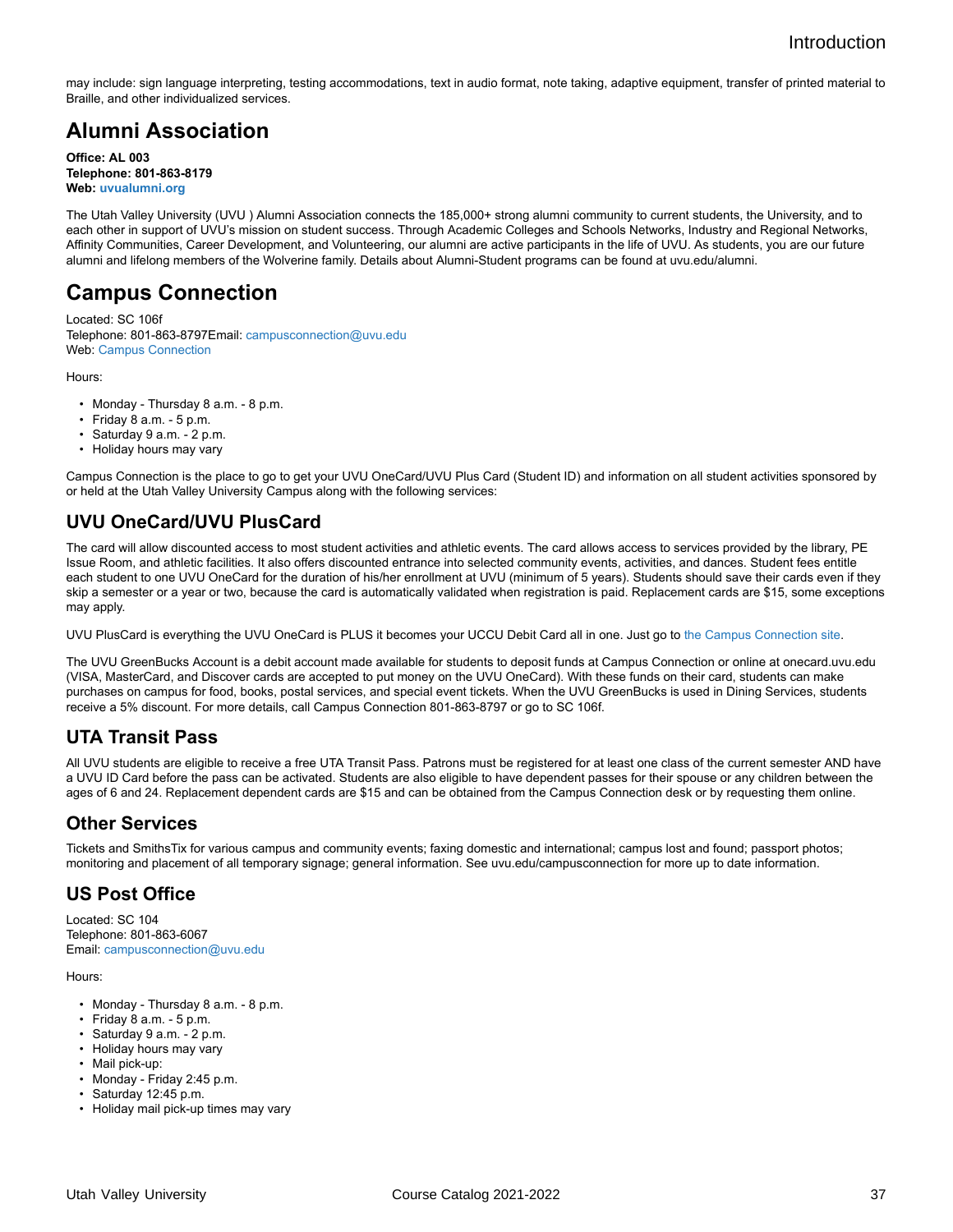may include: sign language interpreting, testing accommodations, text in audio format, note taking, adaptive equipment, transfer of printed material to Braille, and other individualized services.

# Alumni Association

**Office: AL 003**
**Telephone: 801-863-8179**
**Web: uvualumni.org**

The Utah Valley University (UVU ) Alumni Association connects the 185,000+ strong alumni community to current students, the University, and to each other in support of UVU's mission on student success. Through Academic Colleges and Schools Networks, Industry and Regional Networks, Affinity Communities, Career Development, and Volunteering, our alumni are active participants in the life of UVU. As students, you are our future alumni and lifelong members of the Wolverine family. Details about Alumni-Student programs can be found at uvu.edu/alumni.

# Campus Connection

Located: SC 106f
Telephone: 801-863-8797Email: campusconnection@uvu.edu
Web: Campus Connection

Hours:

- Monday - Thursday 8 a.m. - 8 p.m.
- Friday 8 a.m. - 5 p.m.
- Saturday 9 a.m. - 2 p.m.
- Holiday hours may vary

Campus Connection is the place to go to get your UVU OneCard/UVU Plus Card (Student ID) and information on all student activities sponsored by or held at the Utah Valley University Campus along with the following services:

## UVU OneCard/UVU PlusCard

The card will allow discounted access to most student activities and athletic events. The card allows access to services provided by the library, PE Issue Room, and athletic facilities. It also offers discounted entrance into selected community events, activities, and dances. Student fees entitle each student to one UVU OneCard for the duration of his/her enrollment at UVU (minimum of 5 years). Students should save their cards even if they skip a semester or a year or two, because the card is automatically validated when registration is paid. Replacement cards are $15, some exceptions may apply.

UVU PlusCard is everything the UVU OneCard is PLUS it becomes your UCCU Debit Card all in one. Just go to the Campus Connection site.

The UVU GreenBucks Account is a debit account made available for students to deposit funds at Campus Connection or online at onecard.uvu.edu (VISA, MasterCard, and Discover cards are accepted to put money on the UVU OneCard). With these funds on their card, students can make purchases on campus for food, books, postal services, and special event tickets. When the UVU GreenBucks is used in Dining Services, students receive a 5% discount. For more details, call Campus Connection 801-863-8797 or go to SC 106f.

## UTA Transit Pass

All UVU students are eligible to receive a free UTA Transit Pass. Patrons must be registered for at least one class of the current semester AND have a UVU ID Card before the pass can be activated. Students are also eligible to have dependent passes for their spouse or any children between the ages of 6 and 24. Replacement dependent cards are $15 and can be obtained from the Campus Connection desk or by requesting them online.

## Other Services

Tickets and SmithsTix for various campus and community events; faxing domestic and international; campus lost and found; passport photos; monitoring and placement of all temporary signage; general information. See uvu.edu/campusconnection for more up to date information.

## US Post Office

Located: SC 104
Telephone: 801-863-6067
Email: campusconnection@uvu.edu

Hours:

- Monday - Thursday 8 a.m. - 8 p.m.
- Friday 8 a.m. - 5 p.m.
- Saturday 9 a.m. - 2 p.m.
- Holiday hours may vary
- Mail pick-up:
- Monday - Friday 2:45 p.m.
- Saturday 12:45 p.m.
- Holiday mail pick-up times may vary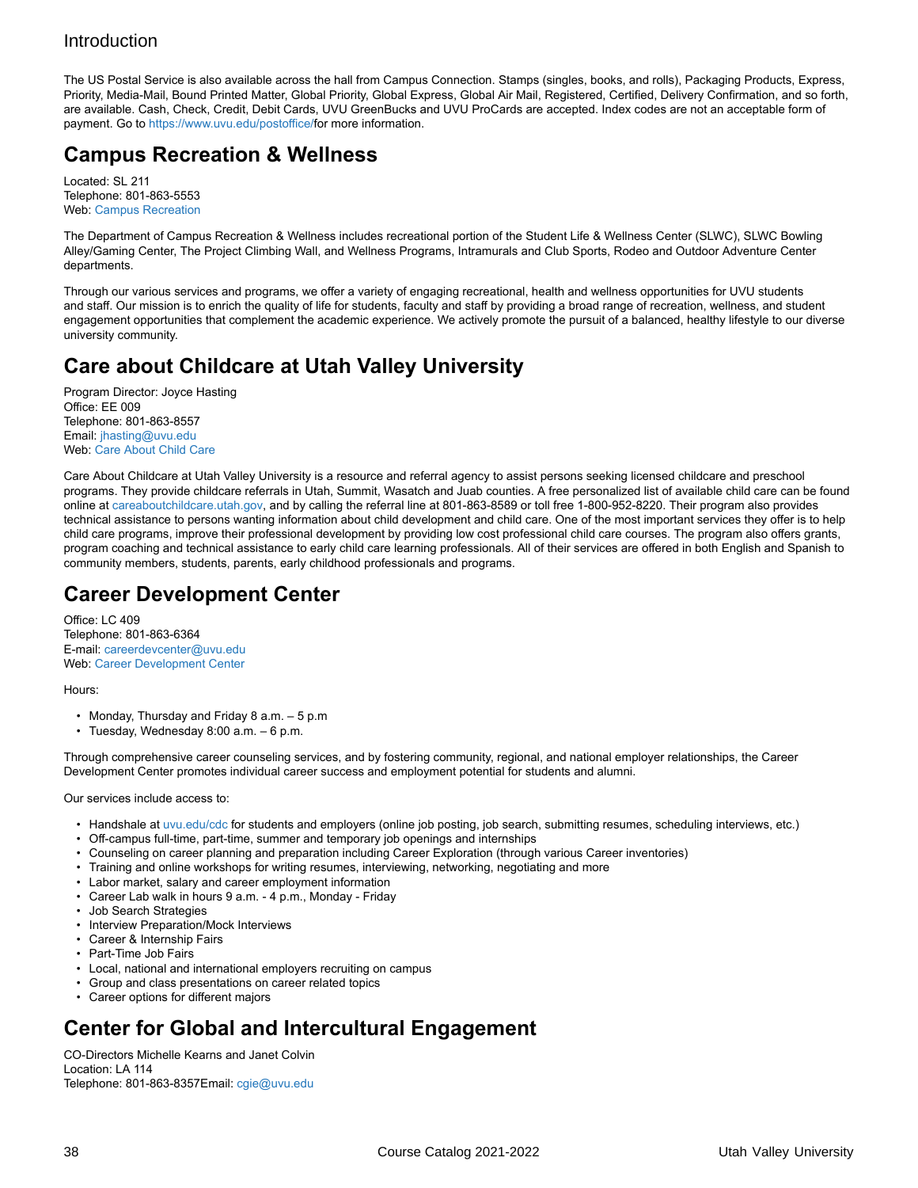Introduction

The US Postal Service is also available across the hall from Campus Connection. Stamps (singles, books, and rolls), Packaging Products, Express, Priority, Media-Mail, Bound Printed Matter, Global Priority, Global Express, Global Air Mail, Registered, Certified, Delivery Confirmation, and so forth, are available. Cash, Check, Credit, Debit Cards, UVU GreenBucks and UVU ProCards are accepted. Index codes are not an acceptable form of payment. Go to https://www.uvu.edu/postoffice/for more information.

## Campus Recreation & Wellness

Located: SL 211
Telephone: 801-863-5553
Web: Campus Recreation

The Department of Campus Recreation & Wellness includes recreational portion of the Student Life & Wellness Center (SLWC), SLWC Bowling Alley/Gaming Center, The Project Climbing Wall, and Wellness Programs, Intramurals and Club Sports, Rodeo and Outdoor Adventure Center departments.

Through our various services and programs, we offer a variety of engaging recreational, health and wellness opportunities for UVU students and staff. Our mission is to enrich the quality of life for students, faculty and staff by providing a broad range of recreation, wellness, and student engagement opportunities that complement the academic experience. We actively promote the pursuit of a balanced, healthy lifestyle to our diverse university community.

## Care about Childcare at Utah Valley University

Program Director: Joyce Hasting
Office: EE 009
Telephone: 801-863-8557
Email: jhasting@uvu.edu
Web: Care About Child Care

Care About Childcare at Utah Valley University is a resource and referral agency to assist persons seeking licensed childcare and preschool programs. They provide childcare referrals in Utah, Summit, Wasatch and Juab counties. A free personalized list of available child care can be found online at careaboutchildcare.utah.gov, and by calling the referral line at 801-863-8589 or toll free 1-800-952-8220. Their program also provides technical assistance to persons wanting information about child development and child care. One of the most important services they offer is to help child care programs, improve their professional development by providing low cost professional child care courses. The program also offers grants, program coaching and technical assistance to early child care learning professionals. All of their services are offered in both English and Spanish to community members, students, parents, early childhood professionals and programs.

## Career Development Center

Office: LC 409
Telephone: 801-863-6364
E-mail: careerdevcenter@uvu.edu
Web: Career Development Center

Hours:

- Monday, Thursday and Friday 8 a.m. – 5 p.m
- Tuesday, Wednesday 8:00 a.m. – 6 p.m.

Through comprehensive career counseling services, and by fostering community, regional, and national employer relationships, the Career Development Center promotes individual career success and employment potential for students and alumni.

Our services include access to:

- Handshale at uvu.edu/cdc for students and employers (online job posting, job search, submitting resumes, scheduling interviews, etc.)
- Off-campus full-time, part-time, summer and temporary job openings and internships
- Counseling on career planning and preparation including Career Exploration (through various Career inventories)
- Training and online workshops for writing resumes, interviewing, networking, negotiating and more
- Labor market, salary and career employment information
- Career Lab walk in hours 9 a.m. - 4 p.m., Monday - Friday
- Job Search Strategies
- Interview Preparation/Mock Interviews
- Career & Internship Fairs
- Part-Time Job Fairs
- Local, national and international employers recruiting on campus
- Group and class presentations on career related topics
- Career options for different majors

## Center for Global and Intercultural Engagement

CO-Directors Michelle Kearns and Janet Colvin
Location: LA 114
Telephone: 801-863-8357Email: cgie@uvu.edu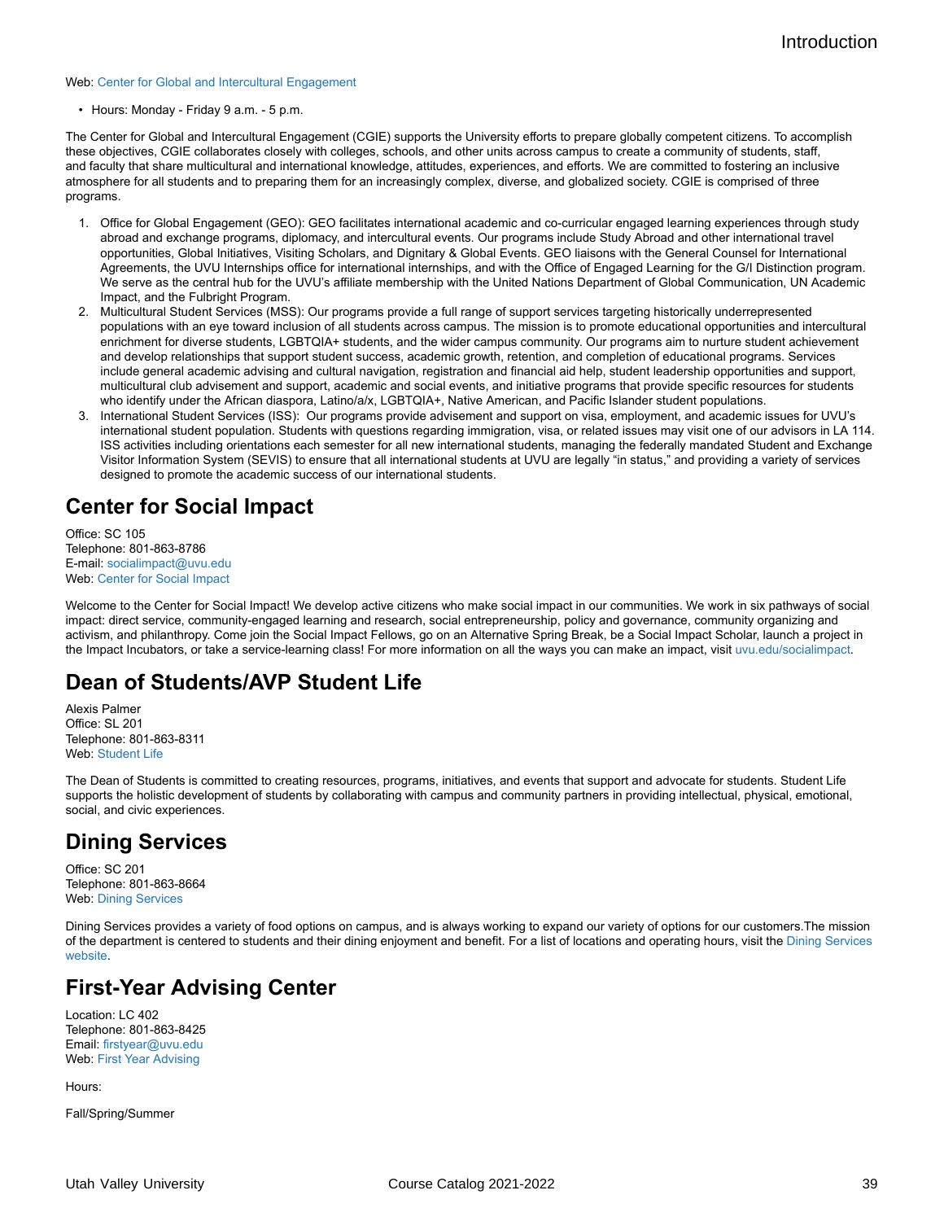Web: Center for Global and Intercultural Engagement

- Hours: Monday - Friday 9 a.m. - 5 p.m.

The Center for Global and Intercultural Engagement (CGIE) supports the University efforts to prepare globally competent citizens. To accomplish these objectives, CGIE collaborates closely with colleges, schools, and other units across campus to create a community of students, staff, and faculty that share multicultural and international knowledge, attitudes, experiences, and efforts. We are committed to fostering an inclusive atmosphere for all students and to preparing them for an increasingly complex, diverse, and globalized society. CGIE is comprised of three programs.

1. Office for Global Engagement (GEO): GEO facilitates international academic and co-curricular engaged learning experiences through study abroad and exchange programs, diplomacy, and intercultural events. Our programs include Study Abroad and other international travel opportunities, Global Initiatives, Visiting Scholars, and Dignitary & Global Events. GEO liaisons with the General Counsel for International Agreements, the UVU Internships office for international internships, and with the Office of Engaged Learning for the G/I Distinction program. We serve as the central hub for the UVU's affiliate membership with the United Nations Department of Global Communication, UN Academic Impact, and the Fulbright Program.
2. Multicultural Student Services (MSS): Our programs provide a full range of support services targeting historically underrepresented populations with an eye toward inclusion of all students across campus. The mission is to promote educational opportunities and intercultural enrichment for diverse students, LGBTQIA+ students, and the wider campus community. Our programs aim to nurture student achievement and develop relationships that support student success, academic growth, retention, and completion of educational programs. Services include general academic advising and cultural navigation, registration and financial aid help, student leadership opportunities and support, multicultural club advisement and support, academic and social events, and initiative programs that provide specific resources for students who identify under the African diaspora, Latino/a/x, LGBTQIA+, Native American, and Pacific Islander student populations.
3. International Student Services (ISS): Our programs provide advisement and support on visa, employment, and academic issues for UVU's international student population. Students with questions regarding immigration, visa, or related issues may visit one of our advisors in LA 114. ISS activities including orientations each semester for all new international students, managing the federally mandated Student and Exchange Visitor Information System (SEVIS) to ensure that all international students at UVU are legally "in status," and providing a variety of services designed to promote the academic success of our international students.

## Center for Social Impact

Office: SC 105
Telephone: 801-863-8786
E-mail: socialimpact@uvu.edu
Web: Center for Social Impact

Welcome to the Center for Social Impact! We develop active citizens who make social impact in our communities. We work in six pathways of social impact: direct service, community-engaged learning and research, social entrepreneurship, policy and governance, community organizing and activism, and philanthropy. Come join the Social Impact Fellows, go on an Alternative Spring Break, be a Social Impact Scholar, launch a project in the Impact Incubators, or take a service-learning class! For more information on all the ways you can make an impact, visit uvu.edu/socialimpact.

## Dean of Students/AVP Student Life

Alexis Palmer
Office: SL 201
Telephone: 801-863-8311
Web: Student Life

The Dean of Students is committed to creating resources, programs, initiatives, and events that support and advocate for students. Student Life supports the holistic development of students by collaborating with campus and community partners in providing intellectual, physical, emotional, social, and civic experiences.

## Dining Services

Office: SC 201
Telephone: 801-863-8664
Web: Dining Services

Dining Services provides a variety of food options on campus, and is always working to expand our variety of options for our customers.The mission of the department is centered to students and their dining enjoyment and benefit. For a list of locations and operating hours, visit the Dining Services website.

## First-Year Advising Center

Location: LC 402
Telephone: 801-863-8425
Email: firstyear@uvu.edu
Web: First Year Advising

Hours:

Fall/Spring/Summer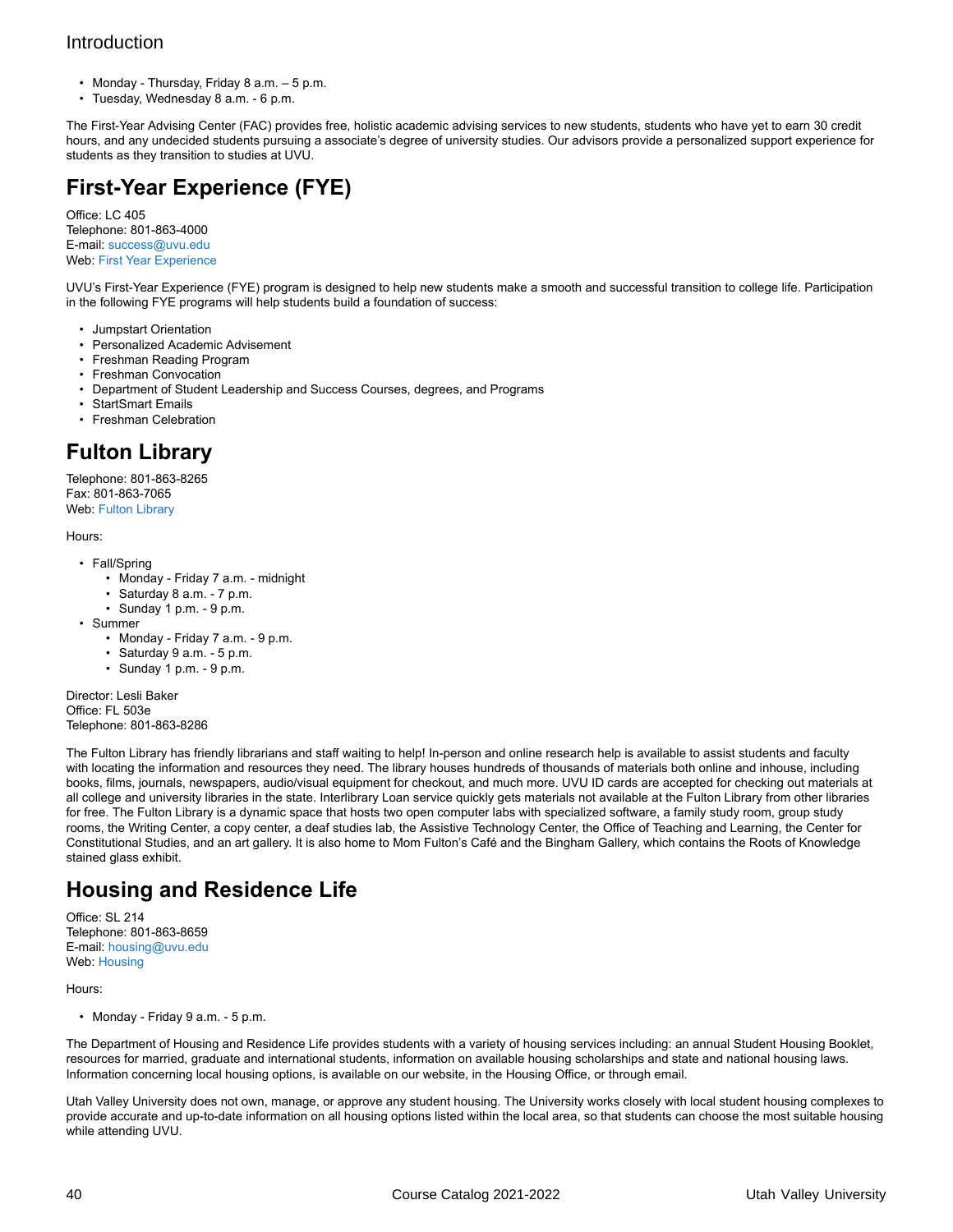- Monday - Thursday, Friday 8 a.m. – 5 p.m.
- Tuesday, Wednesday 8 a.m. - 6 p.m.

The First-Year Advising Center (FAC) provides free, holistic academic advising services to new students, students who have yet to earn 30 credit hours, and any undecided students pursuing a associate's degree of university studies. Our advisors provide a personalized support experience for students as they transition to studies at UVU.

## First-Year Experience (FYE)

Office: LC 405
Telephone: 801-863-4000
E-mail: success@uvu.edu
Web: First Year Experience

UVU's First-Year Experience (FYE) program is designed to help new students make a smooth and successful transition to college life. Participation in the following FYE programs will help students build a foundation of success:

- Jumpstart Orientation
- Personalized Academic Advisement
- Freshman Reading Program
- Freshman Convocation
- Department of Student Leadership and Success Courses, degrees, and Programs
- StartSmart Emails
- Freshman Celebration

## Fulton Library

Telephone: 801-863-8265
Fax: 801-863-7065
Web: Fulton Library

Hours:

- Fall/Spring
  - Monday - Friday 7 a.m. - midnight
  - Saturday 8 a.m. - 7 p.m.
  - Sunday 1 p.m. - 9 p.m.
- Summer
  - Monday - Friday 7 a.m. - 9 p.m.
  - Saturday 9 a.m. - 5 p.m.
  - Sunday 1 p.m. - 9 p.m.

Director: Lesli Baker
Office: FL 503e
Telephone: 801-863-8286

The Fulton Library has friendly librarians and staff waiting to help! In-person and online research help is available to assist students and faculty with locating the information and resources they need. The library houses hundreds of thousands of materials both online and inhouse, including books, films, journals, newspapers, audio/visual equipment for checkout, and much more. UVU ID cards are accepted for checking out materials at all college and university libraries in the state. Interlibrary Loan service quickly gets materials not available at the Fulton Library from other libraries for free. The Fulton Library is a dynamic space that hosts two open computer labs with specialized software, a family study room, group study rooms, the Writing Center, a copy center, a deaf studies lab, the Assistive Technology Center, the Office of Teaching and Learning, the Center for Constitutional Studies, and an art gallery. It is also home to Mom Fulton's Café and the Bingham Gallery, which contains the Roots of Knowledge stained glass exhibit.

## Housing and Residence Life

Office: SL 214
Telephone: 801-863-8659
E-mail: housing@uvu.edu
Web: Housing

Hours:

- Monday - Friday 9 a.m. - 5 p.m.

The Department of Housing and Residence Life provides students with a variety of housing services including: an annual Student Housing Booklet, resources for married, graduate and international students, information on available housing scholarships and state and national housing laws. Information concerning local housing options, is available on our website, in the Housing Office, or through email.

Utah Valley University does not own, manage, or approve any student housing. The University works closely with local student housing complexes to provide accurate and up-to-date information on all housing options listed within the local area, so that students can choose the most suitable housing while attending UVU.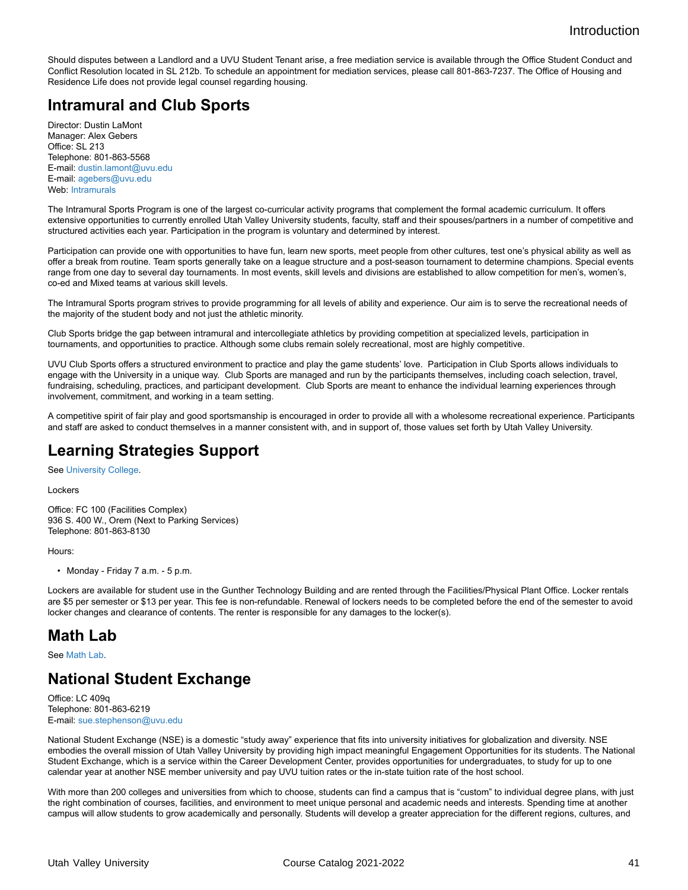Should disputes between a Landlord and a UVU Student Tenant arise, a free mediation service is available through the Office Student Conduct and Conflict Resolution located in SL 212b. To schedule an appointment for mediation services, please call 801-863-7237. The Office of Housing and Residence Life does not provide legal counsel regarding housing.

## Intramural and Club Sports

Director: Dustin LaMont
Manager: Alex Gebers
Office: SL 213
Telephone: 801-863-5568
E-mail: dustin.lamont@uvu.edu
E-mail: agebers@uvu.edu
Web: Intramurals

The Intramural Sports Program is one of the largest co-curricular activity programs that complement the formal academic curriculum. It offers extensive opportunities to currently enrolled Utah Valley University students, faculty, staff and their spouses/partners in a number of competitive and structured activities each year. Participation in the program is voluntary and determined by interest.

Participation can provide one with opportunities to have fun, learn new sports, meet people from other cultures, test one's physical ability as well as offer a break from routine. Team sports generally take on a league structure and a post-season tournament to determine champions. Special events range from one day to several day tournaments. In most events, skill levels and divisions are established to allow competition for men's, women's, co-ed and Mixed teams at various skill levels.

The Intramural Sports program strives to provide programming for all levels of ability and experience. Our aim is to serve the recreational needs of the majority of the student body and not just the athletic minority.

Club Sports bridge the gap between intramural and intercollegiate athletics by providing competition at specialized levels, participation in tournaments, and opportunities to practice. Although some clubs remain solely recreational, most are highly competitive.

UVU Club Sports offers a structured environment to practice and play the game students' love. Participation in Club Sports allows individuals to engage with the University in a unique way. Club Sports are managed and run by the participants themselves, including coach selection, travel, fundraising, scheduling, practices, and participant development. Club Sports are meant to enhance the individual learning experiences through involvement, commitment, and working in a team setting.

A competitive spirit of fair play and good sportsmanship is encouraged in order to provide all with a wholesome recreational experience. Participants and staff are asked to conduct themselves in a manner consistent with, and in support of, those values set forth by Utah Valley University.

## Learning Strategies Support

See University College.

Lockers

Office: FC 100 (Facilities Complex)
936 S. 400 W., Orem (Next to Parking Services)
Telephone: 801-863-8130

Hours:

- Monday - Friday 7 a.m. - 5 p.m.

Lockers are available for student use in the Gunther Technology Building and are rented through the Facilities/Physical Plant Office. Locker rentals are $5 per semester or $13 per year. This fee is non-refundable. Renewal of lockers needs to be completed before the end of the semester to avoid locker changes and clearance of contents. The renter is responsible for any damages to the locker(s).

## Math Lab

See Math Lab.

## National Student Exchange

Office: LC 409q
Telephone: 801-863-6219
E-mail: sue.stephenson@uvu.edu

National Student Exchange (NSE) is a domestic "study away" experience that fits into university initiatives for globalization and diversity. NSE embodies the overall mission of Utah Valley University by providing high impact meaningful Engagement Opportunities for its students. The National Student Exchange, which is a service within the Career Development Center, provides opportunities for undergraduates, to study for up to one calendar year at another NSE member university and pay UVU tuition rates or the in-state tuition rate of the host school.

With more than 200 colleges and universities from which to choose, students can find a campus that is "custom" to individual degree plans, with just the right combination of courses, facilities, and environment to meet unique personal and academic needs and interests. Spending time at another campus will allow students to grow academically and personally. Students will develop a greater appreciation for the different regions, cultures, and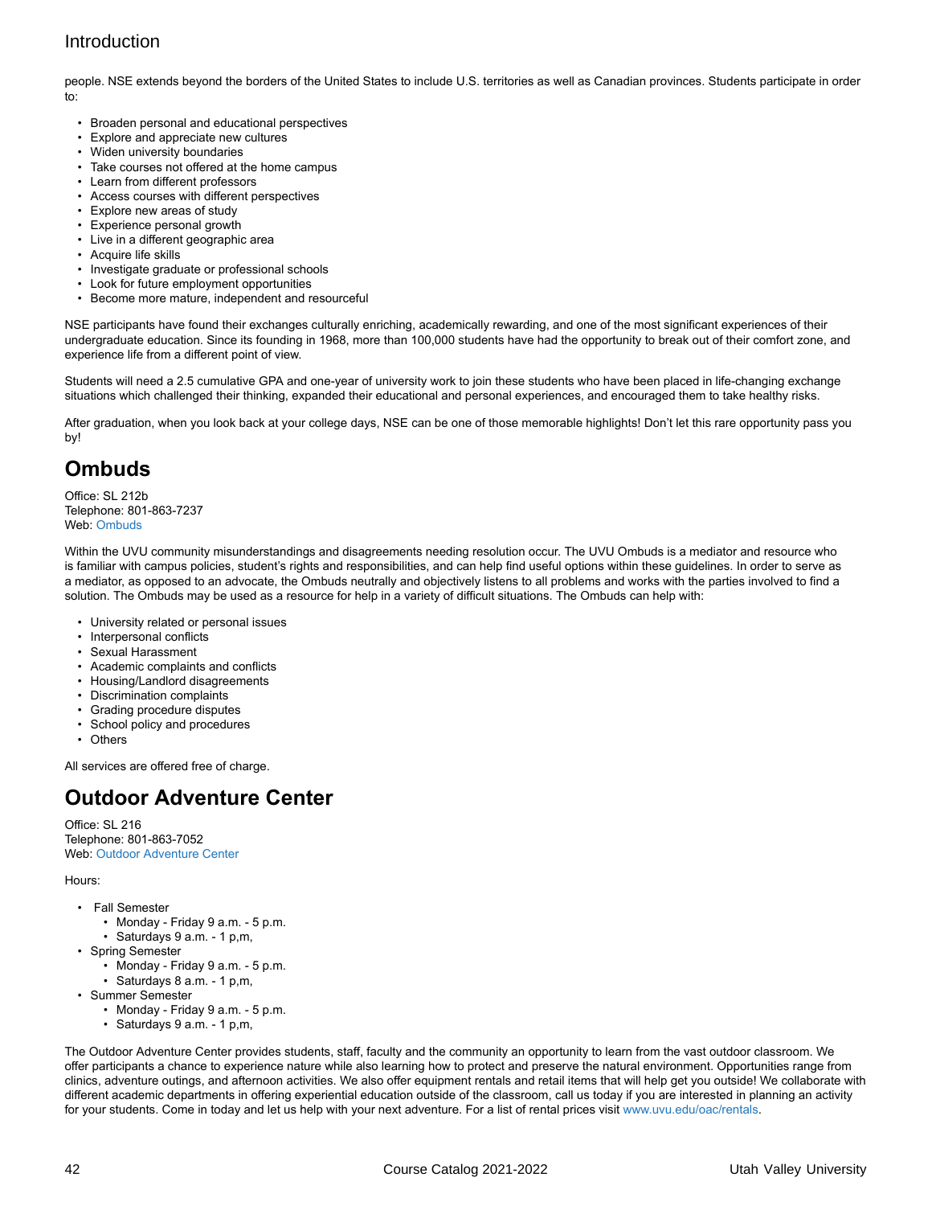people. NSE extends beyond the borders of the United States to include U.S. territories as well as Canadian provinces. Students participate in order to:

- Broaden personal and educational perspectives
- Explore and appreciate new cultures
- Widen university boundaries
- Take courses not offered at the home campus
- Learn from different professors
- Access courses with different perspectives
- Explore new areas of study
- Experience personal growth
- Live in a different geographic area
- Acquire life skills
- Investigate graduate or professional schools
- Look for future employment opportunities
- Become more mature, independent and resourceful

NSE participants have found their exchanges culturally enriching, academically rewarding, and one of the most significant experiences of their undergraduate education. Since its founding in 1968, more than 100,000 students have had the opportunity to break out of their comfort zone, and experience life from a different point of view.

Students will need a 2.5 cumulative GPA and one-year of university work to join these students who have been placed in life-changing exchange situations which challenged their thinking, expanded their educational and personal experiences, and encouraged them to take healthy risks.

After graduation, when you look back at your college days, NSE can be one of those memorable highlights! Don't let this rare opportunity pass you by!

# Ombuds

Office: SL 212b
Telephone: 801-863-7237
Web: Ombuds

Within the UVU community misunderstandings and disagreements needing resolution occur. The UVU Ombuds is a mediator and resource who is familiar with campus policies, student's rights and responsibilities, and can help find useful options within these guidelines. In order to serve as a mediator, as opposed to an advocate, the Ombuds neutrally and objectively listens to all problems and works with the parties involved to find a solution. The Ombuds may be used as a resource for help in a variety of difficult situations. The Ombuds can help with:

- University related or personal issues
- Interpersonal conflicts
- Sexual Harassment
- Academic complaints and conflicts
- Housing/Landlord disagreements
- Discrimination complaints
- Grading procedure disputes
- School policy and procedures
- Others

All services are offered free of charge.

# Outdoor Adventure Center

Office: SL 216
Telephone: 801-863-7052
Web: Outdoor Adventure Center

Hours:

- Fall Semester
  - Monday - Friday 9 a.m. - 5 p.m.
  - Saturdays 9 a.m. - 1 p,m,
- Spring Semester
  - Monday - Friday 9 a.m. - 5 p.m.
  - Saturdays 8 a.m. - 1 p,m,
- Summer Semester
  - Monday - Friday 9 a.m. - 5 p.m.
  - Saturdays 9 a.m. - 1 p,m,

The Outdoor Adventure Center provides students, staff, faculty and the community an opportunity to learn from the vast outdoor classroom. We offer participants a chance to experience nature while also learning how to protect and preserve the natural environment. Opportunities range from clinics, adventure outings, and afternoon activities. We also offer equipment rentals and retail items that will help get you outside! We collaborate with different academic departments in offering experiential education outside of the classroom, call us today if you are interested in planning an activity for your students. Come in today and let us help with your next adventure. For a list of rental prices visit www.uvu.edu/oac/rentals.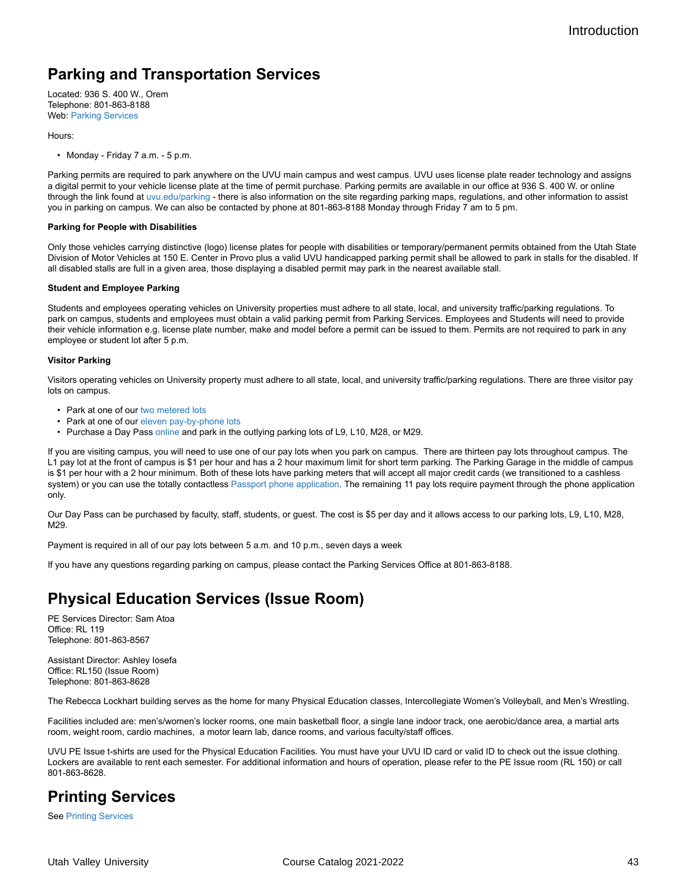## Parking and Transportation Services

Located: 936 S. 400 W., Orem
Telephone: 801-863-8188
Web: Parking Services

Hours:

- Monday - Friday 7 a.m. - 5 p.m.

Parking permits are required to park anywhere on the UVU main campus and west campus. UVU uses license plate reader technology and assigns a digital permit to your vehicle license plate at the time of permit purchase. Parking permits are available in our office at 936 S. 400 W. or online through the link found at uvu.edu/parking - there is also information on the site regarding parking maps, regulations, and other information to assist you in parking on campus. We can also be contacted by phone at 801-863-8188 Monday through Friday 7 am to 5 pm.

#### Parking for People with Disabilities

Only those vehicles carrying distinctive (logo) license plates for people with disabilities or temporary/permanent permits obtained from the Utah State Division of Motor Vehicles at 150 E. Center in Provo plus a valid UVU handicapped parking permit shall be allowed to park in stalls for the disabled. If all disabled stalls are full in a given area, those displaying a disabled permit may park in the nearest available stall.

#### Student and Employee Parking

Students and employees operating vehicles on University properties must adhere to all state, local, and university traffic/parking regulations. To park on campus, students and employees must obtain a valid parking permit from Parking Services. Employees and Students will need to provide their vehicle information e.g. license plate number, make and model before a permit can be issued to them. Permits are not required to park in any employee or student lot after 5 p.m.

#### Visitor Parking

Visitors operating vehicles on University property must adhere to all state, local, and university traffic/parking regulations. There are three visitor pay lots on campus.

- Park at one of our two metered lots
- Park at one of our eleven pay-by-phone lots
- Purchase a Day Pass online and park in the outlying parking lots of L9, L10, M28, or M29.

If you are visiting campus, you will need to use one of our pay lots when you park on campus. There are thirteen pay lots throughout campus. The L1 pay lot at the front of campus is $1 per hour and has a 2 hour maximum limit for short term parking. The Parking Garage in the middle of campus is $1 per hour with a 2 hour minimum. Both of these lots have parking meters that will accept all major credit cards (we transitioned to a cashless system) or you can use the totally contactless Passport phone application. The remaining 11 pay lots require payment through the phone application only.

Our Day Pass can be purchased by faculty, staff, students, or guest. The cost is $5 per day and it allows access to our parking lots, L9, L10, M28, M29.

Payment is required in all of our pay lots between 5 a.m. and 10 p.m., seven days a week

If you have any questions regarding parking on campus, please contact the Parking Services Office at 801-863-8188.

## Physical Education Services (Issue Room)

PE Services Director: Sam Atoa
Office: RL 119
Telephone: 801-863-8567

Assistant Director: Ashley Iosefa
Office: RL150 (Issue Room)
Telephone: 801-863-8628

The Rebecca Lockhart building serves as the home for many Physical Education classes, Intercollegiate Women's Volleyball, and Men's Wrestling.

Facilities included are: men's/women's locker rooms, one main basketball floor, a single lane indoor track, one aerobic/dance area, a martial arts room, weight room, cardio machines, a motor learn lab, dance rooms, and various faculty/staff offices.

UVU PE Issue t-shirts are used for the Physical Education Facilities. You must have your UVU ID card or valid ID to check out the issue clothing. Lockers are available to rent each semester. For additional information and hours of operation, please refer to the PE Issue room (RL 150) or call 801-863-8628.

## Printing Services

See Printing Services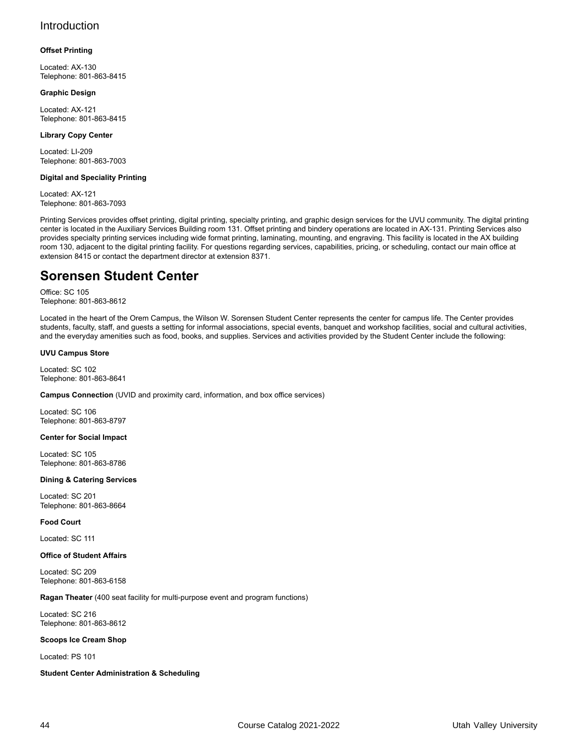**Offset Printing**

Located: AX-130
Telephone: 801-863-8415

**Graphic Design**

Located: AX-121
Telephone: 801-863-8415

**Library Copy Center**

Located: LI-209
Telephone: 801-863-7003

**Digital and Speciality Printing**

Located: AX-121
Telephone: 801-863-7093

Printing Services provides offset printing, digital printing, specialty printing, and graphic design services for the UVU community. The digital printing center is located in the Auxiliary Services Building room 131. Offset printing and bindery operations are located in AX-131. Printing Services also provides specialty printing services including wide format printing, laminating, mounting, and engraving. This facility is located in the AX building room 130, adjacent to the digital printing facility. For questions regarding services, capabilities, pricing, or scheduling, contact our main office at extension 8415 or contact the department director at extension 8371.

## Sorensen Student Center

Office: SC 105
Telephone: 801-863-8612

Located in the heart of the Orem Campus, the Wilson W. Sorensen Student Center represents the center for campus life. The Center provides students, faculty, staff, and guests a setting for informal associations, special events, banquet and workshop facilities, social and cultural activities, and the everyday amenities such as food, books, and supplies. Services and activities provided by the Student Center include the following:

**UVU Campus Store**

Located: SC 102
Telephone: 801-863-8641

**Campus Connection** (UVID and proximity card, information, and box office services)

Located: SC 106
Telephone: 801-863-8797

**Center for Social Impact**

Located: SC 105
Telephone: 801-863-8786

**Dining & Catering Services**

Located: SC 201
Telephone: 801-863-8664

**Food Court**

Located: SC 111

**Office of Student Affairs**

Located: SC 209
Telephone: 801-863-6158

**Ragan Theater** (400 seat facility for multi-purpose event and program functions)

Located: SC 216
Telephone: 801-863-8612

**Scoops Ice Cream Shop**

Located: PS 101

**Student Center Administration & Scheduling**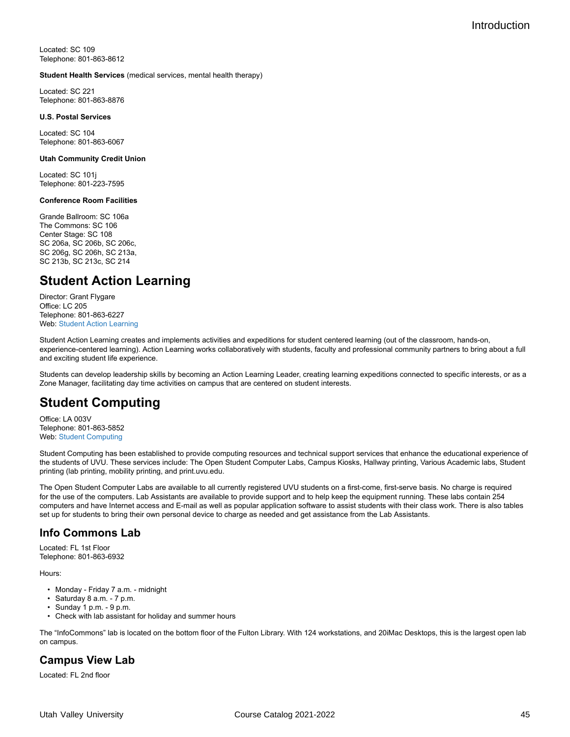Located: SC 109
Telephone: 801-863-8612

**Student Health Services** (medical services, mental health therapy)

Located: SC 221
Telephone: 801-863-8876

**U.S. Postal Services**

Located: SC 104
Telephone: 801-863-6067

**Utah Community Credit Union**

Located: SC 101j
Telephone: 801-223-7595

**Conference Room Facilities**

Grande Ballroom: SC 106a
The Commons: SC 106
Center Stage: SC 108
SC 206a, SC 206b, SC 206c,
SC 206g, SC 206h, SC 213a,
SC 213b, SC 213c, SC 214

# Student Action Learning

Director: Grant Flygare
Office: LC 205
Telephone: 801-863-6227
Web: Student Action Learning

Student Action Learning creates and implements activities and expeditions for student centered learning (out of the classroom, hands-on, experience-centered learning). Action Learning works collaboratively with students, faculty and professional community partners to bring about a full and exciting student life experience.

Students can develop leadership skills by becoming an Action Learning Leader, creating learning expeditions connected to specific interests, or as a Zone Manager, facilitating day time activities on campus that are centered on student interests.

# Student Computing

Office: LA 003V
Telephone: 801-863-5852
Web: Student Computing

Student Computing has been established to provide computing resources and technical support services that enhance the educational experience of the students of UVU. These services include: The Open Student Computer Labs, Campus Kiosks, Hallway printing, Various Academic labs, Student printing (lab printing, mobility printing, and print.uvu.edu.

The Open Student Computer Labs are available to all currently registered UVU students on a first-come, first-serve basis. No charge is required for the use of the computers. Lab Assistants are available to provide support and to help keep the equipment running. These labs contain 254 computers and have Internet access and E-mail as well as popular application software to assist students with their class work. There is also tables set up for students to bring their own personal device to charge as needed and get assistance from the Lab Assistants.

## Info Commons Lab

Located: FL 1st Floor
Telephone: 801-863-6932

Hours:

- Monday - Friday 7 a.m. - midnight
- Saturday 8 a.m. - 7 p.m.
- Sunday 1 p.m. - 9 p.m.
- Check with lab assistant for holiday and summer hours

The “InfoCommons” lab is located on the bottom floor of the Fulton Library. With 124 workstations, and 20iMac Desktops, this is the largest open lab on campus.

## Campus View Lab

Located: FL 2nd floor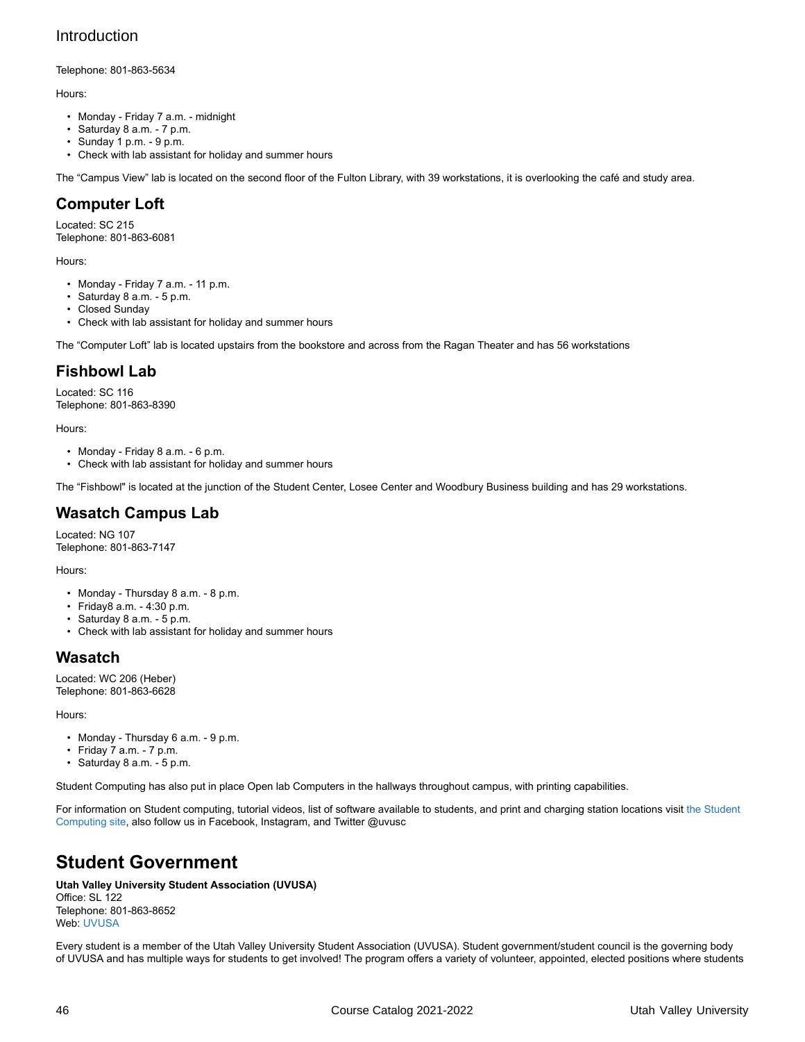Telephone: 801-863-5634

Hours:

- Monday - Friday 7 a.m. - midnight
- Saturday 8 a.m. - 7 p.m.
- Sunday 1 p.m. - 9 p.m.
- Check with lab assistant for holiday and summer hours

The “Campus View” lab is located on the second floor of the Fulton Library, with 39 workstations, it is overlooking the café and study area.

## Computer Loft

Located: SC 215
Telephone: 801-863-6081

Hours:

- Monday - Friday 7 a.m. - 11 p.m.
- Saturday 8 a.m. - 5 p.m.
- Closed Sunday
- Check with lab assistant for holiday and summer hours

The “Computer Loft” lab is located upstairs from the bookstore and across from the Ragan Theater and has 56 workstations

## Fishbowl Lab

Located: SC 116
Telephone: 801-863-8390

Hours:

- Monday - Friday 8 a.m. - 6 p.m.
- Check with lab assistant for holiday and summer hours

The “Fishbowl" is located at the junction of the Student Center, Losee Center and Woodbury Business building and has 29 workstations.

## Wasatch Campus Lab

Located: NG 107
Telephone: 801-863-7147

Hours:

- Monday - Thursday 8 a.m. - 8 p.m.
- Friday8 a.m. - 4:30 p.m.
- Saturday 8 a.m. - 5 p.m.
- Check with lab assistant for holiday and summer hours

## Wasatch

Located: WC 206 (Heber)
Telephone: 801-863-6628

Hours:

- Monday - Thursday 6 a.m. - 9 p.m.
- Friday 7 a.m. - 7 p.m.
- Saturday 8 a.m. - 5 p.m.

Student Computing has also put in place Open lab Computers in the hallways throughout campus, with printing capabilities.

For information on Student computing, tutorial videos, list of software available to students, and print and charging station locations visit the Student Computing site, also follow us in Facebook, Instagram, and Twitter @uvusc

# Student Government

**Utah Valley University Student Association (UVUSA)**
Office: SL 122
Telephone: 801-863-8652
Web: UVUSA

Every student is a member of the Utah Valley University Student Association (UVUSA). Student government/student council is the governing body of UVUSA and has multiple ways for students to get involved! The program offers a variety of volunteer, appointed, elected positions where students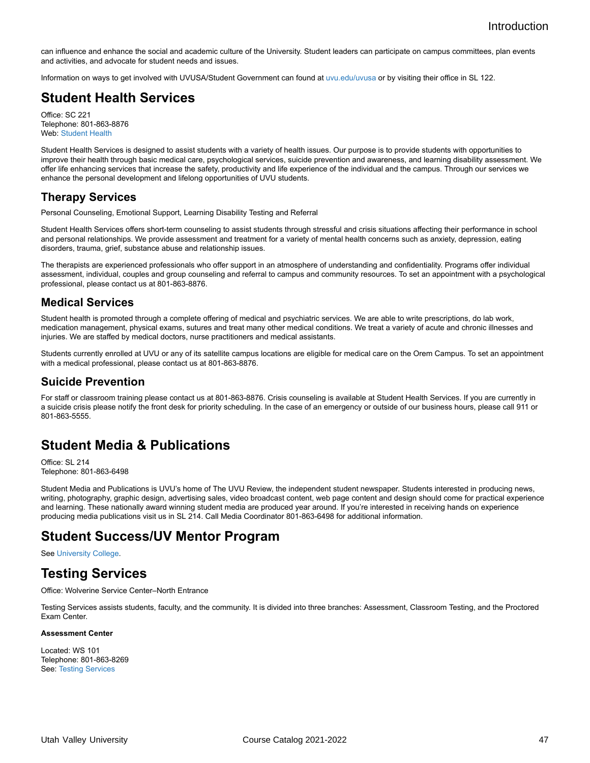can influence and enhance the social and academic culture of the University. Student leaders can participate on campus committees, plan events and activities, and advocate for student needs and issues.

Information on ways to get involved with UVUSA/Student Government can found at uvu.edu/uvusa or by visiting their office in SL 122.

## Student Health Services

Office: SC 221
Telephone: 801-863-8876
Web: Student Health

Student Health Services is designed to assist students with a variety of health issues. Our purpose is to provide students with opportunities to improve their health through basic medical care, psychological services, suicide prevention and awareness, and learning disability assessment. We offer life enhancing services that increase the safety, productivity and life experience of the individual and the campus. Through our services we enhance the personal development and lifelong opportunities of UVU students.

### Therapy Services

Personal Counseling, Emotional Support, Learning Disability Testing and Referral

Student Health Services offers short-term counseling to assist students through stressful and crisis situations affecting their performance in school and personal relationships. We provide assessment and treatment for a variety of mental health concerns such as anxiety, depression, eating disorders, trauma, grief, substance abuse and relationship issues.

The therapists are experienced professionals who offer support in an atmosphere of understanding and confidentiality. Programs offer individual assessment, individual, couples and group counseling and referral to campus and community resources. To set an appointment with a psychological professional, please contact us at 801-863-8876.

### Medical Services

Student health is promoted through a complete offering of medical and psychiatric services. We are able to write prescriptions, do lab work, medication management, physical exams, sutures and treat many other medical conditions. We treat a variety of acute and chronic illnesses and injuries. We are staffed by medical doctors, nurse practitioners and medical assistants.

Students currently enrolled at UVU or any of its satellite campus locations are eligible for medical care on the Orem Campus. To set an appointment with a medical professional, please contact us at 801-863-8876.

### Suicide Prevention

For staff or classroom training please contact us at 801-863-8876. Crisis counseling is available at Student Health Services. If you are currently in a suicide crisis please notify the front desk for priority scheduling. In the case of an emergency or outside of our business hours, please call 911 or 801-863-5555.

## Student Media & Publications

Office: SL 214
Telephone: 801-863-6498

Student Media and Publications is UVU's home of The UVU Review, the independent student newspaper. Students interested in producing news, writing, photography, graphic design, advertising sales, video broadcast content, web page content and design should come for practical experience and learning. These nationally award winning student media are produced year around. If you're interested in receiving hands on experience producing media publications visit us in SL 214. Call Media Coordinator 801-863-6498 for additional information.

## Student Success/UV Mentor Program

See University College.

## Testing Services

Office: Wolverine Service Center–North Entrance

Testing Services assists students, faculty, and the community. It is divided into three branches: Assessment, Classroom Testing, and the Proctored Exam Center.

**Assessment Center**

Located: WS 101
Telephone: 801-863-8269
See: Testing Services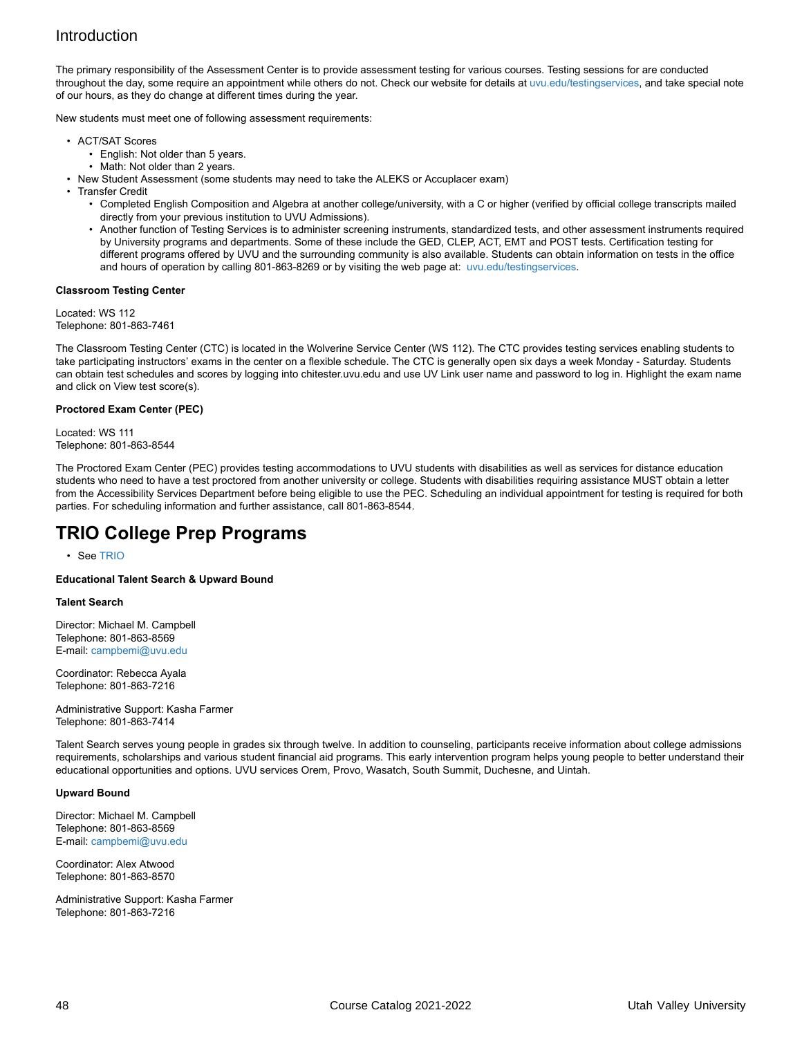## Introduction

The primary responsibility of the Assessment Center is to provide assessment testing for various courses. Testing sessions for are conducted throughout the day, some require an appointment while others do not. Check our website for details at uvu.edu/testingservices, and take special note of our hours, as they do change at different times during the year.

New students must meet one of following assessment requirements:

- ACT/SAT Scores
  - English: Not older than 5 years.
  - Math: Not older than 2 years.
- New Student Assessment (some students may need to take the ALEKS or Accuplacer exam)
- Transfer Credit
  - Completed English Composition and Algebra at another college/university, with a C or higher (verified by official college transcripts mailed directly from your previous institution to UVU Admissions).
  - Another function of Testing Services is to administer screening instruments, standardized tests, and other assessment instruments required by University programs and departments. Some of these include the GED, CLEP, ACT, EMT and POST tests. Certification testing for different programs offered by UVU and the surrounding community is also available. Students can obtain information on tests in the office and hours of operation by calling 801-863-8269 or by visiting the web page at: uvu.edu/testingservices.

**Classroom Testing Center**

Located: WS 112
Telephone: 801-863-7461

The Classroom Testing Center (CTC) is located in the Wolverine Service Center (WS 112). The CTC provides testing services enabling students to take participating instructors' exams in the center on a flexible schedule. The CTC is generally open six days a week Monday - Saturday. Students can obtain test schedules and scores by logging into chitester.uvu.edu and use UV Link user name and password to log in. Highlight the exam name and click on View test score(s).

**Proctored Exam Center (PEC)**

Located: WS 111
Telephone: 801-863-8544

The Proctored Exam Center (PEC) provides testing accommodations to UVU students with disabilities as well as services for distance education students who need to have a test proctored from another university or college. Students with disabilities requiring assistance MUST obtain a letter from the Accessibility Services Department before being eligible to use the PEC. Scheduling an individual appointment for testing is required for both parties. For scheduling information and further assistance, call 801-863-8544.

# TRIO College Prep Programs

- See TRIO

**Educational Talent Search & Upward Bound**

**Talent Search**

Director: Michael M. Campbell
Telephone: 801-863-8569
E-mail: campbemi@uvu.edu

Coordinator: Rebecca Ayala
Telephone: 801-863-7216

Administrative Support: Kasha Farmer
Telephone: 801-863-7414

Talent Search serves young people in grades six through twelve. In addition to counseling, participants receive information about college admissions requirements, scholarships and various student financial aid programs. This early intervention program helps young people to better understand their educational opportunities and options. UVU services Orem, Provo, Wasatch, South Summit, Duchesne, and Uintah.

**Upward Bound**

Director: Michael M. Campbell
Telephone: 801-863-8569
E-mail: campbemi@uvu.edu

Coordinator: Alex Atwood
Telephone: 801-863-8570

Administrative Support: Kasha Farmer
Telephone: 801-863-7216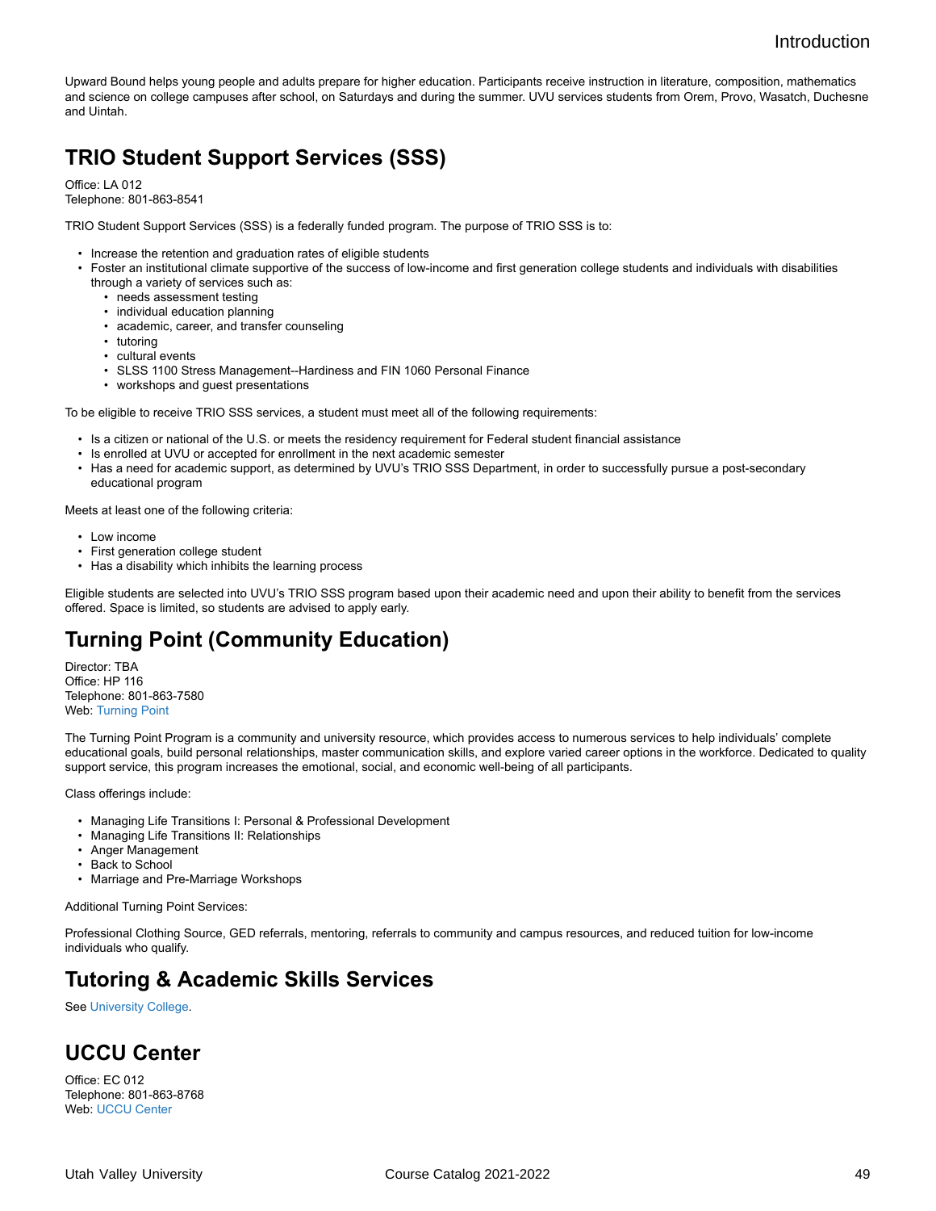Upward Bound helps young people and adults prepare for higher education. Participants receive instruction in literature, composition, mathematics and science on college campuses after school, on Saturdays and during the summer. UVU services students from Orem, Provo, Wasatch, Duchesne and Uintah.

## TRIO Student Support Services (SSS)

Office: LA 012
Telephone: 801-863-8541

TRIO Student Support Services (SSS) is a federally funded program. The purpose of TRIO SSS is to:

- Increase the retention and graduation rates of eligible students
- Foster an institutional climate supportive of the success of low-income and first generation college students and individuals with disabilities through a variety of services such as:
  - needs assessment testing
  - individual education planning
  - academic, career, and transfer counseling
  - tutoring
  - cultural events
  - SLSS 1100 Stress Management--Hardiness and FIN 1060 Personal Finance
  - workshops and guest presentations

To be eligible to receive TRIO SSS services, a student must meet all of the following requirements:

- Is a citizen or national of the U.S. or meets the residency requirement for Federal student financial assistance
- Is enrolled at UVU or accepted for enrollment in the next academic semester
- Has a need for academic support, as determined by UVU's TRIO SSS Department, in order to successfully pursue a post-secondary educational program

Meets at least one of the following criteria:

- Low income
- First generation college student
- Has a disability which inhibits the learning process

Eligible students are selected into UVU's TRIO SSS program based upon their academic need and upon their ability to benefit from the services offered. Space is limited, so students are advised to apply early.

## Turning Point (Community Education)

Director: TBA
Office: HP 116
Telephone: 801-863-7580
Web: Turning Point

The Turning Point Program is a community and university resource, which provides access to numerous services to help individuals' complete educational goals, build personal relationships, master communication skills, and explore varied career options in the workforce. Dedicated to quality support service, this program increases the emotional, social, and economic well-being of all participants.

Class offerings include:

- Managing Life Transitions I: Personal & Professional Development
- Managing Life Transitions II: Relationships
- Anger Management
- Back to School
- Marriage and Pre-Marriage Workshops

Additional Turning Point Services:

Professional Clothing Source, GED referrals, mentoring, referrals to community and campus resources, and reduced tuition for low-income individuals who qualify.

## Tutoring & Academic Skills Services

See University College.

## UCCU Center

Office: EC 012
Telephone: 801-863-8768
Web: UCCU Center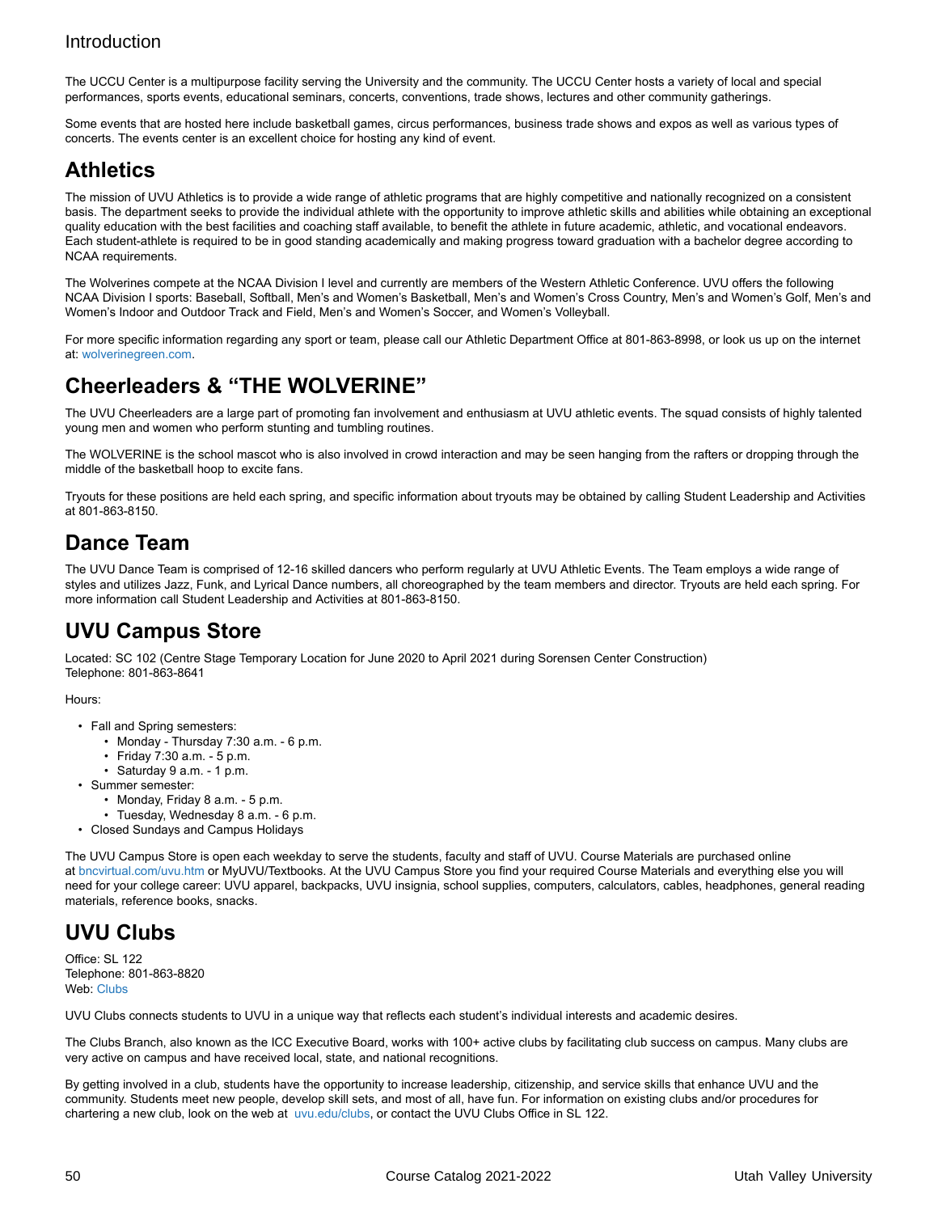Introduction

The UCCU Center is a multipurpose facility serving the University and the community. The UCCU Center hosts a variety of local and special performances, sports events, educational seminars, concerts, conventions, trade shows, lectures and other community gatherings.

Some events that are hosted here include basketball games, circus performances, business trade shows and expos as well as various types of concerts. The events center is an excellent choice for hosting any kind of event.

## Athletics

The mission of UVU Athletics is to provide a wide range of athletic programs that are highly competitive and nationally recognized on a consistent basis. The department seeks to provide the individual athlete with the opportunity to improve athletic skills and abilities while obtaining an exceptional quality education with the best facilities and coaching staff available, to benefit the athlete in future academic, athletic, and vocational endeavors. Each student-athlete is required to be in good standing academically and making progress toward graduation with a bachelor degree according to NCAA requirements.

The Wolverines compete at the NCAA Division I level and currently are members of the Western Athletic Conference. UVU offers the following NCAA Division I sports: Baseball, Softball, Men's and Women's Basketball, Men's and Women's Cross Country, Men's and Women's Golf, Men's and Women's Indoor and Outdoor Track and Field, Men's and Women's Soccer, and Women's Volleyball.

For more specific information regarding any sport or team, please call our Athletic Department Office at 801-863-8998, or look us up on the internet at: wolverinegreen.com.

## Cheerleaders & "THE WOLVERINE"

The UVU Cheerleaders are a large part of promoting fan involvement and enthusiasm at UVU athletic events. The squad consists of highly talented young men and women who perform stunting and tumbling routines.

The WOLVERINE is the school mascot who is also involved in crowd interaction and may be seen hanging from the rafters or dropping through the middle of the basketball hoop to excite fans.

Tryouts for these positions are held each spring, and specific information about tryouts may be obtained by calling Student Leadership and Activities at 801-863-8150.

## Dance Team

The UVU Dance Team is comprised of 12-16 skilled dancers who perform regularly at UVU Athletic Events. The Team employs a wide range of styles and utilizes Jazz, Funk, and Lyrical Dance numbers, all choreographed by the team members and director. Tryouts are held each spring. For more information call Student Leadership and Activities at 801-863-8150.

## UVU Campus Store

Located: SC 102 (Centre Stage Temporary Location for June 2020 to April 2021 during Sorensen Center Construction)
Telephone: 801-863-8641

Hours:

- Fall and Spring semesters:
  - Monday - Thursday 7:30 a.m. - 6 p.m.
  - Friday 7:30 a.m. - 5 p.m.
  - Saturday 9 a.m. - 1 p.m.
- Summer semester:
  - Monday, Friday 8 a.m. - 5 p.m.
  - Tuesday, Wednesday 8 a.m. - 6 p.m.
- Closed Sundays and Campus Holidays

The UVU Campus Store is open each weekday to serve the students, faculty and staff of UVU. Course Materials are purchased online at bncvirtual.com/uvu.htm or MyUVU/Textbooks. At the UVU Campus Store you find your required Course Materials and everything else you will need for your college career: UVU apparel, backpacks, UVU insignia, school supplies, computers, calculators, cables, headphones, general reading materials, reference books, snacks.

## UVU Clubs

Office: SL 122
Telephone: 801-863-8820
Web: Clubs

UVU Clubs connects students to UVU in a unique way that reflects each student's individual interests and academic desires.

The Clubs Branch, also known as the ICC Executive Board, works with 100+ active clubs by facilitating club success on campus. Many clubs are very active on campus and have received local, state, and national recognitions.

By getting involved in a club, students have the opportunity to increase leadership, citizenship, and service skills that enhance UVU and the community. Students meet new people, develop skill sets, and most of all, have fun. For information on existing clubs and/or procedures for chartering a new club, look on the web at uvu.edu/clubs, or contact the UVU Clubs Office in SL 122.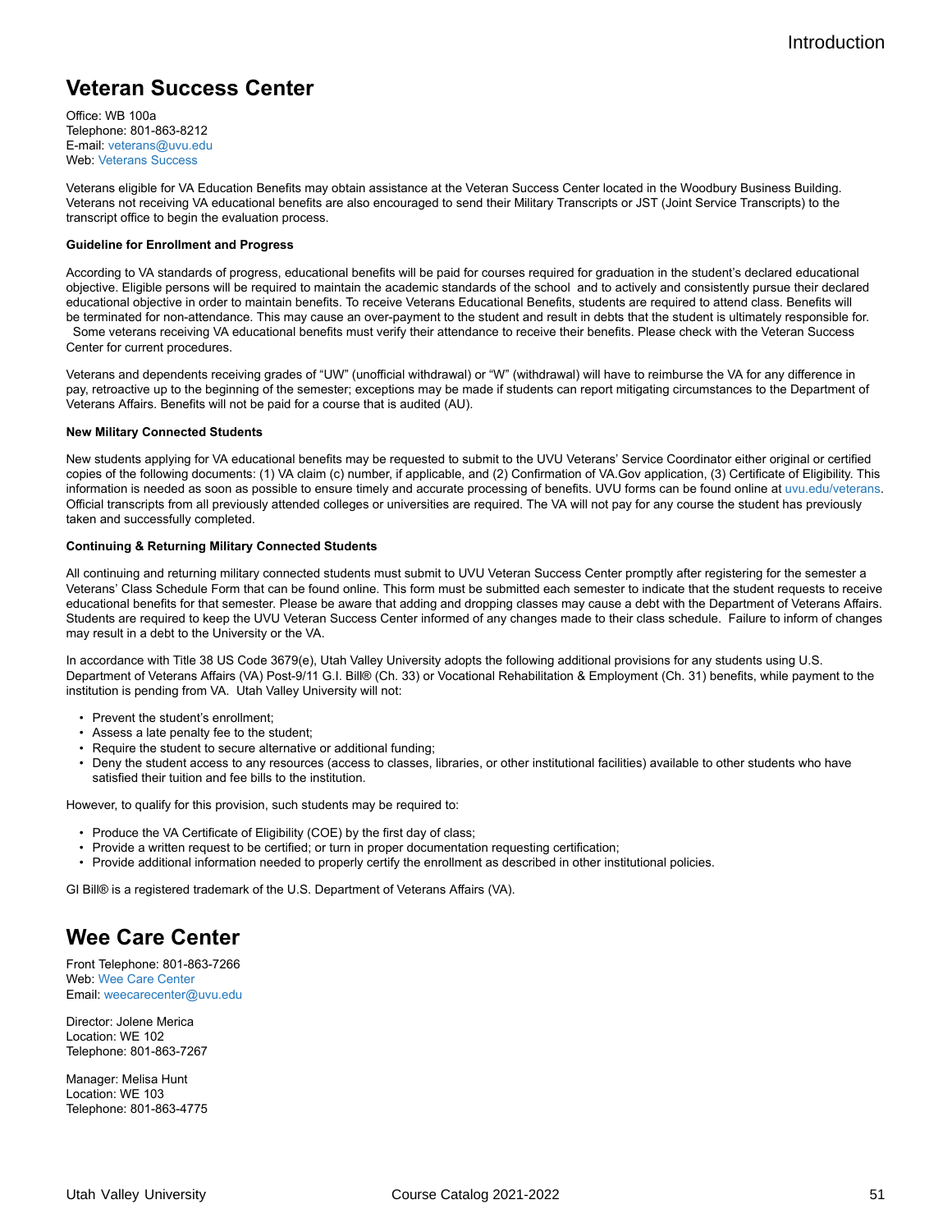## Veteran Success Center

Office: WB 100a
Telephone: 801-863-8212
E-mail: veterans@uvu.edu
Web: Veterans Success

Veterans eligible for VA Education Benefits may obtain assistance at the Veteran Success Center located in the Woodbury Business Building. Veterans not receiving VA educational benefits are also encouraged to send their Military Transcripts or JST (Joint Service Transcripts) to the transcript office to begin the evaluation process.

**Guideline for Enrollment and Progress**

According to VA standards of progress, educational benefits will be paid for courses required for graduation in the student's declared educational objective. Eligible persons will be required to maintain the academic standards of the school and to actively and consistently pursue their declared educational objective in order to maintain benefits. To receive Veterans Educational Benefits, students are required to attend class. Benefits will be terminated for non-attendance. This may cause an over-payment to the student and result in debts that the student is ultimately responsible for. Some veterans receiving VA educational benefits must verify their attendance to receive their benefits. Please check with the Veteran Success Center for current procedures.

Veterans and dependents receiving grades of "UW" (unofficial withdrawal) or "W" (withdrawal) will have to reimburse the VA for any difference in pay, retroactive up to the beginning of the semester; exceptions may be made if students can report mitigating circumstances to the Department of Veterans Affairs. Benefits will not be paid for a course that is audited (AU).

**New Military Connected Students**

New students applying for VA educational benefits may be requested to submit to the UVU Veterans' Service Coordinator either original or certified copies of the following documents: (1) VA claim (c) number, if applicable, and (2) Confirmation of VA.Gov application, (3) Certificate of Eligibility. This information is needed as soon as possible to ensure timely and accurate processing of benefits. UVU forms can be found online at uvu.edu/veterans. Official transcripts from all previously attended colleges or universities are required. The VA will not pay for any course the student has previously taken and successfully completed.

**Continuing & Returning Military Connected Students**

All continuing and returning military connected students must submit to UVU Veteran Success Center promptly after registering for the semester a Veterans' Class Schedule Form that can be found online. This form must be submitted each semester to indicate that the student requests to receive educational benefits for that semester. Please be aware that adding and dropping classes may cause a debt with the Department of Veterans Affairs. Students are required to keep the UVU Veteran Success Center informed of any changes made to their class schedule. Failure to inform of changes may result in a debt to the University or the VA.

In accordance with Title 38 US Code 3679(e), Utah Valley University adopts the following additional provisions for any students using U.S. Department of Veterans Affairs (VA) Post-9/11 G.I. Bill® (Ch. 33) or Vocational Rehabilitation & Employment (Ch. 31) benefits, while payment to the institution is pending from VA. Utah Valley University will not:

- Prevent the student's enrollment;
- Assess a late penalty fee to the student;
- Require the student to secure alternative or additional funding;
- Deny the student access to any resources (access to classes, libraries, or other institutional facilities) available to other students who have satisfied their tuition and fee bills to the institution.

However, to qualify for this provision, such students may be required to:

- Produce the VA Certificate of Eligibility (COE) by the first day of class;
- Provide a written request to be certified; or turn in proper documentation requesting certification;
- Provide additional information needed to properly certify the enrollment as described in other institutional policies.

GI Bill® is a registered trademark of the U.S. Department of Veterans Affairs (VA).

## Wee Care Center

Front Telephone: 801-863-7266
Web: Wee Care Center
Email: weecarecenter@uvu.edu

Director: Jolene Merica
Location: WE 102
Telephone: 801-863-7267

Manager: Melisa Hunt
Location: WE 103
Telephone: 801-863-4775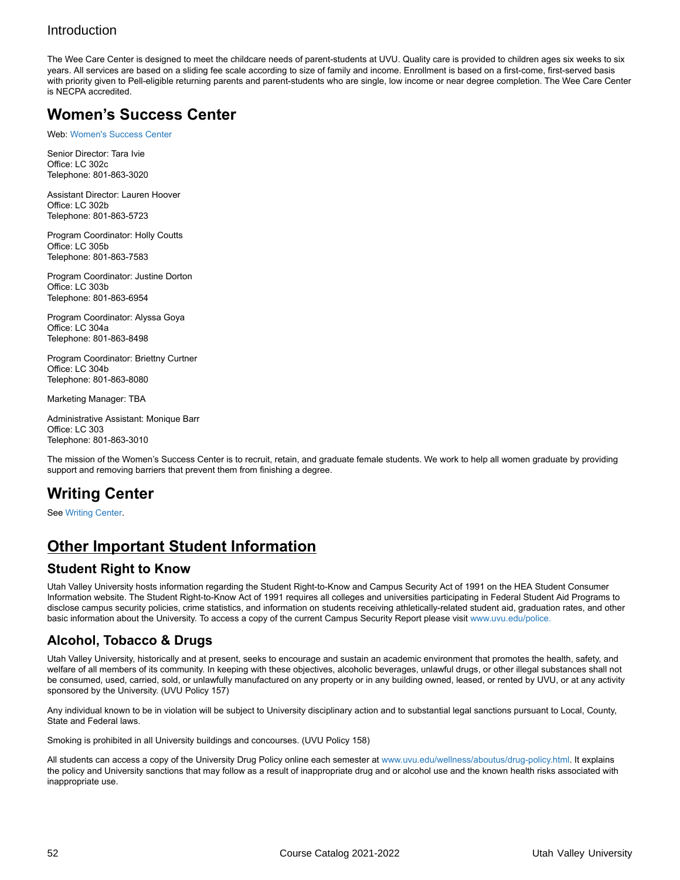## Introduction

The Wee Care Center is designed to meet the childcare needs of parent-students at UVU. Quality care is provided to children ages six weeks to six years. All services are based on a sliding fee scale according to size of family and income. Enrollment is based on a first-come, first-served basis with priority given to Pell-eligible returning parents and parent-students who are single, low income or near degree completion. The Wee Care Center is NECPA accredited.

# Women's Success Center

Web: Women's Success Center

Senior Director: Tara Ivie
Office: LC 302c
Telephone: 801-863-3020

Assistant Director: Lauren Hoover
Office: LC 302b
Telephone: 801-863-5723

Program Coordinator: Holly Coutts
Office: LC 305b
Telephone: 801-863-7583

Program Coordinator: Justine Dorton
Office: LC 303b
Telephone: 801-863-6954

Program Coordinator: Alyssa Goya
Office: LC 304a
Telephone: 801-863-8498

Program Coordinator: Briettny Curtner
Office: LC 304b
Telephone: 801-863-8080

Marketing Manager: TBA

Administrative Assistant: Monique Barr
Office: LC 303
Telephone: 801-863-3010

The mission of the Women's Success Center is to recruit, retain, and graduate female students. We work to help all women graduate by providing support and removing barriers that prevent them from finishing a degree.

# Writing Center

See Writing Center.

# Other Important Student Information

## Student Right to Know

Utah Valley University hosts information regarding the Student Right-to-Know and Campus Security Act of 1991 on the HEA Student Consumer Information website. The Student Right-to-Know Act of 1991 requires all colleges and universities participating in Federal Student Aid Programs to disclose campus security policies, crime statistics, and information on students receiving athletically-related student aid, graduation rates, and other basic information about the University. To access a copy of the current Campus Security Report please visit www.uvu.edu/police.

## Alcohol, Tobacco & Drugs

Utah Valley University, historically and at present, seeks to encourage and sustain an academic environment that promotes the health, safety, and welfare of all members of its community. In keeping with these objectives, alcoholic beverages, unlawful drugs, or other illegal substances shall not be consumed, used, carried, sold, or unlawfully manufactured on any property or in any building owned, leased, or rented by UVU, or at any activity sponsored by the University. (UVU Policy 157)

Any individual known to be in violation will be subject to University disciplinary action and to substantial legal sanctions pursuant to Local, County, State and Federal laws.

Smoking is prohibited in all University buildings and concourses. (UVU Policy 158)

All students can access a copy of the University Drug Policy online each semester at www.uvu.edu/wellness/aboutus/drug-policy.html. It explains the policy and University sanctions that may follow as a result of inappropriate drug and or alcohol use and the known health risks associated with inappropriate use.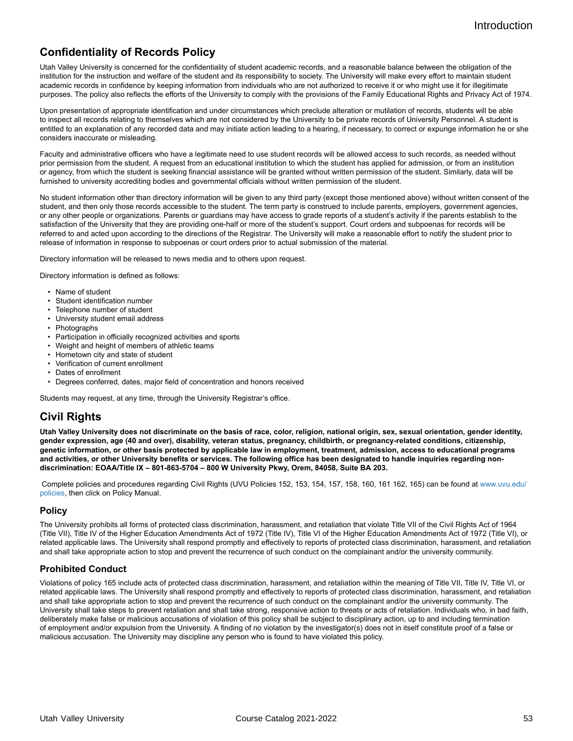## Confidentiality of Records Policy

Utah Valley University is concerned for the confidentiality of student academic records, and a reasonable balance between the obligation of the institution for the instruction and welfare of the student and its responsibility to society. The University will make every effort to maintain student academic records in confidence by keeping information from individuals who are not authorized to receive it or who might use it for illegitimate purposes. The policy also reflects the efforts of the University to comply with the provisions of the Family Educational Rights and Privacy Act of 1974.

Upon presentation of appropriate identification and under circumstances which preclude alteration or mutilation of records, students will be able to inspect all records relating to themselves which are not considered by the University to be private records of University Personnel. A student is entitled to an explanation of any recorded data and may initiate action leading to a hearing, if necessary, to correct or expunge information he or she considers inaccurate or misleading.

Faculty and administrative officers who have a legitimate need to use student records will be allowed access to such records, as needed without prior permission from the student. A request from an educational institution to which the student has applied for admission, or from an institution or agency, from which the student is seeking financial assistance will be granted without written permission of the student. Similarly, data will be furnished to university accrediting bodies and governmental officials without written permission of the student.

No student information other than directory information will be given to any third party (except those mentioned above) without written consent of the student, and then only those records accessible to the student. The term party is construed to include parents, employers, government agencies, or any other people or organizations. Parents or guardians may have access to grade reports of a student's activity if the parents establish to the satisfaction of the University that they are providing one-half or more of the student's support. Court orders and subpoenas for records will be referred to and acted upon according to the directions of the Registrar. The University will make a reasonable effort to notify the student prior to release of information in response to subpoenas or court orders prior to actual submission of the material.

Directory information will be released to news media and to others upon request.

Directory information is defined as follows:

- Name of student
- Student identification number
- Telephone number of student
- University student email address
- Photographs
- Participation in officially recognized activities and sports
- Weight and height of members of athletic teams
- Hometown city and state of student
- Verification of current enrollment
- Dates of enrollment
- Degrees conferred, dates, major field of concentration and honors received

Students may request, at any time, through the University Registrar's office.

## Civil Rights

**Utah Valley University does not discriminate on the basis of race, color, religion, national origin, sex, sexual orientation, gender identity, gender expression, age (40 and over), disability, veteran status, pregnancy, childbirth, or pregnancy-related conditions, citizenship, genetic information, or other basis protected by applicable law in employment, treatment, admission, access to educational programs and activities, or other University benefits or services. The following office has been designated to handle inquiries regarding non-discrimination: EOAA/Title IX – 801-863-5704 – 800 W University Pkwy, Orem, 84058, Suite BA 203.**

Complete policies and procedures regarding Civil Rights (UVU Policies 152, 153, 154, 157, 158, 160, 161 162, 165) can be found at www.uvu.edu/policies, then click on Policy Manual.

### Policy

The University prohibits all forms of protected class discrimination, harassment, and retaliation that violate Title VII of the Civil Rights Act of 1964 (Title VII), Title IV of the Higher Education Amendments Act of 1972 (Title IV), Title VI of the Higher Education Amendments Act of 1972 (Title VI), or related applicable laws. The University shall respond promptly and effectively to reports of protected class discrimination, harassment, and retaliation and shall take appropriate action to stop and prevent the recurrence of such conduct on the complainant and/or the university community.

### Prohibited Conduct

Violations of policy 165 include acts of protected class discrimination, harassment, and retaliation within the meaning of Title VII, Title IV, Title VI, or related applicable laws. The University shall respond promptly and effectively to reports of protected class discrimination, harassment, and retaliation and shall take appropriate action to stop and prevent the recurrence of such conduct on the complainant and/or the university community. The University shall take steps to prevent retaliation and shall take strong, responsive action to threats or acts of retaliation. Individuals who, in bad faith, deliberately make false or malicious accusations of violation of this policy shall be subject to disciplinary action, up to and including termination of employment and/or expulsion from the University. A finding of no violation by the investigator(s) does not in itself constitute proof of a false or malicious accusation. The University may discipline any person who is found to have violated this policy.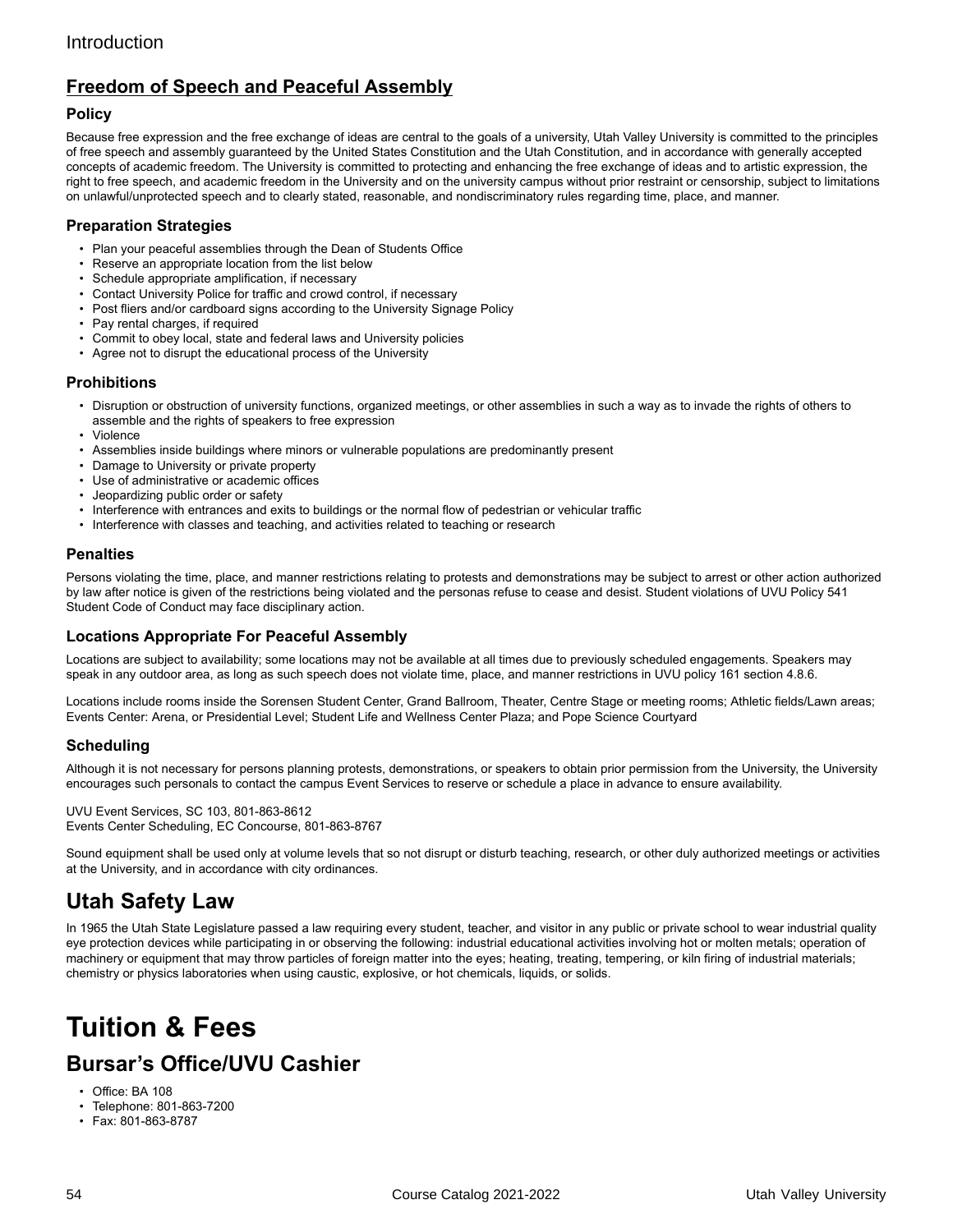## Freedom of Speech and Peaceful Assembly

### Policy

Because free expression and the free exchange of ideas are central to the goals of a university, Utah Valley University is committed to the principles of free speech and assembly guaranteed by the United States Constitution and the Utah Constitution, and in accordance with generally accepted concepts of academic freedom. The University is committed to protecting and enhancing the free exchange of ideas and to artistic expression, the right to free speech, and academic freedom in the University and on the university campus without prior restraint or censorship, subject to limitations on unlawful/unprotected speech and to clearly stated, reasonable, and nondiscriminatory rules regarding time, place, and manner.

### Preparation Strategies

- Plan your peaceful assemblies through the Dean of Students Office
- Reserve an appropriate location from the list below
- Schedule appropriate amplification, if necessary
- Contact University Police for traffic and crowd control, if necessary
- Post fliers and/or cardboard signs according to the University Signage Policy
- Pay rental charges, if required
- Commit to obey local, state and federal laws and University policies
- Agree not to disrupt the educational process of the University

### Prohibitions

- Disruption or obstruction of university functions, organized meetings, or other assemblies in such a way as to invade the rights of others to assemble and the rights of speakers to free expression
- Violence
- Assemblies inside buildings where minors or vulnerable populations are predominantly present
- Damage to University or private property
- Use of administrative or academic offices
- Jeopardizing public order or safety
- Interference with entrances and exits to buildings or the normal flow of pedestrian or vehicular traffic
- Interference with classes and teaching, and activities related to teaching or research

### Penalties

Persons violating the time, place, and manner restrictions relating to protests and demonstrations may be subject to arrest or other action authorized by law after notice is given of the restrictions being violated and the personas refuse to cease and desist. Student violations of UVU Policy 541 Student Code of Conduct may face disciplinary action.

### Locations Appropriate For Peaceful Assembly

Locations are subject to availability; some locations may not be available at all times due to previously scheduled engagements. Speakers may speak in any outdoor area, as long as such speech does not violate time, place, and manner restrictions in UVU policy 161 section 4.8.6.

Locations include rooms inside the Sorensen Student Center, Grand Ballroom, Theater, Centre Stage or meeting rooms; Athletic fields/Lawn areas; Events Center: Arena, or Presidential Level; Student Life and Wellness Center Plaza; and Pope Science Courtyard

### Scheduling

Although it is not necessary for persons planning protests, demonstrations, or speakers to obtain prior permission from the University, the University encourages such personals to contact the campus Event Services to reserve or schedule a place in advance to ensure availability.

UVU Event Services, SC 103, 801-863-8612
Events Center Scheduling, EC Concourse, 801-863-8767

Sound equipment shall be used only at volume levels that so not disrupt or disturb teaching, research, or other duly authorized meetings or activities at the University, and in accordance with city ordinances.

## Utah Safety Law

In 1965 the Utah State Legislature passed a law requiring every student, teacher, and visitor in any public or private school to wear industrial quality eye protection devices while participating in or observing the following: industrial educational activities involving hot or molten metals; operation of machinery or equipment that may throw particles of foreign matter into the eyes; heating, treating, tempering, or kiln firing of industrial materials; chemistry or physics laboratories when using caustic, explosive, or hot chemicals, liquids, or solids.

# Tuition & Fees

## Bursar's Office/UVU Cashier

- Office: BA 108
- Telephone: 801-863-7200
- Fax: 801-863-8787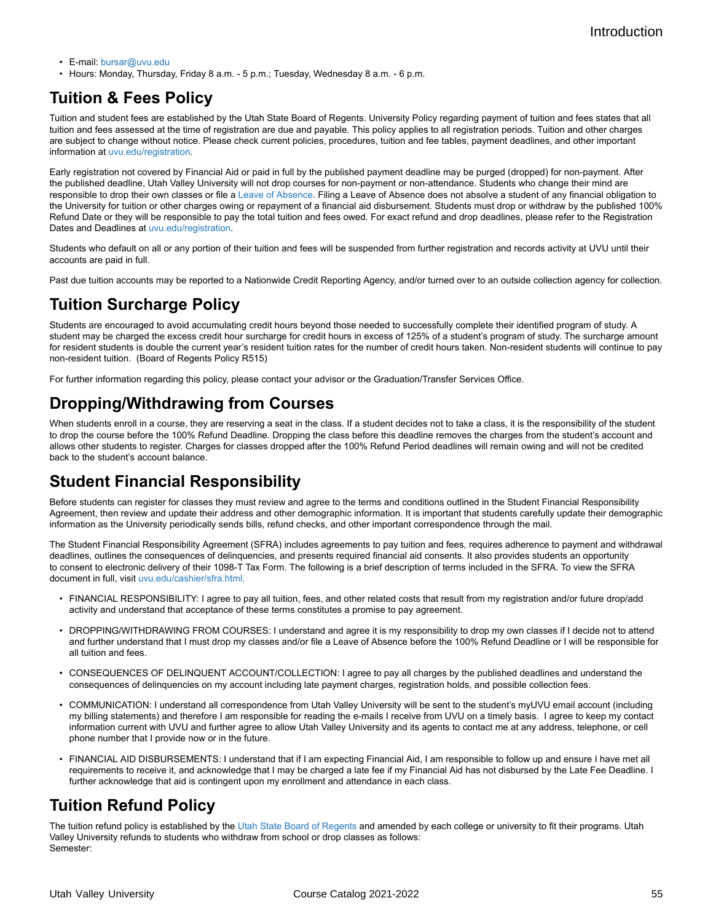- E-mail: bursar@uvu.edu
- Hours: Monday, Thursday, Friday 8 a.m. - 5 p.m.; Tuesday, Wednesday 8 a.m. - 6 p.m.

## Tuition & Fees Policy

Tuition and student fees are established by the Utah State Board of Regents. University Policy regarding payment of tuition and fees states that all tuition and fees assessed at the time of registration are due and payable. This policy applies to all registration periods. Tuition and other charges are subject to change without notice. Please check current policies, procedures, tuition and fee tables, payment deadlines, and other important information at uvu.edu/registration.

Early registration not covered by Financial Aid or paid in full by the published payment deadline may be purged (dropped) for non-payment. After the published deadline, Utah Valley University will not drop courses for non-payment or non-attendance. Students who change their mind are responsible to drop their own classes or file a Leave of Absence. Filing a Leave of Absence does not absolve a student of any financial obligation to the University for tuition or other charges owing or repayment of a financial aid disbursement. Students must drop or withdraw by the published 100% Refund Date or they will be responsible to pay the total tuition and fees owed. For exact refund and drop deadlines, please refer to the Registration Dates and Deadlines at uvu.edu/registration.

Students who default on all or any portion of their tuition and fees will be suspended from further registration and records activity at UVU until their accounts are paid in full.

Past due tuition accounts may be reported to a Nationwide Credit Reporting Agency, and/or turned over to an outside collection agency for collection.

## Tuition Surcharge Policy

Students are encouraged to avoid accumulating credit hours beyond those needed to successfully complete their identified program of study. A student may be charged the excess credit hour surcharge for credit hours in excess of 125% of a student's program of study. The surcharge amount for resident students is double the current year's resident tuition rates for the number of credit hours taken. Non-resident students will continue to pay non-resident tuition. (Board of Regents Policy R515)

For further information regarding this policy, please contact your advisor or the Graduation/Transfer Services Office.

## Dropping/Withdrawing from Courses

When students enroll in a course, they are reserving a seat in the class. If a student decides not to take a class, it is the responsibility of the student to drop the course before the 100% Refund Deadline. Dropping the class before this deadline removes the charges from the student's account and allows other students to register. Charges for classes dropped after the 100% Refund Period deadlines will remain owing and will not be credited back to the student's account balance.

## Student Financial Responsibility

Before students can register for classes they must review and agree to the terms and conditions outlined in the Student Financial Responsibility Agreement, then review and update their address and other demographic information. It is important that students carefully update their demographic information as the University periodically sends bills, refund checks, and other important correspondence through the mail.

The Student Financial Responsibility Agreement (SFRA) includes agreements to pay tuition and fees, requires adherence to payment and withdrawal deadlines, outlines the consequences of delinquencies, and presents required financial aid consents. It also provides students an opportunity to consent to electronic delivery of their 1098-T Tax Form. The following is a brief description of terms included in the SFRA. To view the SFRA document in full, visit uvu.edu/cashier/sfra.html.

- FINANCIAL RESPONSIBILITY: I agree to pay all tuition, fees, and other related costs that result from my registration and/or future drop/add activity and understand that acceptance of these terms constitutes a promise to pay agreement.
- DROPPING/WITHDRAWING FROM COURSES: I understand and agree it is my responsibility to drop my own classes if I decide not to attend and further understand that I must drop my classes and/or file a Leave of Absence before the 100% Refund Deadline or I will be responsible for all tuition and fees.
- CONSEQUENCES OF DELINQUENT ACCOUNT/COLLECTION: I agree to pay all charges by the published deadlines and understand the consequences of delinquencies on my account including late payment charges, registration holds, and possible collection fees.
- COMMUNICATION: I understand all correspondence from Utah Valley University will be sent to the student's myUVU email account (including my billing statements) and therefore I am responsible for reading the e-mails I receive from UVU on a timely basis. I agree to keep my contact information current with UVU and further agree to allow Utah Valley University and its agents to contact me at any address, telephone, or cell phone number that I provide now or in the future.
- FINANCIAL AID DISBURSEMENTS: I understand that if I am expecting Financial Aid, I am responsible to follow up and ensure I have met all requirements to receive it, and acknowledge that I may be charged a late fee if my Financial Aid has not disbursed by the Late Fee Deadline. I further acknowledge that aid is contingent upon my enrollment and attendance in each class.

## Tuition Refund Policy

The tuition refund policy is established by the Utah State Board of Regents and amended by each college or university to fit their programs. Utah Valley University refunds to students who withdraw from school or drop classes as follows:
Semester: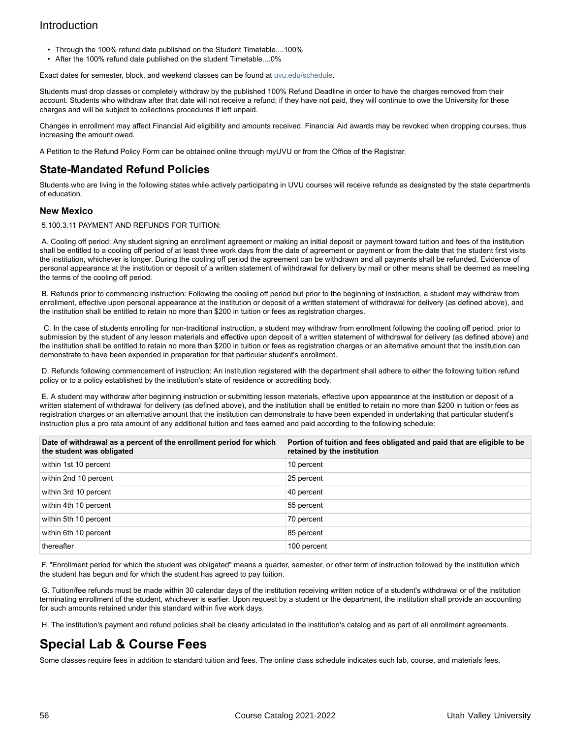- Through the 100% refund date published on the Student Timetable....100%
- After the 100% refund date published on the student Timetable....0%

Exact dates for semester, block, and weekend classes can be found at uvu.edu/schedule.

Students must drop classes or completely withdraw by the published 100% Refund Deadline in order to have the charges removed from their account. Students who withdraw after that date will not receive a refund; if they have not paid, they will continue to owe the University for these charges and will be subject to collections procedures if left unpaid.

Changes in enrollment may affect Financial Aid eligibility and amounts received. Financial Aid awards may be revoked when dropping courses, thus increasing the amount owed.

A Petition to the Refund Policy Form can be obtained online through myUVU or from the Office of the Registrar.

## State-Mandated Refund Policies

Students who are living in the following states while actively participating in UVU courses will receive refunds as designated by the state departments of education.

### New Mexico

5.100.3.11 PAYMENT AND REFUNDS FOR TUITION:

A. Cooling off period: Any student signing an enrollment agreement or making an initial deposit or payment toward tuition and fees of the institution shall be entitled to a cooling off period of at least three work days from the date of agreement or payment or from the date that the student first visits the institution, whichever is longer. During the cooling off period the agreement can be withdrawn and all payments shall be refunded. Evidence of personal appearance at the institution or deposit of a written statement of withdrawal for delivery by mail or other means shall be deemed as meeting the terms of the cooling off period.

B. Refunds prior to commencing instruction: Following the cooling off period but prior to the beginning of instruction, a student may withdraw from enrollment, effective upon personal appearance at the institution or deposit of a written statement of withdrawal for delivery (as defined above), and the institution shall be entitled to retain no more than $200 in tuition or fees as registration charges.

C. In the case of students enrolling for non-traditional instruction, a student may withdraw from enrollment following the cooling off period, prior to submission by the student of any lesson materials and effective upon deposit of a written statement of withdrawal for delivery (as defined above) and the institution shall be entitled to retain no more than $200 in tuition or fees as registration charges or an alternative amount that the institution can demonstrate to have been expended in preparation for that particular student's enrollment.

D. Refunds following commencement of instruction: An institution registered with the department shall adhere to either the following tuition refund policy or to a policy established by the institution's state of residence or accrediting body.

E. A student may withdraw after beginning instruction or submitting lesson materials, effective upon appearance at the institution or deposit of a written statement of withdrawal for delivery (as defined above), and the institution shall be entitled to retain no more than $200 in tuition or fees as registration charges or an alternative amount that the institution can demonstrate to have been expended in undertaking that particular student's instruction plus a pro rata amount of any additional tuition and fees earned and paid according to the following schedule:

| Date of withdrawal as a percent of the enrollment period for which the student was obligated | Portion of tuition and fees obligated and paid that are eligible to be retained by the institution |
|---|---|
| within 1st 10 percent | 10 percent |
| within 2nd 10 percent | 25 percent |
| within 3rd 10 percent | 40 percent |
| within 4th 10 percent | 55 percent |
| within 5th 10 percent | 70 percent |
| within 6th 10 percent | 85 percent |
| thereafter | 100 percent |

F. "Enrollment period for which the student was obligated" means a quarter, semester, or other term of instruction followed by the institution which the student has begun and for which the student has agreed to pay tuition.

G. Tuition/fee refunds must be made within 30 calendar days of the institution receiving written notice of a student's withdrawal or of the institution terminating enrollment of the student, whichever is earlier. Upon request by a student or the department, the institution shall provide an accounting for such amounts retained under this standard within five work days.

H. The institution's payment and refund policies shall be clearly articulated in the institution's catalog and as part of all enrollment agreements.

# Special Lab & Course Fees

Some classes require fees in addition to standard tuition and fees. The online class schedule indicates such lab, course, and materials fees.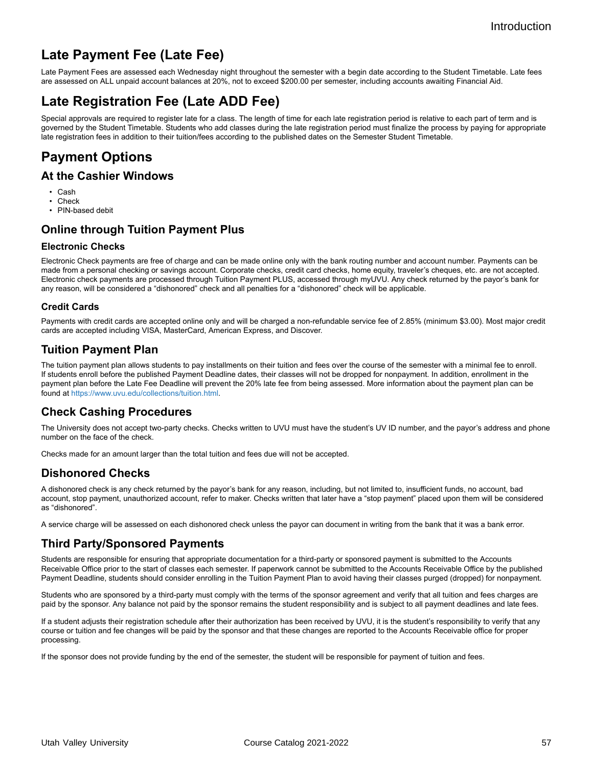# Late Payment Fee (Late Fee)

Late Payment Fees are assessed each Wednesday night throughout the semester with a begin date according to the Student Timetable. Late fees are assessed on ALL unpaid account balances at 20%, not to exceed $200.00 per semester, including accounts awaiting Financial Aid.

# Late Registration Fee (Late ADD Fee)

Special approvals are required to register late for a class. The length of time for each late registration period is relative to each part of term and is governed by the Student Timetable. Students who add classes during the late registration period must finalize the process by paying for appropriate late registration fees in addition to their tuition/fees according to the published dates on the Semester Student Timetable.

# Payment Options

## At the Cashier Windows

- Cash
- Check
- PIN-based debit

## Online through Tuition Payment Plus

### Electronic Checks

Electronic Check payments are free of charge and can be made online only with the bank routing number and account number. Payments can be made from a personal checking or savings account. Corporate checks, credit card checks, home equity, traveler's cheques, etc. are not accepted. Electronic check payments are processed through Tuition Payment PLUS, accessed through myUVU. Any check returned by the payor's bank for any reason, will be considered a "dishonored" check and all penalties for a "dishonored" check will be applicable.

### Credit Cards

Payments with credit cards are accepted online only and will be charged a non-refundable service fee of 2.85% (minimum $3.00). Most major credit cards are accepted including VISA, MasterCard, American Express, and Discover.

## Tuition Payment Plan

The tuition payment plan allows students to pay installments on their tuition and fees over the course of the semester with a minimal fee to enroll. If students enroll before the published Payment Deadline dates, their classes will not be dropped for nonpayment. In addition, enrollment in the payment plan before the Late Fee Deadline will prevent the 20% late fee from being assessed. More information about the payment plan can be found at https://www.uvu.edu/collections/tuition.html.

## Check Cashing Procedures

The University does not accept two-party checks. Checks written to UVU must have the student's UV ID number, and the payor's address and phone number on the face of the check.

Checks made for an amount larger than the total tuition and fees due will not be accepted.

## Dishonored Checks

A dishonored check is any check returned by the payor's bank for any reason, including, but not limited to, insufficient funds, no account, bad account, stop payment, unauthorized account, refer to maker. Checks written that later have a "stop payment" placed upon them will be considered as "dishonored".

A service charge will be assessed on each dishonored check unless the payor can document in writing from the bank that it was a bank error.

## Third Party/Sponsored Payments

Students are responsible for ensuring that appropriate documentation for a third-party or sponsored payment is submitted to the Accounts Receivable Office prior to the start of classes each semester. If paperwork cannot be submitted to the Accounts Receivable Office by the published Payment Deadline, students should consider enrolling in the Tuition Payment Plan to avoid having their classes purged (dropped) for nonpayment.

Students who are sponsored by a third-party must comply with the terms of the sponsor agreement and verify that all tuition and fees charges are paid by the sponsor. Any balance not paid by the sponsor remains the student responsibility and is subject to all payment deadlines and late fees.

If a student adjusts their registration schedule after their authorization has been received by UVU, it is the student's responsibility to verify that any course or tuition and fee changes will be paid by the sponsor and that these changes are reported to the Accounts Receivable office for proper processing.

If the sponsor does not provide funding by the end of the semester, the student will be responsible for payment of tuition and fees.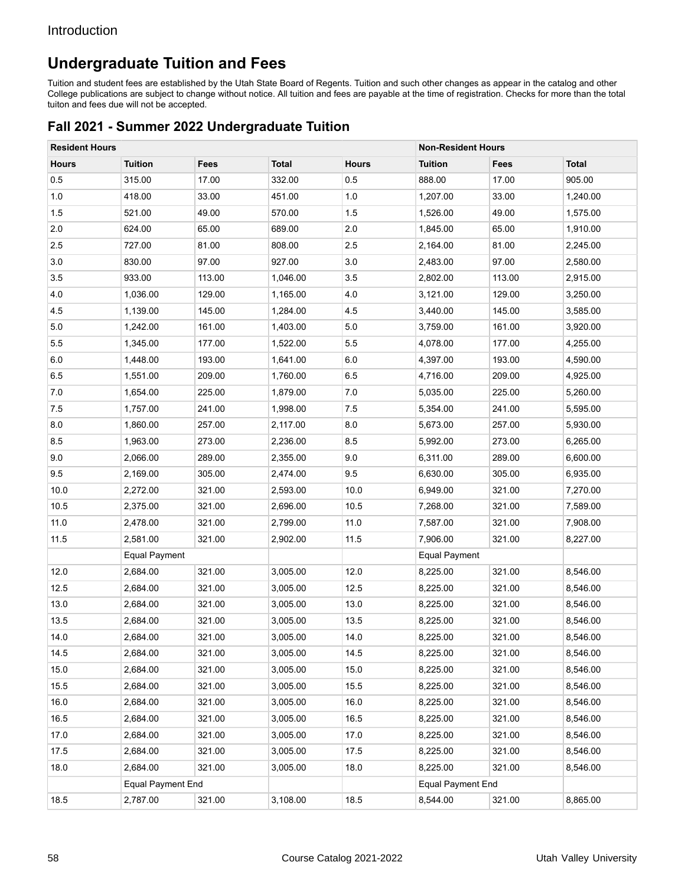## Undergraduate Tuition and Fees

Tuition and student fees are established by the Utah State Board of Regents. Tuition and such other changes as appear in the catalog and other College publications are subject to change without notice. All tuition and fees are payable at the time of registration. Checks for more than the total tuiton and fees due will not be accepted.

### Fall 2021 - Summer 2022 Undergraduate Tuition

| Resident Hours | | | | Non-Resident Hours | | | |
|---|---|---|---|---|---|---|---|
| **Hours** | **Tuition** | **Fees** | **Total** | **Hours** | **Tuition** | **Fees** | **Total** |
| 0.5 | 315.00 | 17.00 | 332.00 | 0.5 | 888.00 | 17.00 | 905.00 |
| 1.0 | 418.00 | 33.00 | 451.00 | 1.0 | 1,207.00 | 33.00 | 1,240.00 |
| 1.5 | 521.00 | 49.00 | 570.00 | 1.5 | 1,526.00 | 49.00 | 1,575.00 |
| 2.0 | 624.00 | 65.00 | 689.00 | 2.0 | 1,845.00 | 65.00 | 1,910.00 |
| 2.5 | 727.00 | 81.00 | 808.00 | 2.5 | 2,164.00 | 81.00 | 2,245.00 |
| 3.0 | 830.00 | 97.00 | 927.00 | 3.0 | 2,483.00 | 97.00 | 2,580.00 |
| 3.5 | 933.00 | 113.00 | 1,046.00 | 3.5 | 2,802.00 | 113.00 | 2,915.00 |
| 4.0 | 1,036.00 | 129.00 | 1,165.00 | 4.0 | 3,121.00 | 129.00 | 3,250.00 |
| 4.5 | 1,139.00 | 145.00 | 1,284.00 | 4.5 | 3,440.00 | 145.00 | 3,585.00 |
| 5.0 | 1,242.00 | 161.00 | 1,403.00 | 5.0 | 3,759.00 | 161.00 | 3,920.00 |
| 5.5 | 1,345.00 | 177.00 | 1,522.00 | 5.5 | 4,078.00 | 177.00 | 4,255.00 |
| 6.0 | 1,448.00 | 193.00 | 1,641.00 | 6.0 | 4,397.00 | 193.00 | 4,590.00 |
| 6.5 | 1,551.00 | 209.00 | 1,760.00 | 6.5 | 4,716.00 | 209.00 | 4,925.00 |
| 7.0 | 1,654.00 | 225.00 | 1,879.00 | 7.0 | 5,035.00 | 225.00 | 5,260.00 |
| 7.5 | 1,757.00 | 241.00 | 1,998.00 | 7.5 | 5,354.00 | 241.00 | 5,595.00 |
| 8.0 | 1,860.00 | 257.00 | 2,117.00 | 8.0 | 5,673.00 | 257.00 | 5,930.00 |
| 8.5 | 1,963.00 | 273.00 | 2,236.00 | 8.5 | 5,992.00 | 273.00 | 6,265.00 |
| 9.0 | 2,066.00 | 289.00 | 2,355.00 | 9.0 | 6,311.00 | 289.00 | 6,600.00 |
| 9.5 | 2,169.00 | 305.00 | 2,474.00 | 9.5 | 6,630.00 | 305.00 | 6,935.00 |
| 10.0 | 2,272.00 | 321.00 | 2,593.00 | 10.0 | 6,949.00 | 321.00 | 7,270.00 |
| 10.5 | 2,375.00 | 321.00 | 2,696.00 | 10.5 | 7,268.00 | 321.00 | 7,589.00 |
| 11.0 | 2,478.00 | 321.00 | 2,799.00 | 11.0 | 7,587.00 | 321.00 | 7,908.00 |
| 11.5 | 2,581.00 | 321.00 | 2,902.00 | 11.5 | 7,906.00 | 321.00 | 8,227.00 |
| | Equal Payment | | | | Equal Payment | | |
| 12.0 | 2,684.00 | 321.00 | 3,005.00 | 12.0 | 8,225.00 | 321.00 | 8,546.00 |
| 12.5 | 2,684.00 | 321.00 | 3,005.00 | 12.5 | 8,225.00 | 321.00 | 8,546.00 |
| 13.0 | 2,684.00 | 321.00 | 3,005.00 | 13.0 | 8,225.00 | 321.00 | 8,546.00 |
| 13.5 | 2,684.00 | 321.00 | 3,005.00 | 13.5 | 8,225.00 | 321.00 | 8,546.00 |
| 14.0 | 2,684.00 | 321.00 | 3,005.00 | 14.0 | 8,225.00 | 321.00 | 8,546.00 |
| 14.5 | 2,684.00 | 321.00 | 3,005.00 | 14.5 | 8,225.00 | 321.00 | 8,546.00 |
| 15.0 | 2,684.00 | 321.00 | 3,005.00 | 15.0 | 8,225.00 | 321.00 | 8,546.00 |
| 15.5 | 2,684.00 | 321.00 | 3,005.00 | 15.5 | 8,225.00 | 321.00 | 8,546.00 |
| 16.0 | 2,684.00 | 321.00 | 3,005.00 | 16.0 | 8,225.00 | 321.00 | 8,546.00 |
| 16.5 | 2,684.00 | 321.00 | 3,005.00 | 16.5 | 8,225.00 | 321.00 | 8,546.00 |
| 17.0 | 2,684.00 | 321.00 | 3,005.00 | 17.0 | 8,225.00 | 321.00 | 8,546.00 |
| 17.5 | 2,684.00 | 321.00 | 3,005.00 | 17.5 | 8,225.00 | 321.00 | 8,546.00 |
| 18.0 | 2,684.00 | 321.00 | 3,005.00 | 18.0 | 8,225.00 | 321.00 | 8,546.00 |
| | Equal Payment End | | | | Equal Payment End | | |
| 18.5 | 2,787.00 | 321.00 | 3,108.00 | 18.5 | 8,544.00 | 321.00 | 8,865.00 |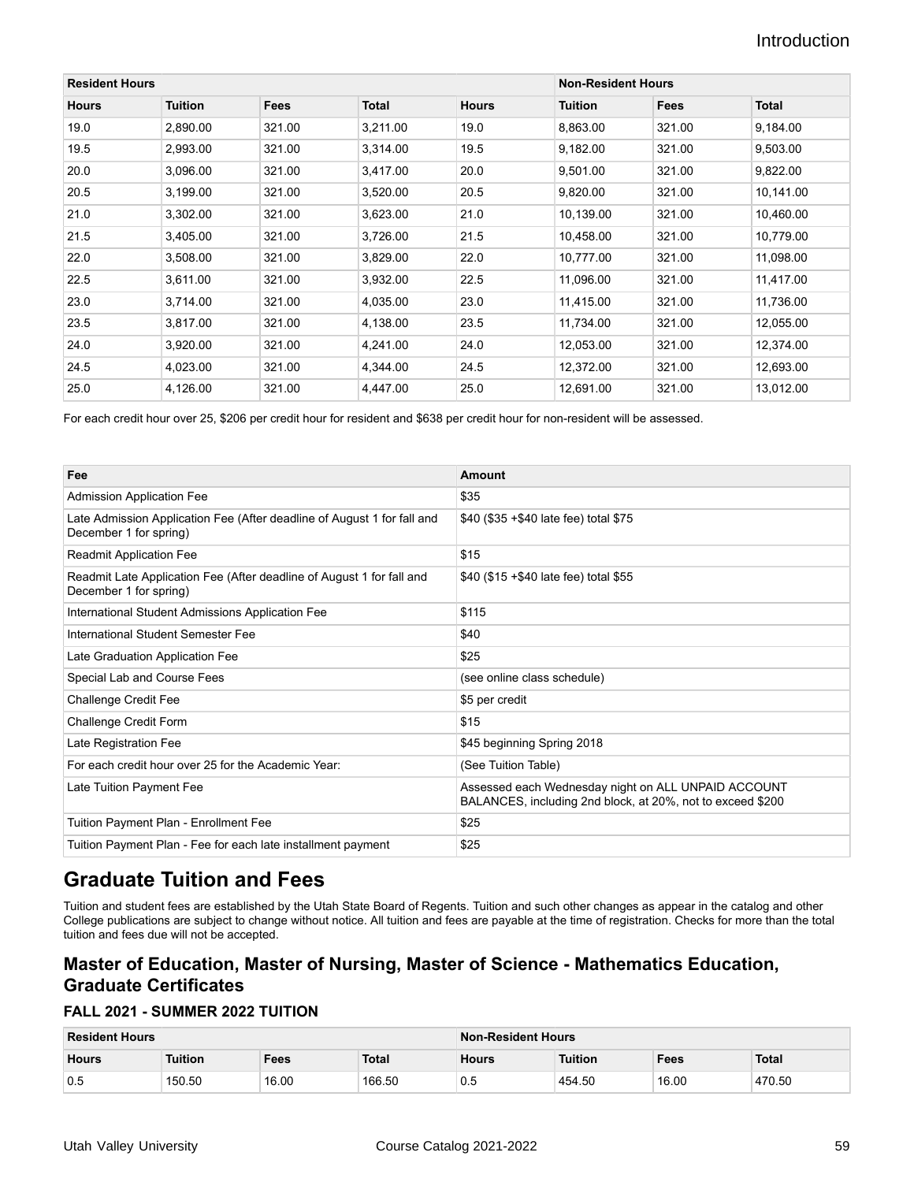| Resident Hours | | | | | Non-Resident Hours | | |
|---|---|---|---|---|---|---|---|
| **Hours** | **Tuition** | **Fees** | **Total** | **Hours** | **Tuition** | **Fees** | **Total** |
| 19.0 | 2,890.00 | 321.00 | 3,211.00 | 19.0 | 8,863.00 | 321.00 | 9,184.00 |
| 19.5 | 2,993.00 | 321.00 | 3,314.00 | 19.5 | 9,182.00 | 321.00 | 9,503.00 |
| 20.0 | 3,096.00 | 321.00 | 3,417.00 | 20.0 | 9,501.00 | 321.00 | 9,822.00 |
| 20.5 | 3,199.00 | 321.00 | 3,520.00 | 20.5 | 9,820.00 | 321.00 | 10,141.00 |
| 21.0 | 3,302.00 | 321.00 | 3,623.00 | 21.0 | 10,139.00 | 321.00 | 10,460.00 |
| 21.5 | 3,405.00 | 321.00 | 3,726.00 | 21.5 | 10,458.00 | 321.00 | 10,779.00 |
| 22.0 | 3,508.00 | 321.00 | 3,829.00 | 22.0 | 10,777.00 | 321.00 | 11,098.00 |
| 22.5 | 3,611.00 | 321.00 | 3,932.00 | 22.5 | 11,096.00 | 321.00 | 11,417.00 |
| 23.0 | 3,714.00 | 321.00 | 4,035.00 | 23.0 | 11,415.00 | 321.00 | 11,736.00 |
| 23.5 | 3,817.00 | 321.00 | 4,138.00 | 23.5 | 11,734.00 | 321.00 | 12,055.00 |
| 24.0 | 3,920.00 | 321.00 | 4,241.00 | 24.0 | 12,053.00 | 321.00 | 12,374.00 |
| 24.5 | 4,023.00 | 321.00 | 4,344.00 | 24.5 | 12,372.00 | 321.00 | 12,693.00 |
| 25.0 | 4,126.00 | 321.00 | 4,447.00 | 25.0 | 12,691.00 | 321.00 | 13,012.00 |

For each credit hour over 25, $206 per credit hour for resident and $638 per credit hour for non-resident will be assessed.

| Fee | Amount |
|---|---|
| Admission Application Fee | $35 |
| Late Admission Application Fee (After deadline of August 1 for fall and December 1 for spring) | $40 ($35 +$40 late fee) total $75 |
| Readmit Application Fee | $15 |
| Readmit Late Application Fee (After deadline of August 1 for fall and December 1 for spring) | $40 ($15 +$40 late fee) total $55 |
| International Student Admissions Application Fee | $115 |
| International Student Semester Fee | $40 |
| Late Graduation Application Fee | $25 |
| Special Lab and Course Fees | (see online class schedule) |
| Challenge Credit Fee | $5 per credit |
| Challenge Credit Form | $15 |
| Late Registration Fee | $45 beginning Spring 2018 |
| For each credit hour over 25 for the Academic Year: | (See Tuition Table) |
| Late Tuition Payment Fee | Assessed each Wednesday night on ALL UNPAID ACCOUNT BALANCES, including 2nd block, at 20%, not to exceed $200 |
| Tuition Payment Plan - Enrollment Fee | $25 |
| Tuition Payment Plan - Fee for each late installment payment | $25 |

## Graduate Tuition and Fees

Tuition and student fees are established by the Utah State Board of Regents. Tuition and such other changes as appear in the catalog and other College publications are subject to change without notice. All tuition and fees are payable at the time of registration. Checks for more than the total tuition and fees due will not be accepted.

### Master of Education, Master of Nursing, Master of Science - Mathematics Education, Graduate Certificates

#### FALL 2021 - SUMMER 2022 TUITION

| Resident Hours | | | | Non-Resident Hours | | | |
|---|---|---|---|---|---|---|---|
| **Hours** | **Tuition** | **Fees** | **Total** | **Hours** | **Tuition** | **Fees** | **Total** |
| 0.5 | 150.50 | 16.00 | 166.50 | 0.5 | 454.50 | 16.00 | 470.50 |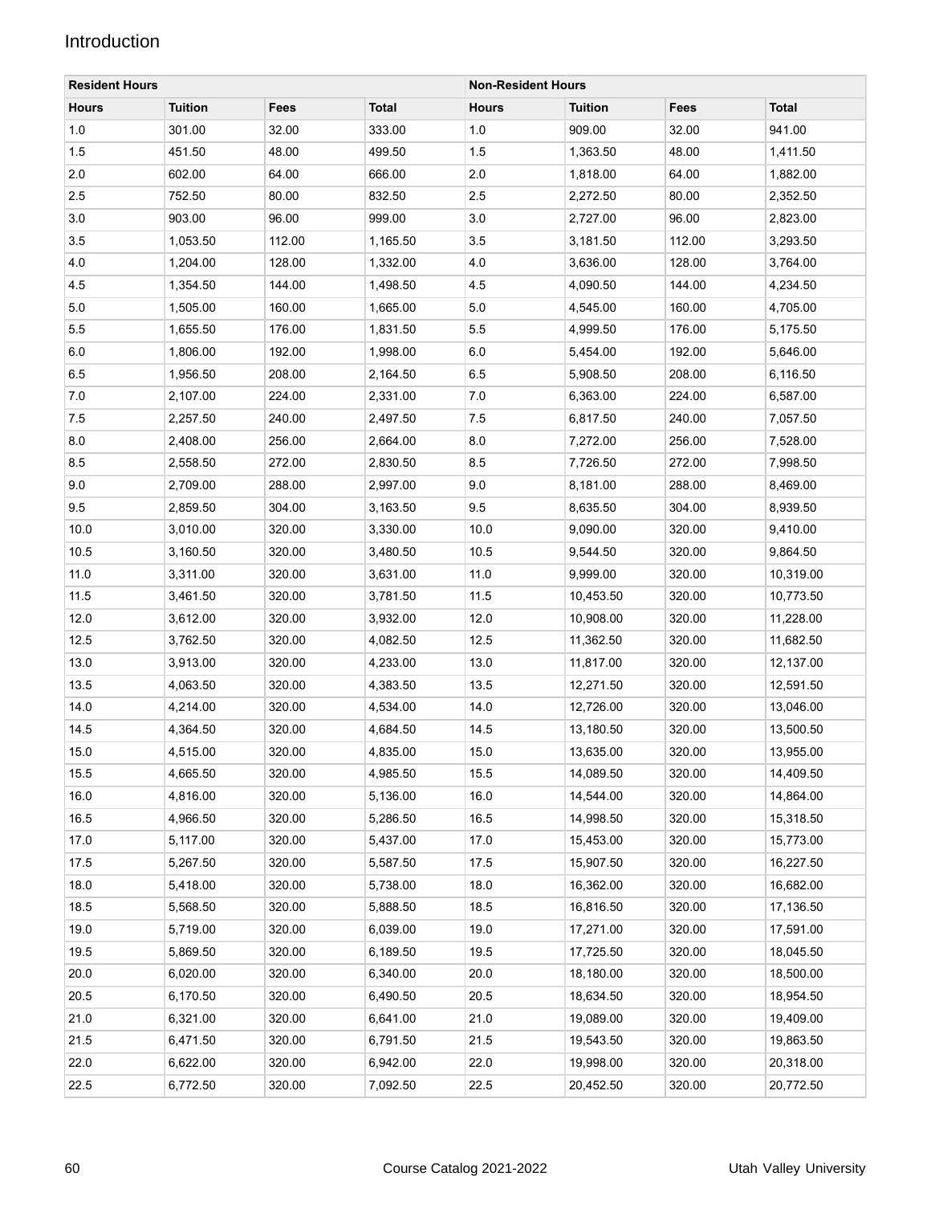| Resident Hours | | | | Non-Resident Hours | | | |
|---|---|---|---|---|---|---|---|
| **Hours** | **Tuition** | **Fees** | **Total** | **Hours** | **Tuition** | **Fees** | **Total** |
| 1.0 | 301.00 | 32.00 | 333.00 | 1.0 | 909.00 | 32.00 | 941.00 |
| 1.5 | 451.50 | 48.00 | 499.50 | 1.5 | 1,363.50 | 48.00 | 1,411.50 |
| 2.0 | 602.00 | 64.00 | 666.00 | 2.0 | 1,818.00 | 64.00 | 1,882.00 |
| 2.5 | 752.50 | 80.00 | 832.50 | 2.5 | 2,272.50 | 80.00 | 2,352.50 |
| 3.0 | 903.00 | 96.00 | 999.00 | 3.0 | 2,727.00 | 96.00 | 2,823.00 |
| 3.5 | 1,053.50 | 112.00 | 1,165.50 | 3.5 | 3,181.50 | 112.00 | 3,293.50 |
| 4.0 | 1,204.00 | 128.00 | 1,332.00 | 4.0 | 3,636.00 | 128.00 | 3,764.00 |
| 4.5 | 1,354.50 | 144.00 | 1,498.50 | 4.5 | 4,090.50 | 144.00 | 4,234.50 |
| 5.0 | 1,505.00 | 160.00 | 1,665.00 | 5.0 | 4,545.00 | 160.00 | 4,705.00 |
| 5.5 | 1,655.50 | 176.00 | 1,831.50 | 5.5 | 4,999.50 | 176.00 | 5,175.50 |
| 6.0 | 1,806.00 | 192.00 | 1,998.00 | 6.0 | 5,454.00 | 192.00 | 5,646.00 |
| 6.5 | 1,956.50 | 208.00 | 2,164.50 | 6.5 | 5,908.50 | 208.00 | 6,116.50 |
| 7.0 | 2,107.00 | 224.00 | 2,331.00 | 7.0 | 6,363.00 | 224.00 | 6,587.00 |
| 7.5 | 2,257.50 | 240.00 | 2,497.50 | 7.5 | 6,817.50 | 240.00 | 7,057.50 |
| 8.0 | 2,408.00 | 256.00 | 2,664.00 | 8.0 | 7,272.00 | 256.00 | 7,528.00 |
| 8.5 | 2,558.50 | 272.00 | 2,830.50 | 8.5 | 7,726.50 | 272.00 | 7,998.50 |
| 9.0 | 2,709.00 | 288.00 | 2,997.00 | 9.0 | 8,181.00 | 288.00 | 8,469.00 |
| 9.5 | 2,859.50 | 304.00 | 3,163.50 | 9.5 | 8,635.50 | 304.00 | 8,939.50 |
| 10.0 | 3,010.00 | 320.00 | 3,330.00 | 10.0 | 9,090.00 | 320.00 | 9,410.00 |
| 10.5 | 3,160.50 | 320.00 | 3,480.50 | 10.5 | 9,544.50 | 320.00 | 9,864.50 |
| 11.0 | 3,311.00 | 320.00 | 3,631.00 | 11.0 | 9,999.00 | 320.00 | 10,319.00 |
| 11.5 | 3,461.50 | 320.00 | 3,781.50 | 11.5 | 10,453.50 | 320.00 | 10,773.50 |
| 12.0 | 3,612.00 | 320.00 | 3,932.00 | 12.0 | 10,908.00 | 320.00 | 11,228.00 |
| 12.5 | 3,762.50 | 320.00 | 4,082.50 | 12.5 | 11,362.50 | 320.00 | 11,682.50 |
| 13.0 | 3,913.00 | 320.00 | 4,233.00 | 13.0 | 11,817.00 | 320.00 | 12,137.00 |
| 13.5 | 4,063.50 | 320.00 | 4,383.50 | 13.5 | 12,271.50 | 320.00 | 12,591.50 |
| 14.0 | 4,214.00 | 320.00 | 4,534.00 | 14.0 | 12,726.00 | 320.00 | 13,046.00 |
| 14.5 | 4,364.50 | 320.00 | 4,684.50 | 14.5 | 13,180.50 | 320.00 | 13,500.50 |
| 15.0 | 4,515.00 | 320.00 | 4,835.00 | 15.0 | 13,635.00 | 320.00 | 13,955.00 |
| 15.5 | 4,665.50 | 320.00 | 4,985.50 | 15.5 | 14,089.50 | 320.00 | 14,409.50 |
| 16.0 | 4,816.00 | 320.00 | 5,136.00 | 16.0 | 14,544.00 | 320.00 | 14,864.00 |
| 16.5 | 4,966.50 | 320.00 | 5,286.50 | 16.5 | 14,998.50 | 320.00 | 15,318.50 |
| 17.0 | 5,117.00 | 320.00 | 5,437.00 | 17.0 | 15,453.00 | 320.00 | 15,773.00 |
| 17.5 | 5,267.50 | 320.00 | 5,587.50 | 17.5 | 15,907.50 | 320.00 | 16,227.50 |
| 18.0 | 5,418.00 | 320.00 | 5,738.00 | 18.0 | 16,362.00 | 320.00 | 16,682.00 |
| 18.5 | 5,568.50 | 320.00 | 5,888.50 | 18.5 | 16,816.50 | 320.00 | 17,136.50 |
| 19.0 | 5,719.00 | 320.00 | 6,039.00 | 19.0 | 17,271.00 | 320.00 | 17,591.00 |
| 19.5 | 5,869.50 | 320.00 | 6,189.50 | 19.5 | 17,725.50 | 320.00 | 18,045.50 |
| 20.0 | 6,020.00 | 320.00 | 6,340.00 | 20.0 | 18,180.00 | 320.00 | 18,500.00 |
| 20.5 | 6,170.50 | 320.00 | 6,490.50 | 20.5 | 18,634.50 | 320.00 | 18,954.50 |
| 21.0 | 6,321.00 | 320.00 | 6,641.00 | 21.0 | 19,089.00 | 320.00 | 19,409.00 |
| 21.5 | 6,471.50 | 320.00 | 6,791.50 | 21.5 | 19,543.50 | 320.00 | 19,863.50 |
| 22.0 | 6,622.00 | 320.00 | 6,942.00 | 22.0 | 19,998.00 | 320.00 | 20,318.00 |
| 22.5 | 6,772.50 | 320.00 | 7,092.50 | 22.5 | 20,452.50 | 320.00 | 20,772.50 |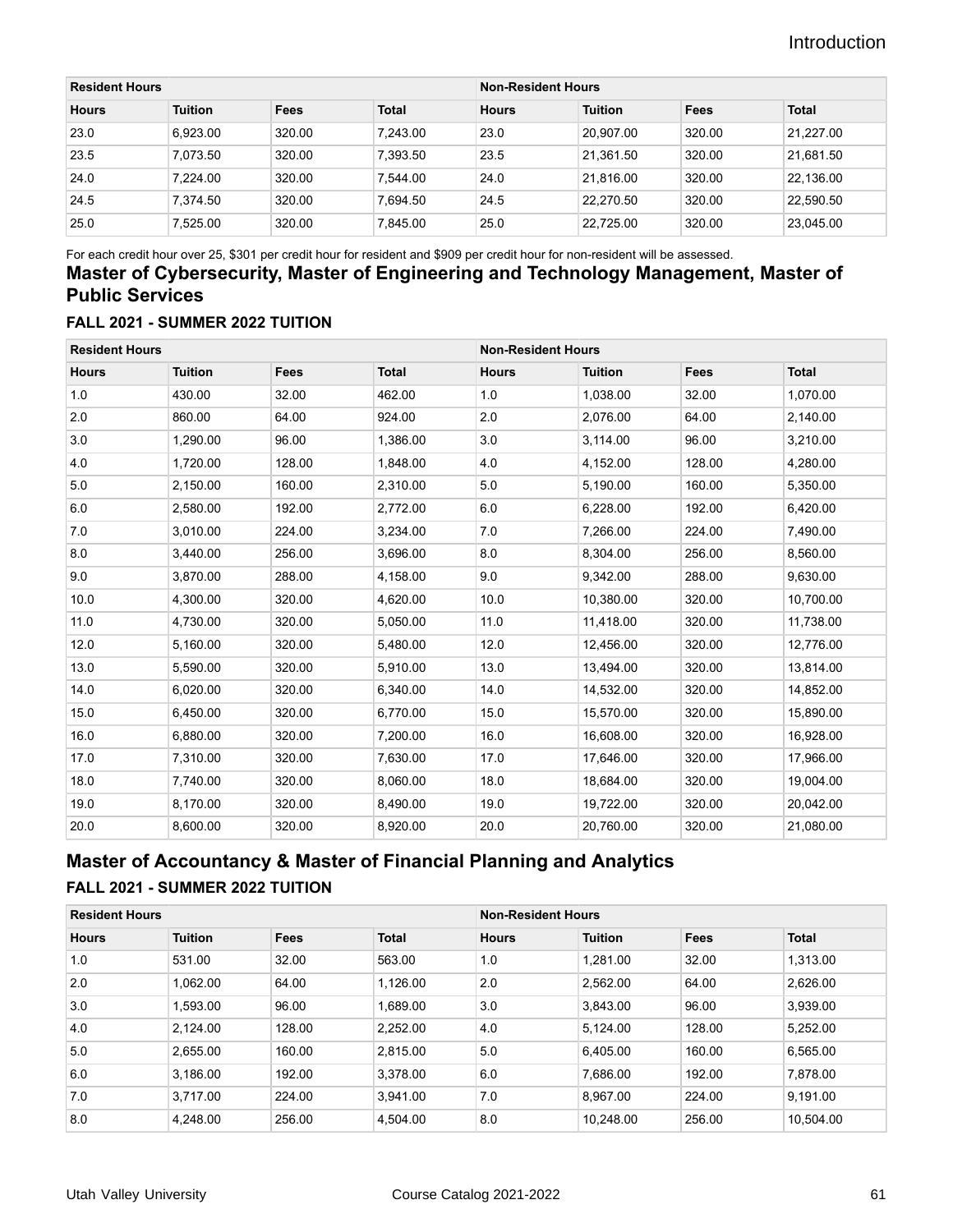| Resident Hours | | | | Non-Resident Hours | | | |
|---|---|---|---|---|---|---|---|
| **Hours** | **Tuition** | **Fees** | **Total** | **Hours** | **Tuition** | **Fees** | **Total** |
| 23.0 | 6,923.00 | 320.00 | 7,243.00 | 23.0 | 20,907.00 | 320.00 | 21,227.00 |
| 23.5 | 7,073.50 | 320.00 | 7,393.50 | 23.5 | 21,361.50 | 320.00 | 21,681.50 |
| 24.0 | 7,224.00 | 320.00 | 7,544.00 | 24.0 | 21,816.00 | 320.00 | 22,136.00 |
| 24.5 | 7,374.50 | 320.00 | 7,694.50 | 24.5 | 22,270.50 | 320.00 | 22,590.50 |
| 25.0 | 7,525.00 | 320.00 | 7,845.00 | 25.0 | 22,725.00 | 320.00 | 23,045.00 |

For each credit hour over 25, $301 per credit hour for resident and $909 per credit hour for non-resident will be assessed.

## Master of Cybersecurity, Master of Engineering and Technology Management, Master of Public Services

### FALL 2021 - SUMMER 2022 TUITION

| Resident Hours | | | | Non-Resident Hours | | | |
|---|---|---|---|---|---|---|---|
| **Hours** | **Tuition** | **Fees** | **Total** | **Hours** | **Tuition** | **Fees** | **Total** |
| 1.0 | 430.00 | 32.00 | 462.00 | 1.0 | 1,038.00 | 32.00 | 1,070.00 |
| 2.0 | 860.00 | 64.00 | 924.00 | 2.0 | 2,076.00 | 64.00 | 2,140.00 |
| 3.0 | 1,290.00 | 96.00 | 1,386.00 | 3.0 | 3,114.00 | 96.00 | 3,210.00 |
| 4.0 | 1,720.00 | 128.00 | 1,848.00 | 4.0 | 4,152.00 | 128.00 | 4,280.00 |
| 5.0 | 2,150.00 | 160.00 | 2,310.00 | 5.0 | 5,190.00 | 160.00 | 5,350.00 |
| 6.0 | 2,580.00 | 192.00 | 2,772.00 | 6.0 | 6,228.00 | 192.00 | 6,420.00 |
| 7.0 | 3,010.00 | 224.00 | 3,234.00 | 7.0 | 7,266.00 | 224.00 | 7,490.00 |
| 8.0 | 3,440.00 | 256.00 | 3,696.00 | 8.0 | 8,304.00 | 256.00 | 8,560.00 |
| 9.0 | 3,870.00 | 288.00 | 4,158.00 | 9.0 | 9,342.00 | 288.00 | 9,630.00 |
| 10.0 | 4,300.00 | 320.00 | 4,620.00 | 10.0 | 10,380.00 | 320.00 | 10,700.00 |
| 11.0 | 4,730.00 | 320.00 | 5,050.00 | 11.0 | 11,418.00 | 320.00 | 11,738.00 |
| 12.0 | 5,160.00 | 320.00 | 5,480.00 | 12.0 | 12,456.00 | 320.00 | 12,776.00 |
| 13.0 | 5,590.00 | 320.00 | 5,910.00 | 13.0 | 13,494.00 | 320.00 | 13,814.00 |
| 14.0 | 6,020.00 | 320.00 | 6,340.00 | 14.0 | 14,532.00 | 320.00 | 14,852.00 |
| 15.0 | 6,450.00 | 320.00 | 6,770.00 | 15.0 | 15,570.00 | 320.00 | 15,890.00 |
| 16.0 | 6,880.00 | 320.00 | 7,200.00 | 16.0 | 16,608.00 | 320.00 | 16,928.00 |
| 17.0 | 7,310.00 | 320.00 | 7,630.00 | 17.0 | 17,646.00 | 320.00 | 17,966.00 |
| 18.0 | 7,740.00 | 320.00 | 8,060.00 | 18.0 | 18,684.00 | 320.00 | 19,004.00 |
| 19.0 | 8,170.00 | 320.00 | 8,490.00 | 19.0 | 19,722.00 | 320.00 | 20,042.00 |
| 20.0 | 8,600.00 | 320.00 | 8,920.00 | 20.0 | 20,760.00 | 320.00 | 21,080.00 |

## Master of Accountancy & Master of Financial Planning and Analytics

### FALL 2021 - SUMMER 2022 TUITION

| Resident Hours | | | | Non-Resident Hours | | | |
|---|---|---|---|---|---|---|---|
| **Hours** | **Tuition** | **Fees** | **Total** | **Hours** | **Tuition** | **Fees** | **Total** |
| 1.0 | 531.00 | 32.00 | 563.00 | 1.0 | 1,281.00 | 32.00 | 1,313.00 |
| 2.0 | 1,062.00 | 64.00 | 1,126.00 | 2.0 | 2,562.00 | 64.00 | 2,626.00 |
| 3.0 | 1,593.00 | 96.00 | 1,689.00 | 3.0 | 3,843.00 | 96.00 | 3,939.00 |
| 4.0 | 2,124.00 | 128.00 | 2,252.00 | 4.0 | 5,124.00 | 128.00 | 5,252.00 |
| 5.0 | 2,655.00 | 160.00 | 2,815.00 | 5.0 | 6,405.00 | 160.00 | 6,565.00 |
| 6.0 | 3,186.00 | 192.00 | 3,378.00 | 6.0 | 7,686.00 | 192.00 | 7,878.00 |
| 7.0 | 3,717.00 | 224.00 | 3,941.00 | 7.0 | 8,967.00 | 224.00 | 9,191.00 |
| 8.0 | 4,248.00 | 256.00 | 4,504.00 | 8.0 | 10,248.00 | 256.00 | 10,504.00 |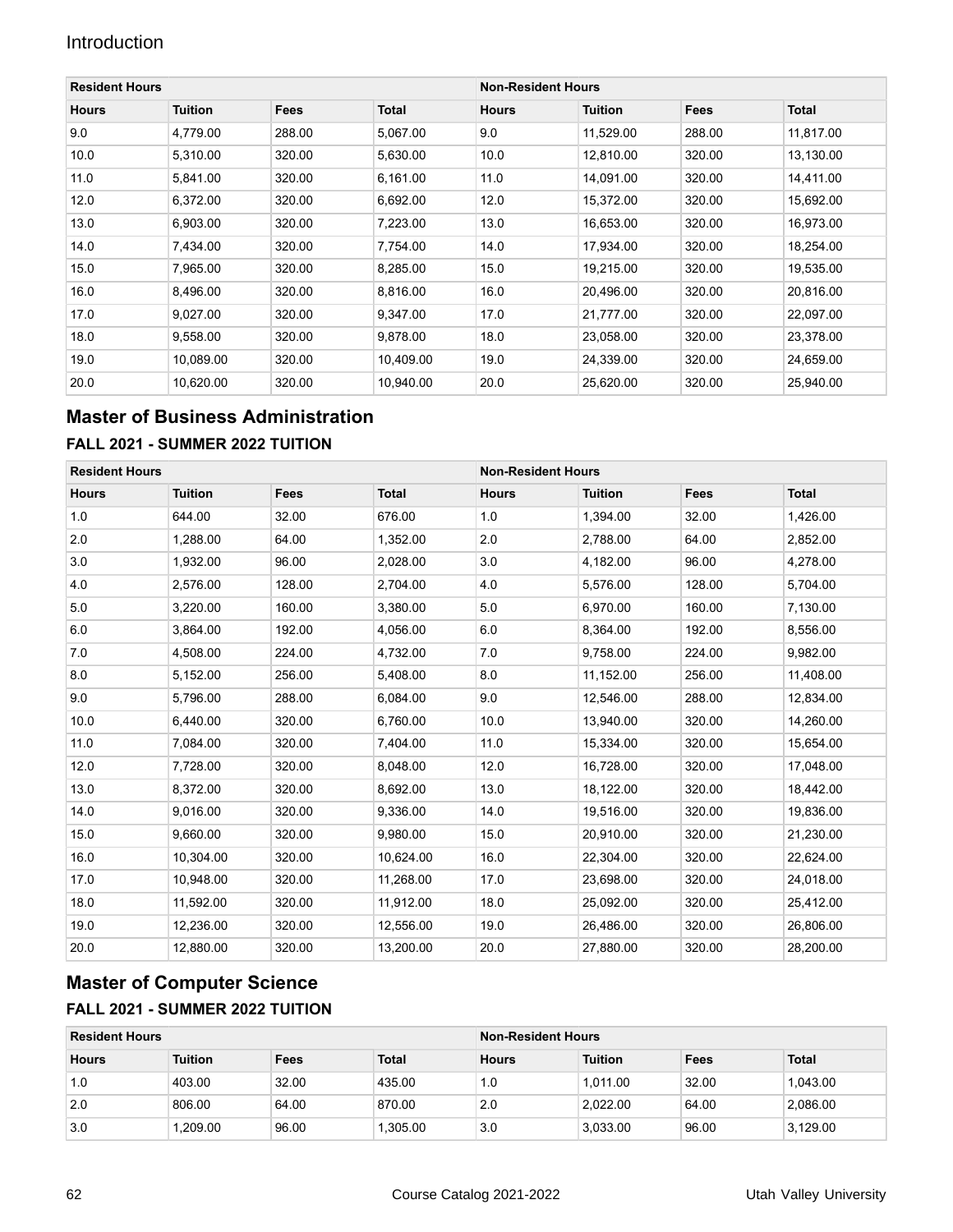| Resident Hours | | | | Non-Resident Hours | | | |
|---|---|---|---|---|---|---|---|
| **Hours** | **Tuition** | **Fees** | **Total** | **Hours** | **Tuition** | **Fees** | **Total** |
| 9.0 | 4,779.00 | 288.00 | 5,067.00 | 9.0 | 11,529.00 | 288.00 | 11,817.00 |
| 10.0 | 5,310.00 | 320.00 | 5,630.00 | 10.0 | 12,810.00 | 320.00 | 13,130.00 |
| 11.0 | 5,841.00 | 320.00 | 6,161.00 | 11.0 | 14,091.00 | 320.00 | 14,411.00 |
| 12.0 | 6,372.00 | 320.00 | 6,692.00 | 12.0 | 15,372.00 | 320.00 | 15,692.00 |
| 13.0 | 6,903.00 | 320.00 | 7,223.00 | 13.0 | 16,653.00 | 320.00 | 16,973.00 |
| 14.0 | 7,434.00 | 320.00 | 7,754.00 | 14.0 | 17,934.00 | 320.00 | 18,254.00 |
| 15.0 | 7,965.00 | 320.00 | 8,285.00 | 15.0 | 19,215.00 | 320.00 | 19,535.00 |
| 16.0 | 8,496.00 | 320.00 | 8,816.00 | 16.0 | 20,496.00 | 320.00 | 20,816.00 |
| 17.0 | 9,027.00 | 320.00 | 9,347.00 | 17.0 | 21,777.00 | 320.00 | 22,097.00 |
| 18.0 | 9,558.00 | 320.00 | 9,878.00 | 18.0 | 23,058.00 | 320.00 | 23,378.00 |
| 19.0 | 10,089.00 | 320.00 | 10,409.00 | 19.0 | 24,339.00 | 320.00 | 24,659.00 |
| 20.0 | 10,620.00 | 320.00 | 10,940.00 | 20.0 | 25,620.00 | 320.00 | 25,940.00 |

## Master of Business Administration

### FALL 2021 - SUMMER 2022 TUITION

| Resident Hours | | | | Non-Resident Hours | | | |
|---|---|---|---|---|---|---|---|
| **Hours** | **Tuition** | **Fees** | **Total** | **Hours** | **Tuition** | **Fees** | **Total** |
| 1.0 | 644.00 | 32.00 | 676.00 | 1.0 | 1,394.00 | 32.00 | 1,426.00 |
| 2.0 | 1,288.00 | 64.00 | 1,352.00 | 2.0 | 2,788.00 | 64.00 | 2,852.00 |
| 3.0 | 1,932.00 | 96.00 | 2,028.00 | 3.0 | 4,182.00 | 96.00 | 4,278.00 |
| 4.0 | 2,576.00 | 128.00 | 2,704.00 | 4.0 | 5,576.00 | 128.00 | 5,704.00 |
| 5.0 | 3,220.00 | 160.00 | 3,380.00 | 5.0 | 6,970.00 | 160.00 | 7,130.00 |
| 6.0 | 3,864.00 | 192.00 | 4,056.00 | 6.0 | 8,364.00 | 192.00 | 8,556.00 |
| 7.0 | 4,508.00 | 224.00 | 4,732.00 | 7.0 | 9,758.00 | 224.00 | 9,982.00 |
| 8.0 | 5,152.00 | 256.00 | 5,408.00 | 8.0 | 11,152.00 | 256.00 | 11,408.00 |
| 9.0 | 5,796.00 | 288.00 | 6,084.00 | 9.0 | 12,546.00 | 288.00 | 12,834.00 |
| 10.0 | 6,440.00 | 320.00 | 6,760.00 | 10.0 | 13,940.00 | 320.00 | 14,260.00 |
| 11.0 | 7,084.00 | 320.00 | 7,404.00 | 11.0 | 15,334.00 | 320.00 | 15,654.00 |
| 12.0 | 7,728.00 | 320.00 | 8,048.00 | 12.0 | 16,728.00 | 320.00 | 17,048.00 |
| 13.0 | 8,372.00 | 320.00 | 8,692.00 | 13.0 | 18,122.00 | 320.00 | 18,442.00 |
| 14.0 | 9,016.00 | 320.00 | 9,336.00 | 14.0 | 19,516.00 | 320.00 | 19,836.00 |
| 15.0 | 9,660.00 | 320.00 | 9,980.00 | 15.0 | 20,910.00 | 320.00 | 21,230.00 |
| 16.0 | 10,304.00 | 320.00 | 10,624.00 | 16.0 | 22,304.00 | 320.00 | 22,624.00 |
| 17.0 | 10,948.00 | 320.00 | 11,268.00 | 17.0 | 23,698.00 | 320.00 | 24,018.00 |
| 18.0 | 11,592.00 | 320.00 | 11,912.00 | 18.0 | 25,092.00 | 320.00 | 25,412.00 |
| 19.0 | 12,236.00 | 320.00 | 12,556.00 | 19.0 | 26,486.00 | 320.00 | 26,806.00 |
| 20.0 | 12,880.00 | 320.00 | 13,200.00 | 20.0 | 27,880.00 | 320.00 | 28,200.00 |

## Master of Computer Science

### FALL 2021 - SUMMER 2022 TUITION

| Resident Hours | | | | Non-Resident Hours | | | |
|---|---|---|---|---|---|---|---|
| **Hours** | **Tuition** | **Fees** | **Total** | **Hours** | **Tuition** | **Fees** | **Total** |
| 1.0 | 403.00 | 32.00 | 435.00 | 1.0 | 1,011.00 | 32.00 | 1,043.00 |
| 2.0 | 806.00 | 64.00 | 870.00 | 2.0 | 2,022.00 | 64.00 | 2,086.00 |
| 3.0 | 1,209.00 | 96.00 | 1,305.00 | 3.0 | 3,033.00 | 96.00 | 3,129.00 |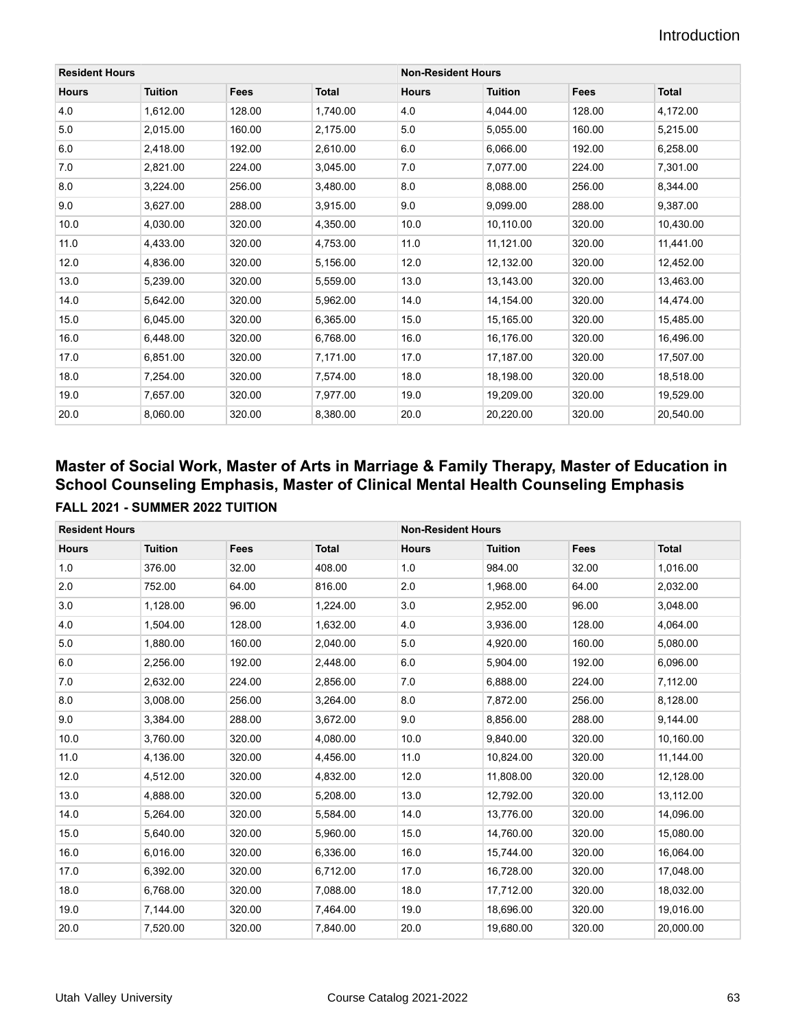| Resident Hours | | | | Non-Resident Hours | | | |
|---|---|---|---|---|---|---|---|
| Hours | Tuition | Fees | Total | Hours | Tuition | Fees | Total |
| 4.0 | 1,612.00 | 128.00 | 1,740.00 | 4.0 | 4,044.00 | 128.00 | 4,172.00 |
| 5.0 | 2,015.00 | 160.00 | 2,175.00 | 5.0 | 5,055.00 | 160.00 | 5,215.00 |
| 6.0 | 2,418.00 | 192.00 | 2,610.00 | 6.0 | 6,066.00 | 192.00 | 6,258.00 |
| 7.0 | 2,821.00 | 224.00 | 3,045.00 | 7.0 | 7,077.00 | 224.00 | 7,301.00 |
| 8.0 | 3,224.00 | 256.00 | 3,480.00 | 8.0 | 8,088.00 | 256.00 | 8,344.00 |
| 9.0 | 3,627.00 | 288.00 | 3,915.00 | 9.0 | 9,099.00 | 288.00 | 9,387.00 |
| 10.0 | 4,030.00 | 320.00 | 4,350.00 | 10.0 | 10,110.00 | 320.00 | 10,430.00 |
| 11.0 | 4,433.00 | 320.00 | 4,753.00 | 11.0 | 11,121.00 | 320.00 | 11,441.00 |
| 12.0 | 4,836.00 | 320.00 | 5,156.00 | 12.0 | 12,132.00 | 320.00 | 12,452.00 |
| 13.0 | 5,239.00 | 320.00 | 5,559.00 | 13.0 | 13,143.00 | 320.00 | 13,463.00 |
| 14.0 | 5,642.00 | 320.00 | 5,962.00 | 14.0 | 14,154.00 | 320.00 | 14,474.00 |
| 15.0 | 6,045.00 | 320.00 | 6,365.00 | 15.0 | 15,165.00 | 320.00 | 15,485.00 |
| 16.0 | 6,448.00 | 320.00 | 6,768.00 | 16.0 | 16,176.00 | 320.00 | 16,496.00 |
| 17.0 | 6,851.00 | 320.00 | 7,171.00 | 17.0 | 17,187.00 | 320.00 | 17,507.00 |
| 18.0 | 7,254.00 | 320.00 | 7,574.00 | 18.0 | 18,198.00 | 320.00 | 18,518.00 |
| 19.0 | 7,657.00 | 320.00 | 7,977.00 | 19.0 | 19,209.00 | 320.00 | 19,529.00 |
| 20.0 | 8,060.00 | 320.00 | 8,380.00 | 20.0 | 20,220.00 | 320.00 | 20,540.00 |

## Master of Social Work, Master of Arts in Marriage & Family Therapy, Master of Education in School Counseling Emphasis, Master of Clinical Mental Health Counseling Emphasis

### FALL 2021 - SUMMER 2022 TUITION

| Resident Hours | | | | Non-Resident Hours | | | |
|---|---|---|---|---|---|---|---|
| Hours | Tuition | Fees | Total | Hours | Tuition | Fees | Total |
| 1.0 | 376.00 | 32.00 | 408.00 | 1.0 | 984.00 | 32.00 | 1,016.00 |
| 2.0 | 752.00 | 64.00 | 816.00 | 2.0 | 1,968.00 | 64.00 | 2,032.00 |
| 3.0 | 1,128.00 | 96.00 | 1,224.00 | 3.0 | 2,952.00 | 96.00 | 3,048.00 |
| 4.0 | 1,504.00 | 128.00 | 1,632.00 | 4.0 | 3,936.00 | 128.00 | 4,064.00 |
| 5.0 | 1,880.00 | 160.00 | 2,040.00 | 5.0 | 4,920.00 | 160.00 | 5,080.00 |
| 6.0 | 2,256.00 | 192.00 | 2,448.00 | 6.0 | 5,904.00 | 192.00 | 6,096.00 |
| 7.0 | 2,632.00 | 224.00 | 2,856.00 | 7.0 | 6,888.00 | 224.00 | 7,112.00 |
| 8.0 | 3,008.00 | 256.00 | 3,264.00 | 8.0 | 7,872.00 | 256.00 | 8,128.00 |
| 9.0 | 3,384.00 | 288.00 | 3,672.00 | 9.0 | 8,856.00 | 288.00 | 9,144.00 |
| 10.0 | 3,760.00 | 320.00 | 4,080.00 | 10.0 | 9,840.00 | 320.00 | 10,160.00 |
| 11.0 | 4,136.00 | 320.00 | 4,456.00 | 11.0 | 10,824.00 | 320.00 | 11,144.00 |
| 12.0 | 4,512.00 | 320.00 | 4,832.00 | 12.0 | 11,808.00 | 320.00 | 12,128.00 |
| 13.0 | 4,888.00 | 320.00 | 5,208.00 | 13.0 | 12,792.00 | 320.00 | 13,112.00 |
| 14.0 | 5,264.00 | 320.00 | 5,584.00 | 14.0 | 13,776.00 | 320.00 | 14,096.00 |
| 15.0 | 5,640.00 | 320.00 | 5,960.00 | 15.0 | 14,760.00 | 320.00 | 15,080.00 |
| 16.0 | 6,016.00 | 320.00 | 6,336.00 | 16.0 | 15,744.00 | 320.00 | 16,064.00 |
| 17.0 | 6,392.00 | 320.00 | 6,712.00 | 17.0 | 16,728.00 | 320.00 | 17,048.00 |
| 18.0 | 6,768.00 | 320.00 | 7,088.00 | 18.0 | 17,712.00 | 320.00 | 18,032.00 |
| 19.0 | 7,144.00 | 320.00 | 7,464.00 | 19.0 | 18,696.00 | 320.00 | 19,016.00 |
| 20.0 | 7,520.00 | 320.00 | 7,840.00 | 20.0 | 19,680.00 | 320.00 | 20,000.00 |